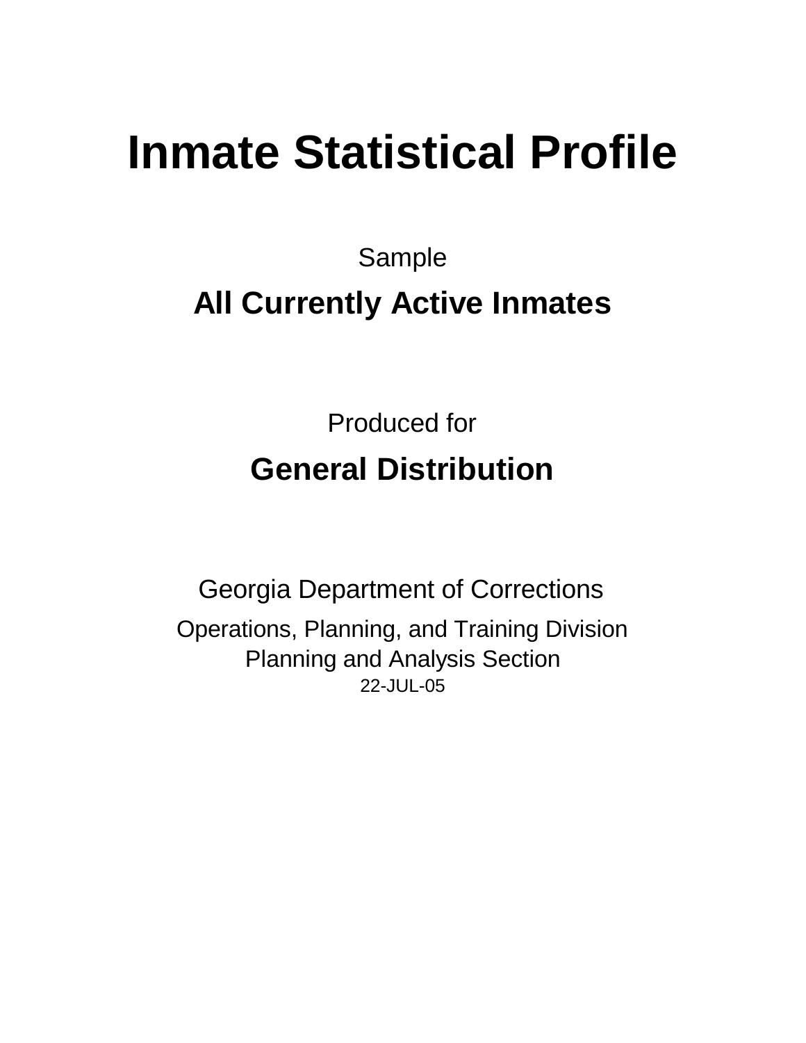# Inmate Statistical Profile

Sample

## All Currently Active Inmates

Produced for

## General Distribution

Georgia Department of Corrections

Operations, Planning, and Training Division
Planning and Analysis Section
22-JUL-05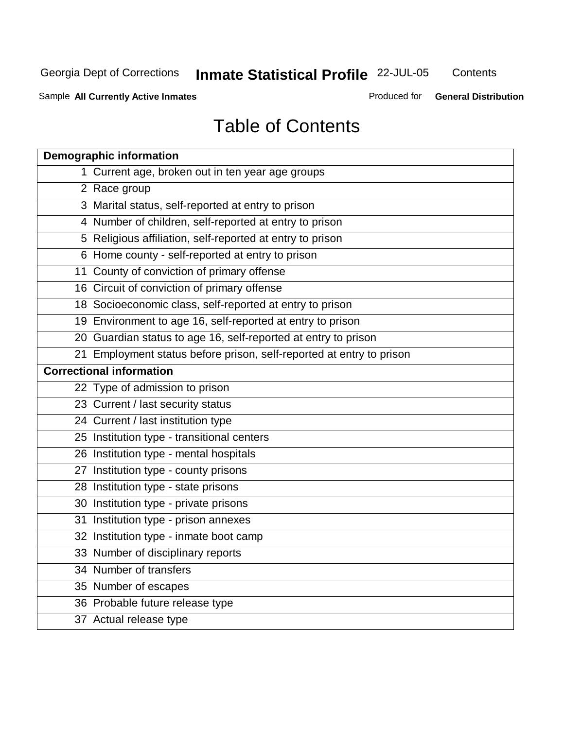# Table of Contents

| Demographic information | |
|---|---|
| 1 | Current age, broken out in ten year age groups |
| 2 | Race group |
| 3 | Marital status, self-reported at entry to prison |
| 4 | Number of children, self-reported at entry to prison |
| 5 | Religious affiliation, self-reported at entry to prison |
| 6 | Home county - self-reported at entry to prison |
| 11 | County of conviction of primary offense |
| 16 | Circuit of conviction of primary offense |
| 18 | Socioeconomic class, self-reported at entry to prison |
| 19 | Environment to age 16, self-reported at entry to prison |
| 20 | Guardian status to age 16, self-reported at entry to prison |
| 21 | Employment status before prison, self-reported at entry to prison |
| **Correctional information** | |
| 22 | Type of admission to prison |
| 23 | Current / last security status |
| 24 | Current / last institution type |
| 25 | Institution type - transitional centers |
| 26 | Institution type - mental hospitals |
| 27 | Institution type - county prisons |
| 28 | Institution type - state prisons |
| 30 | Institution type - private prisons |
| 31 | Institution type - prison annexes |
| 32 | Institution type - inmate boot camp |
| 33 | Number of disciplinary reports |
| 34 | Number of transfers |
| 35 | Number of escapes |
| 36 | Probable future release type |
| 37 | Actual release type |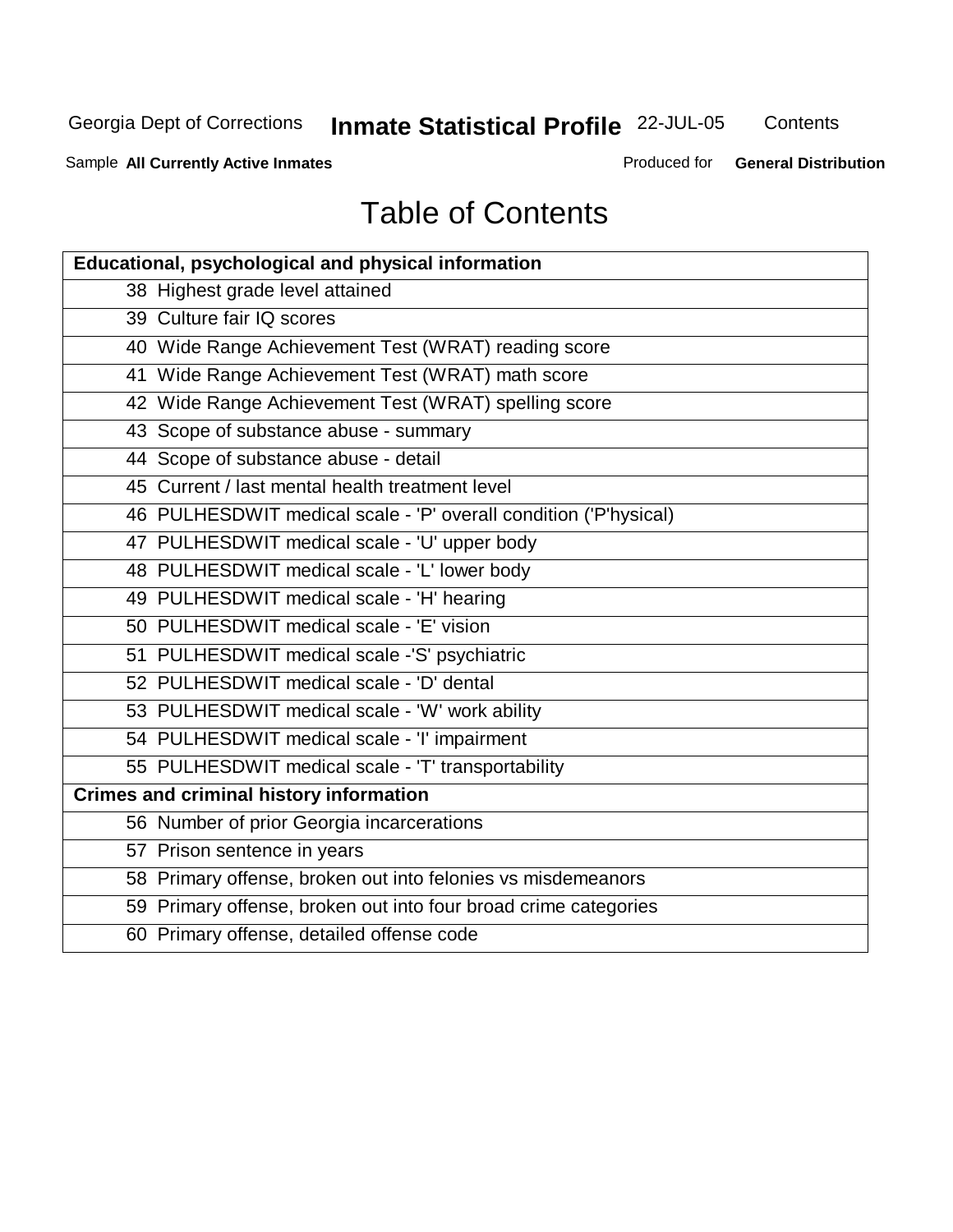# Table of Contents

| Educational, psychological and physical information |
|---|
| 38 Highest grade level attained |
| 39 Culture fair IQ scores |
| 40 Wide Range Achievement Test (WRAT) reading score |
| 41 Wide Range Achievement Test (WRAT) math score |
| 42 Wide Range Achievement Test (WRAT) spelling score |
| 43 Scope of substance abuse - summary |
| 44 Scope of substance abuse - detail |
| 45 Current / last mental health treatment level |
| 46 PULHESDWIT medical scale - 'P' overall condition ('P'hysical) |
| 47 PULHESDWIT medical scale - 'U' upper body |
| 48 PULHESDWIT medical scale - 'L' lower body |
| 49 PULHESDWIT medical scale - 'H' hearing |
| 50 PULHESDWIT medical scale - 'E' vision |
| 51 PULHESDWIT medical scale -'S' psychiatric |
| 52 PULHESDWIT medical scale - 'D' dental |
| 53 PULHESDWIT medical scale - 'W' work ability |
| 54 PULHESDWIT medical scale - 'I' impairment |
| 55 PULHESDWIT medical scale - 'T' transportability |
| **Crimes and criminal history information** |
| 56 Number of prior Georgia incarcerations |
| 57 Prison sentence in years |
| 58 Primary offense, broken out into felonies vs misdemeanors |
| 59 Primary offense, broken out into four broad crime categories |
| 60 Primary offense, detailed offense code |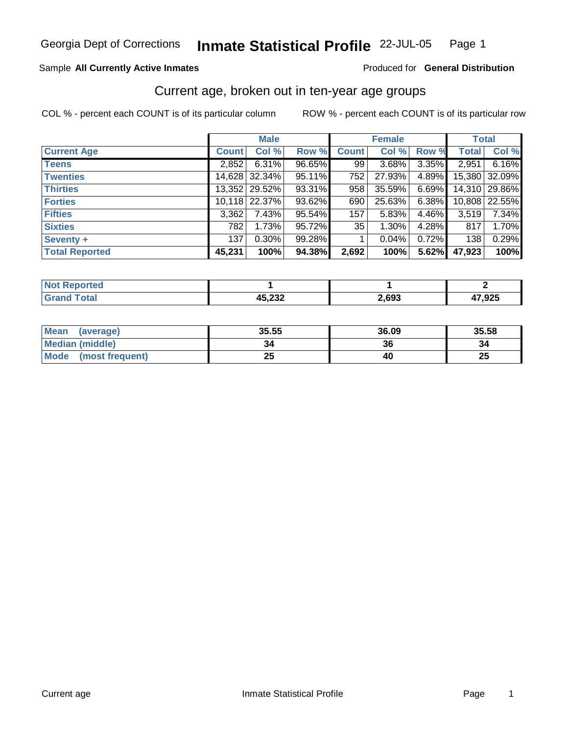Georgia Dept of Corrections **Inmate Statistical Profile** 22-JUL-05

Sample **All Currently Active Inmates** Produced for **General Distribution**

## Current age, broken out in ten-year age groups

COL % - percent each COUNT is of its particular column ROW % - percent each COUNT is of its particular row

| | Male | | | Female | | | Total | |
|---|---|---|---|---|---|---|---|---|
| **Current Age** | **Count** | **Col %** | **Row %** | **Count** | **Col %** | **Row %** | **Total** | **Col %** |
| **Teens** | 2,852 | 6.31% | 96.65% | 99 | 3.68% | 3.35% | 2,951 | 6.16% |
| **Twenties** | 14,628 | 32.34% | 95.11% | 752 | 27.93% | 4.89% | 15,380 | 32.09% |
| **Thirties** | 13,352 | 29.52% | 93.31% | 958 | 35.59% | 6.69% | 14,310 | 29.86% |
| **Forties** | 10,118 | 22.37% | 93.62% | 690 | 25.63% | 6.38% | 10,808 | 22.55% |
| **Fifties** | 3,362 | 7.43% | 95.54% | 157 | 5.83% | 4.46% | 3,519 | 7.34% |
| **Sixties** | 782 | 1.73% | 95.72% | 35 | 1.30% | 4.28% | 817 | 1.70% |
| **Seventy +** | 137 | 0.30% | 99.28% | 1 | 0.04% | 0.72% | 138 | 0.29% |
| **Total Reported** | **45,231** | **100%** | **94.38%** | **2,692** | **100%** | **5.62%** | **47,923** | **100%** |

| | Male | Female | Total |
|---|---|---|---|
| **Not Reported** | **1** | **1** | **2** |
| **Grand Total** | **45,232** | **2,693** | **47,925** |

| | Male | Female | Total |
|---|---|---|---|
| **Mean (average)** | **35.55** | **36.09** | **35.58** |
| **Median (middle)** | **34** | **36** | **34** |
| **Mode (most frequent)** | **25** | **40** | **25** |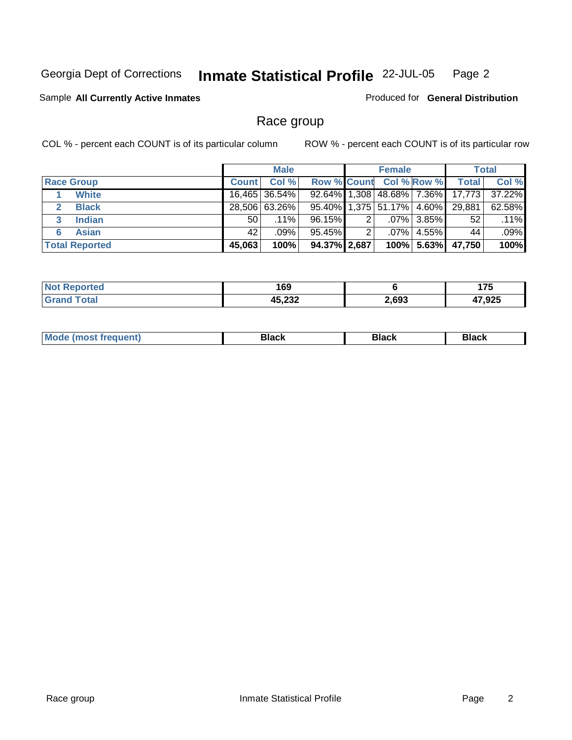Georgia Dept of Corrections **Inmate Statistical Profile** 22-JUL-05

Sample **All Currently Active Inmates**

Produced for **General Distribution**

## Race group

COL % - percent each COUNT is of its particular column

ROW % - percent each COUNT is of its particular row

| | Male | | | Female | | | Total | |
|---|---|---|---|---|---|---|---|---|
| **Race Group** | **Count** | **Col %** | **Row %** | **Count** | **Col %** | **Row %** | **Total** | **Col %** |
| 1 **White** | 16,465 | 36.54% | 92.64% | 1,308 | 48.68% | 7.36% | 17,773 | 37.22% |
| 2 **Black** | 28,506 | 63.26% | 95.40% | 1,375 | 51.17% | 4.60% | 29,881 | 62.58% |
| 3 **Indian** | 50 | .11% | 96.15% | 2 | .07% | 3.85% | 52 | .11% |
| 6 **Asian** | 42 | .09% | 95.45% | 2 | .07% | 4.55% | 44 | .09% |
| **Total Reported** | **45,063** | **100%** | **94.37%** | **2,687** | **100%** | **5.63%** | **47,750** | **100%** |

| | Male | Female | Total |
|---|---|---|---|
| **Not Reported** | **169** | **6** | **175** |
| **Grand Total** | **45,232** | **2,693** | **47,925** |

| | Male | Female | Total |
|---|---|---|---|
| **Mode (most frequent)** | **Black** | **Black** | **Black** |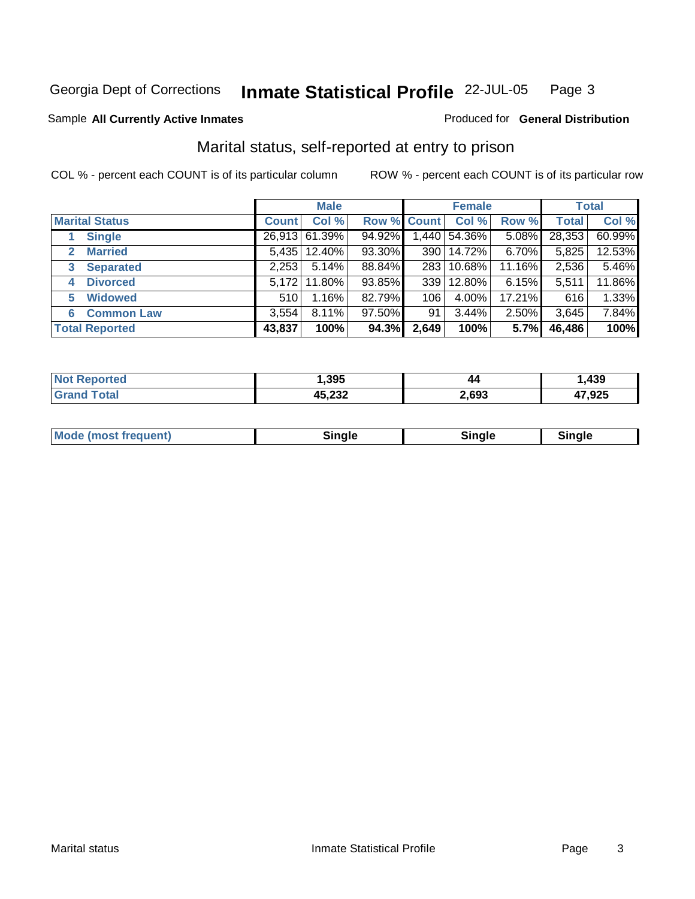Georgia Dept of Corrections **Inmate Statistical Profile** 22-JUL-05

Sample **All Currently Active Inmates** Produced for **General Distribution**

## Marital status, self-reported at entry to prison

COL % - percent each COUNT is of its particular column ROW % - percent each COUNT is of its particular row

| | Male | | | Female | | | Total | |
|---|---|---|---|---|---|---|---|---|
| **Marital Status** | **Count** | **Col %** | **Row %** | **Count** | **Col %** | **Row %** | **Total** | **Col %** |
| 1 **Single** | 26,913 | 61.39% | 94.92% | 1,440 | 54.36% | 5.08% | 28,353 | 60.99% |
| 2 **Married** | 5,435 | 12.40% | 93.30% | 390 | 14.72% | 6.70% | 5,825 | 12.53% |
| 3 **Separated** | 2,253 | 5.14% | 88.84% | 283 | 10.68% | 11.16% | 2,536 | 5.46% |
| 4 **Divorced** | 5,172 | 11.80% | 93.85% | 339 | 12.80% | 6.15% | 5,511 | 11.86% |
| 5 **Widowed** | 510 | 1.16% | 82.79% | 106 | 4.00% | 17.21% | 616 | 1.33% |
| 6 **Common Law** | 3,554 | 8.11% | 97.50% | 91 | 3.44% | 2.50% | 3,645 | 7.84% |
| **Total Reported** | **43,837** | **100%** | **94.3%** | **2,649** | **100%** | **5.7%** | **46,486** | **100%** |

| | Male | Female | Total |
|---|---|---|---|
| **Not Reported** | **1,395** | **44** | **1,439** |
| **Grand Total** | **45,232** | **2,693** | **47,925** |

| | Male | Female | Total |
|---|---|---|---|
| **Mode (most frequent)** | **Single** | **Single** | **Single** |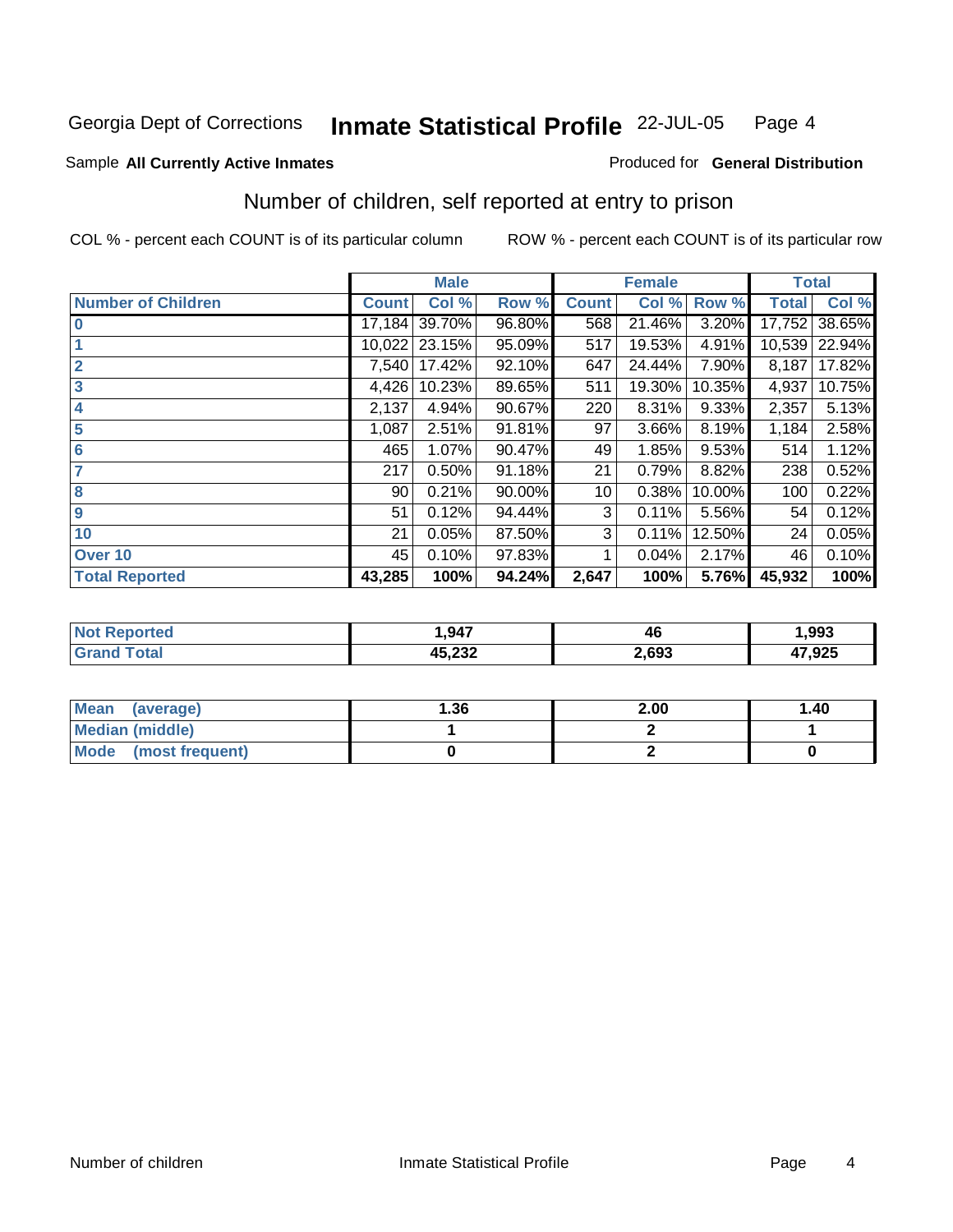Georgia Dept of Corrections **Inmate Statistical Profile** 22-JUL-05

Sample **All Currently Active Inmates** Produced for **General Distribution**

## Number of children, self reported at entry to prison

COL % - percent each COUNT is of its particular column ROW % - percent each COUNT is of its particular row

| | Male | | | Female | | | Total | |
|---|---|---|---|---|---|---|---|---|
| **Number of Children** | **Count** | **Col %** | **Row %** | **Count** | **Col %** | **Row %** | **Total** | **Col %** |
| **0** | 17,184 | 39.70% | 96.80% | 568 | 21.46% | 3.20% | 17,752 | 38.65% |
| **1** | 10,022 | 23.15% | 95.09% | 517 | 19.53% | 4.91% | 10,539 | 22.94% |
| **2** | 7,540 | 17.42% | 92.10% | 647 | 24.44% | 7.90% | 8,187 | 17.82% |
| **3** | 4,426 | 10.23% | 89.65% | 511 | 19.30% | 10.35% | 4,937 | 10.75% |
| **4** | 2,137 | 4.94% | 90.67% | 220 | 8.31% | 9.33% | 2,357 | 5.13% |
| **5** | 1,087 | 2.51% | 91.81% | 97 | 3.66% | 8.19% | 1,184 | 2.58% |
| **6** | 465 | 1.07% | 90.47% | 49 | 1.85% | 9.53% | 514 | 1.12% |
| **7** | 217 | 0.50% | 91.18% | 21 | 0.79% | 8.82% | 238 | 0.52% |
| **8** | 90 | 0.21% | 90.00% | 10 | 0.38% | 10.00% | 100 | 0.22% |
| **9** | 51 | 0.12% | 94.44% | 3 | 0.11% | 5.56% | 54 | 0.12% |
| **10** | 21 | 0.05% | 87.50% | 3 | 0.11% | 12.50% | 24 | 0.05% |
| **Over 10** | 45 | 0.10% | 97.83% | 1 | 0.04% | 2.17% | 46 | 0.10% |
| **Total Reported** | **43,285** | **100%** | **94.24%** | **2,647** | **100%** | **5.76%** | **45,932** | **100%** |

| | Male | Female | Total |
|---|---|---|---|
| **Not Reported** | **1,947** | **46** | **1,993** |
| **Grand Total** | **45,232** | **2,693** | **47,925** |

| | Male | Female | Total |
|---|---|---|---|
| **Mean (average)** | **1.36** | **2.00** | **1.40** |
| **Median (middle)** | **1** | **2** | **1** |
| **Mode (most frequent)** | **0** | **2** | **0** |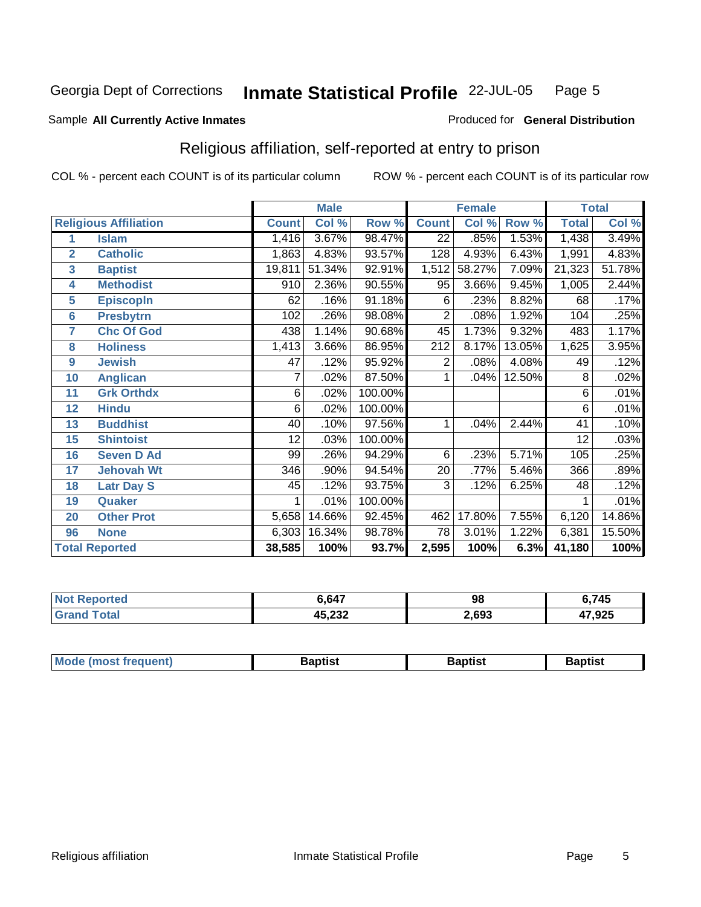Georgia Dept of Corrections **Inmate Statistical Profile** 22-JUL-05

Sample **All Currently Active Inmates**

Produced for **General Distribution**

## Religious affiliation, self-reported at entry to prison

COL % - percent each COUNT is of its particular column

ROW % - percent each COUNT is of its particular row

| | | Male | | | Female | | | Total | |
|---|---|---|---|---|---|---|---|---|---|
| **Religious Affiliation** | | **Count** | **Col %** | **Row %** | **Count** | **Col %** | **Row %** | **Total** | **Col %** |
| 1 | Islam | 1,416 | 3.67% | 98.47% | 22 | .85% | 1.53% | 1,438 | 3.49% |
| 2 | Catholic | 1,863 | 4.83% | 93.57% | 128 | 4.93% | 6.43% | 1,991 | 4.83% |
| 3 | Baptist | 19,811 | 51.34% | 92.91% | 1,512 | 58.27% | 7.09% | 21,323 | 51.78% |
| 4 | Methodist | 910 | 2.36% | 90.55% | 95 | 3.66% | 9.45% | 1,005 | 2.44% |
| 5 | Episcopln | 62 | .16% | 91.18% | 6 | .23% | 8.82% | 68 | .17% |
| 6 | Presbytrn | 102 | .26% | 98.08% | 2 | .08% | 1.92% | 104 | .25% |
| 7 | Chc Of God | 438 | 1.14% | 90.68% | 45 | 1.73% | 9.32% | 483 | 1.17% |
| 8 | Holiness | 1,413 | 3.66% | 86.95% | 212 | 8.17% | 13.05% | 1,625 | 3.95% |
| 9 | Jewish | 47 | .12% | 95.92% | 2 | .08% | 4.08% | 49 | .12% |
| 10 | Anglican | 7 | .02% | 87.50% | 1 | .04% | 12.50% | 8 | .02% |
| 11 | Grk Orthdx | 6 | .02% | 100.00% | | | | 6 | .01% |
| 12 | Hindu | 6 | .02% | 100.00% | | | | 6 | .01% |
| 13 | Buddhist | 40 | .10% | 97.56% | 1 | .04% | 2.44% | 41 | .10% |
| 15 | Shintoist | 12 | .03% | 100.00% | | | | 12 | .03% |
| 16 | Seven D Ad | 99 | .26% | 94.29% | 6 | .23% | 5.71% | 105 | .25% |
| 17 | Jehovah Wt | 346 | .90% | 94.54% | 20 | .77% | 5.46% | 366 | .89% |
| 18 | Latr Day S | 45 | .12% | 93.75% | 3 | .12% | 6.25% | 48 | .12% |
| 19 | Quaker | 1 | .01% | 100.00% | | | | 1 | .01% |
| 20 | Other Prot | 5,658 | 14.66% | 92.45% | 462 | 17.80% | 7.55% | 6,120 | 14.86% |
| 96 | None | 6,303 | 16.34% | 98.78% | 78 | 3.01% | 1.22% | 6,381 | 15.50% |
| **Total Reported** | | **38,585** | **100%** | **93.7%** | **2,595** | **100%** | **6.3%** | **41,180** | **100%** |

| | Male | Female | Total |
|---|---|---|---|
| Not Reported | 6,647 | 98 | 6,745 |
| Grand Total | 45,232 | 2,693 | 47,925 |

| | Male | Female | Total |
|---|---|---|---|
| Mode (most frequent) | Baptist | Baptist | Baptist |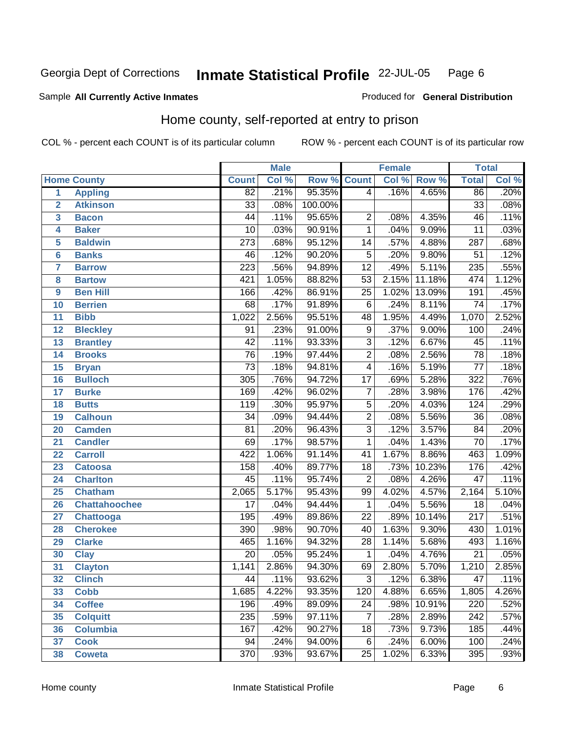Georgia Dept of Corrections **Inmate Statistical Profile** 22-JUL-05

Sample **All Currently Active Inmates**

Produced for **General Distribution**

## Home county, self-reported at entry to prison

COL % - percent each COUNT is of its particular column

ROW % - percent each COUNT is of its particular row

| Home County | | Male | | | Female | | | Total | |
|---|---|---|---|---|---|---|---|---|---|
| | | Count | Col % | Row % | Count | Col % | Row % | Total | Col % |
| 1 | Appling | 82 | .21% | 95.35% | 4 | .16% | 4.65% | 86 | .20% |
| 2 | Atkinson | 33 | .08% | 100.00% | | | | 33 | .08% |
| 3 | Bacon | 44 | .11% | 95.65% | 2 | .08% | 4.35% | 46 | .11% |
| 4 | Baker | 10 | .03% | 90.91% | 1 | .04% | 9.09% | 11 | .03% |
| 5 | Baldwin | 273 | .68% | 95.12% | 14 | .57% | 4.88% | 287 | .68% |
| 6 | Banks | 46 | .12% | 90.20% | 5 | .20% | 9.80% | 51 | .12% |
| 7 | Barrow | 223 | .56% | 94.89% | 12 | .49% | 5.11% | 235 | .55% |
| 8 | Bartow | 421 | 1.05% | 88.82% | 53 | 2.15% | 11.18% | 474 | 1.12% |
| 9 | Ben Hill | 166 | .42% | 86.91% | 25 | 1.02% | 13.09% | 191 | .45% |
| 10 | Berrien | 68 | .17% | 91.89% | 6 | .24% | 8.11% | 74 | .17% |
| 11 | Bibb | 1,022 | 2.56% | 95.51% | 48 | 1.95% | 4.49% | 1,070 | 2.52% |
| 12 | Bleckley | 91 | .23% | 91.00% | 9 | .37% | 9.00% | 100 | .24% |
| 13 | Brantley | 42 | .11% | 93.33% | 3 | .12% | 6.67% | 45 | .11% |
| 14 | Brooks | 76 | .19% | 97.44% | 2 | .08% | 2.56% | 78 | .18% |
| 15 | Bryan | 73 | .18% | 94.81% | 4 | .16% | 5.19% | 77 | .18% |
| 16 | Bulloch | 305 | .76% | 94.72% | 17 | .69% | 5.28% | 322 | .76% |
| 17 | Burke | 169 | .42% | 96.02% | 7 | .28% | 3.98% | 176 | .42% |
| 18 | Butts | 119 | .30% | 95.97% | 5 | .20% | 4.03% | 124 | .29% |
| 19 | Calhoun | 34 | .09% | 94.44% | 2 | .08% | 5.56% | 36 | .08% |
| 20 | Camden | 81 | .20% | 96.43% | 3 | .12% | 3.57% | 84 | .20% |
| 21 | Candler | 69 | .17% | 98.57% | 1 | .04% | 1.43% | 70 | .17% |
| 22 | Carroll | 422 | 1.06% | 91.14% | 41 | 1.67% | 8.86% | 463 | 1.09% |
| 23 | Catoosa | 158 | .40% | 89.77% | 18 | .73% | 10.23% | 176 | .42% |
| 24 | Charlton | 45 | .11% | 95.74% | 2 | .08% | 4.26% | 47 | .11% |
| 25 | Chatham | 2,065 | 5.17% | 95.43% | 99 | 4.02% | 4.57% | 2,164 | 5.10% |
| 26 | Chattahoochee | 17 | .04% | 94.44% | 1 | .04% | 5.56% | 18 | .04% |
| 27 | Chattooga | 195 | .49% | 89.86% | 22 | .89% | 10.14% | 217 | .51% |
| 28 | Cherokee | 390 | .98% | 90.70% | 40 | 1.63% | 9.30% | 430 | 1.01% |
| 29 | Clarke | 465 | 1.16% | 94.32% | 28 | 1.14% | 5.68% | 493 | 1.16% |
| 30 | Clay | 20 | .05% | 95.24% | 1 | .04% | 4.76% | 21 | .05% |
| 31 | Clayton | 1,141 | 2.86% | 94.30% | 69 | 2.80% | 5.70% | 1,210 | 2.85% |
| 32 | Clinch | 44 | .11% | 93.62% | 3 | .12% | 6.38% | 47 | .11% |
| 33 | Cobb | 1,685 | 4.22% | 93.35% | 120 | 4.88% | 6.65% | 1,805 | 4.26% |
| 34 | Coffee | 196 | .49% | 89.09% | 24 | .98% | 10.91% | 220 | .52% |
| 35 | Colquitt | 235 | .59% | 97.11% | 7 | .28% | 2.89% | 242 | .57% |
| 36 | Columbia | 167 | .42% | 90.27% | 18 | .73% | 9.73% | 185 | .44% |
| 37 | Cook | 94 | .24% | 94.00% | 6 | .24% | 6.00% | 100 | .24% |
| 38 | Coweta | 370 | .93% | 93.67% | 25 | 1.02% | 6.33% | 395 | .93% |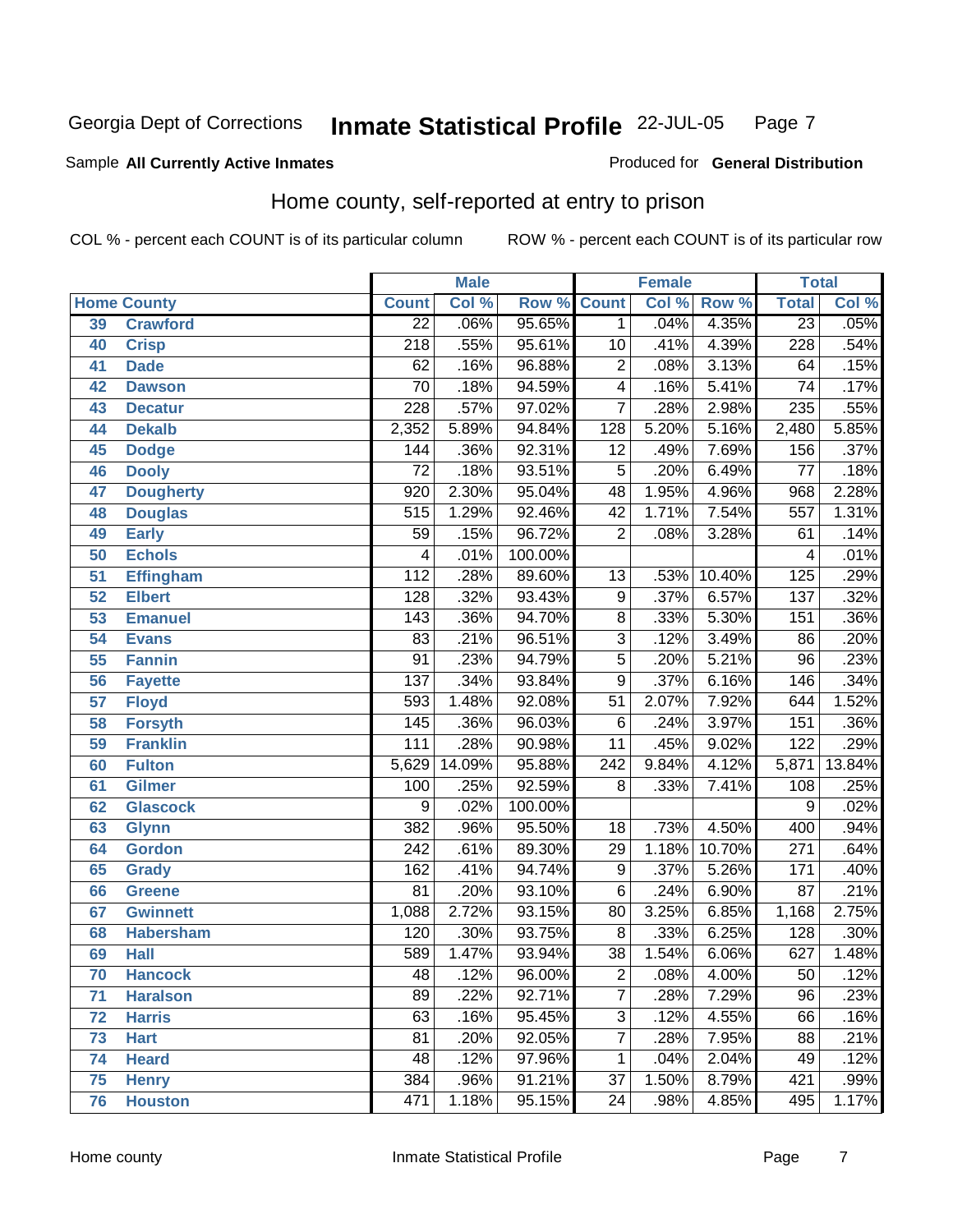Georgia Dept of Corrections **Inmate Statistical Profile** 22-JUL-05

Sample **All Currently Active Inmates**

Produced for **General Distribution**

## Home county, self-reported at entry to prison

COL % - percent each COUNT is of its particular column

ROW % - percent each COUNT is of its particular row

| | | Male | | | Female | | | Total | |
|---|---|---|---|---|---|---|---|---|---|
| **Home County** | | **Count** | **Col %** | **Row %** | **Count** | **Col %** | **Row %** | **Total** | **Col %** |
| 39 | Crawford | 22 | .06% | 95.65% | 1 | .04% | 4.35% | 23 | .05% |
| 40 | Crisp | 218 | .55% | 95.61% | 10 | .41% | 4.39% | 228 | .54% |
| 41 | Dade | 62 | .16% | 96.88% | 2 | .08% | 3.13% | 64 | .15% |
| 42 | Dawson | 70 | .18% | 94.59% | 4 | .16% | 5.41% | 74 | .17% |
| 43 | Decatur | 228 | .57% | 97.02% | 7 | .28% | 2.98% | 235 | .55% |
| 44 | Dekalb | 2,352 | 5.89% | 94.84% | 128 | 5.20% | 5.16% | 2,480 | 5.85% |
| 45 | Dodge | 144 | .36% | 92.31% | 12 | .49% | 7.69% | 156 | .37% |
| 46 | Dooly | 72 | .18% | 93.51% | 5 | .20% | 6.49% | 77 | .18% |
| 47 | Dougherty | 920 | 2.30% | 95.04% | 48 | 1.95% | 4.96% | 968 | 2.28% |
| 48 | Douglas | 515 | 1.29% | 92.46% | 42 | 1.71% | 7.54% | 557 | 1.31% |
| 49 | Early | 59 | .15% | 96.72% | 2 | .08% | 3.28% | 61 | .14% |
| 50 | Echols | 4 | .01% | 100.00% | | | | 4 | .01% |
| 51 | Effingham | 112 | .28% | 89.60% | 13 | .53% | 10.40% | 125 | .29% |
| 52 | Elbert | 128 | .32% | 93.43% | 9 | .37% | 6.57% | 137 | .32% |
| 53 | Emanuel | 143 | .36% | 94.70% | 8 | .33% | 5.30% | 151 | .36% |
| 54 | Evans | 83 | .21% | 96.51% | 3 | .12% | 3.49% | 86 | .20% |
| 55 | Fannin | 91 | .23% | 94.79% | 5 | .20% | 5.21% | 96 | .23% |
| 56 | Fayette | 137 | .34% | 93.84% | 9 | .37% | 6.16% | 146 | .34% |
| 57 | Floyd | 593 | 1.48% | 92.08% | 51 | 2.07% | 7.92% | 644 | 1.52% |
| 58 | Forsyth | 145 | .36% | 96.03% | 6 | .24% | 3.97% | 151 | .36% |
| 59 | Franklin | 111 | .28% | 90.98% | 11 | .45% | 9.02% | 122 | .29% |
| 60 | Fulton | 5,629 | 14.09% | 95.88% | 242 | 9.84% | 4.12% | 5,871 | 13.84% |
| 61 | Gilmer | 100 | .25% | 92.59% | 8 | .33% | 7.41% | 108 | .25% |
| 62 | Glascock | 9 | .02% | 100.00% | | | | 9 | .02% |
| 63 | Glynn | 382 | .96% | 95.50% | 18 | .73% | 4.50% | 400 | .94% |
| 64 | Gordon | 242 | .61% | 89.30% | 29 | 1.18% | 10.70% | 271 | .64% |
| 65 | Grady | 162 | .41% | 94.74% | 9 | .37% | 5.26% | 171 | .40% |
| 66 | Greene | 81 | .20% | 93.10% | 6 | .24% | 6.90% | 87 | .21% |
| 67 | Gwinnett | 1,088 | 2.72% | 93.15% | 80 | 3.25% | 6.85% | 1,168 | 2.75% |
| 68 | Habersham | 120 | .30% | 93.75% | 8 | .33% | 6.25% | 128 | .30% |
| 69 | Hall | 589 | 1.47% | 93.94% | 38 | 1.54% | 6.06% | 627 | 1.48% |
| 70 | Hancock | 48 | .12% | 96.00% | 2 | .08% | 4.00% | 50 | .12% |
| 71 | Haralson | 89 | .22% | 92.71% | 7 | .28% | 7.29% | 96 | .23% |
| 72 | Harris | 63 | .16% | 95.45% | 3 | .12% | 4.55% | 66 | .16% |
| 73 | Hart | 81 | .20% | 92.05% | 7 | .28% | 7.95% | 88 | .21% |
| 74 | Heard | 48 | .12% | 97.96% | 1 | .04% | 2.04% | 49 | .12% |
| 75 | Henry | 384 | .96% | 91.21% | 37 | 1.50% | 8.79% | 421 | .99% |
| 76 | Houston | 471 | 1.18% | 95.15% | 24 | .98% | 4.85% | 495 | 1.17% |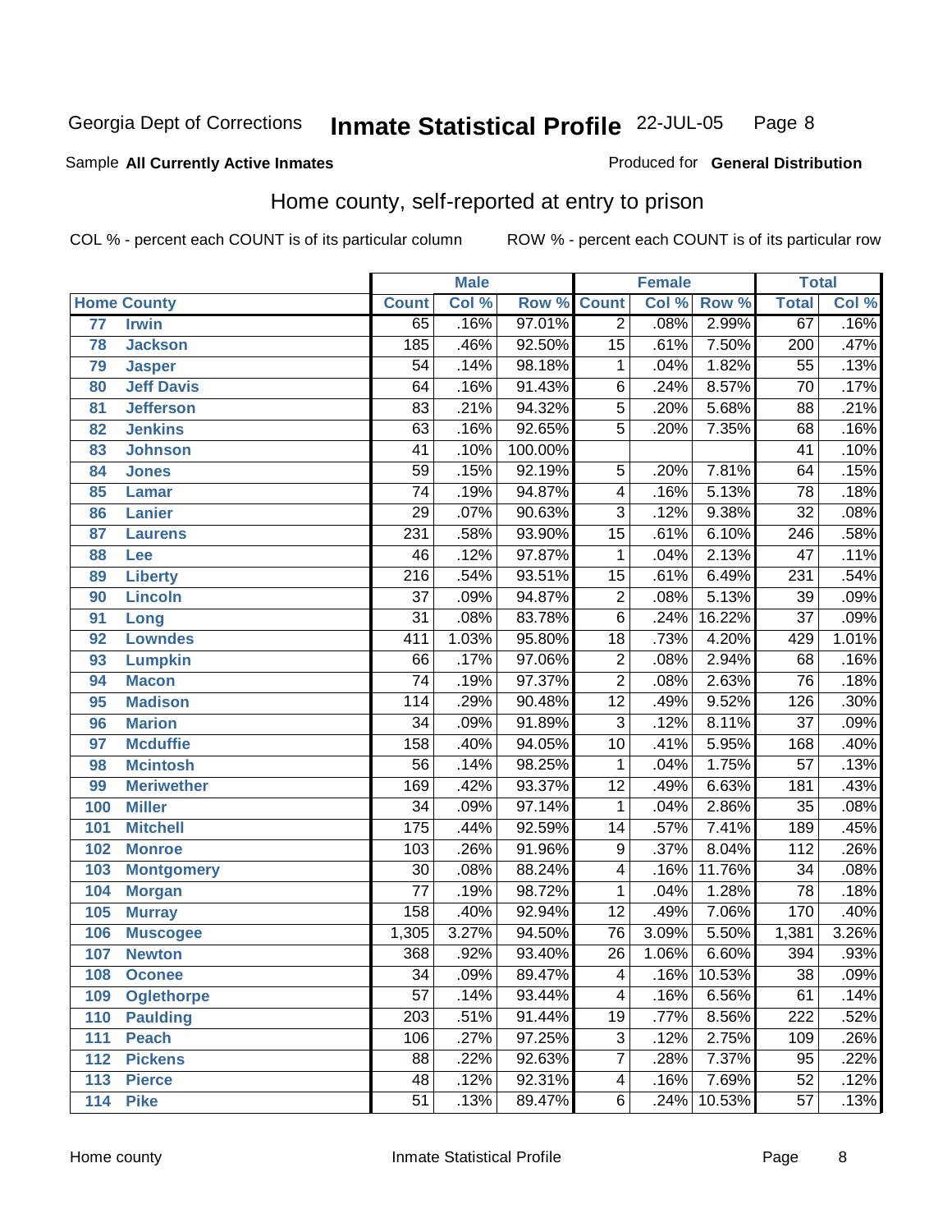Georgia Dept of Corrections **Inmate Statistical Profile** 22-JUL-05 Page 8

Sample **All Currently Active Inmates**

Produced for **General Distribution**

## Home county, self-reported at entry to prison

COL % - percent each COUNT is of its particular column

ROW % - percent each COUNT is of its particular row

| Home County | | Male | | | Female | | | Total | |
|---|---|---|---|---|---|---|---|---|---|
| | | Count | Col % | Row % | Count | Col % | Row % | Total | Col % |
| 77 | Irwin | 65 | .16% | 97.01% | 2 | .08% | 2.99% | 67 | .16% |
| 78 | Jackson | 185 | .46% | 92.50% | 15 | .61% | 7.50% | 200 | .47% |
| 79 | Jasper | 54 | .14% | 98.18% | 1 | .04% | 1.82% | 55 | .13% |
| 80 | Jeff Davis | 64 | .16% | 91.43% | 6 | .24% | 8.57% | 70 | .17% |
| 81 | Jefferson | 83 | .21% | 94.32% | 5 | .20% | 5.68% | 88 | .21% |
| 82 | Jenkins | 63 | .16% | 92.65% | 5 | .20% | 7.35% | 68 | .16% |
| 83 | Johnson | 41 | .10% | 100.00% | | | | 41 | .10% |
| 84 | Jones | 59 | .15% | 92.19% | 5 | .20% | 7.81% | 64 | .15% |
| 85 | Lamar | 74 | .19% | 94.87% | 4 | .16% | 5.13% | 78 | .18% |
| 86 | Lanier | 29 | .07% | 90.63% | 3 | .12% | 9.38% | 32 | .08% |
| 87 | Laurens | 231 | .58% | 93.90% | 15 | .61% | 6.10% | 246 | .58% |
| 88 | Lee | 46 | .12% | 97.87% | 1 | .04% | 2.13% | 47 | .11% |
| 89 | Liberty | 216 | .54% | 93.51% | 15 | .61% | 6.49% | 231 | .54% |
| 90 | Lincoln | 37 | .09% | 94.87% | 2 | .08% | 5.13% | 39 | .09% |
| 91 | Long | 31 | .08% | 83.78% | 6 | .24% | 16.22% | 37 | .09% |
| 92 | Lowndes | 411 | 1.03% | 95.80% | 18 | .73% | 4.20% | 429 | 1.01% |
| 93 | Lumpkin | 66 | .17% | 97.06% | 2 | .08% | 2.94% | 68 | .16% |
| 94 | Macon | 74 | .19% | 97.37% | 2 | .08% | 2.63% | 76 | .18% |
| 95 | Madison | 114 | .29% | 90.48% | 12 | .49% | 9.52% | 126 | .30% |
| 96 | Marion | 34 | .09% | 91.89% | 3 | .12% | 8.11% | 37 | .09% |
| 97 | Mcduffie | 158 | .40% | 94.05% | 10 | .41% | 5.95% | 168 | .40% |
| 98 | Mcintosh | 56 | .14% | 98.25% | 1 | .04% | 1.75% | 57 | .13% |
| 99 | Meriwether | 169 | .42% | 93.37% | 12 | .49% | 6.63% | 181 | .43% |
| 100 | Miller | 34 | .09% | 97.14% | 1 | .04% | 2.86% | 35 | .08% |
| 101 | Mitchell | 175 | .44% | 92.59% | 14 | .57% | 7.41% | 189 | .45% |
| 102 | Monroe | 103 | .26% | 91.96% | 9 | .37% | 8.04% | 112 | .26% |
| 103 | Montgomery | 30 | .08% | 88.24% | 4 | .16% | 11.76% | 34 | .08% |
| 104 | Morgan | 77 | .19% | 98.72% | 1 | .04% | 1.28% | 78 | .18% |
| 105 | Murray | 158 | .40% | 92.94% | 12 | .49% | 7.06% | 170 | .40% |
| 106 | Muscogee | 1,305 | 3.27% | 94.50% | 76 | 3.09% | 5.50% | 1,381 | 3.26% |
| 107 | Newton | 368 | .92% | 93.40% | 26 | 1.06% | 6.60% | 394 | .93% |
| 108 | Oconee | 34 | .09% | 89.47% | 4 | .16% | 10.53% | 38 | .09% |
| 109 | Oglethorpe | 57 | .14% | 93.44% | 4 | .16% | 6.56% | 61 | .14% |
| 110 | Paulding | 203 | .51% | 91.44% | 19 | .77% | 8.56% | 222 | .52% |
| 111 | Peach | 106 | .27% | 97.25% | 3 | .12% | 2.75% | 109 | .26% |
| 112 | Pickens | 88 | .22% | 92.63% | 7 | .28% | 7.37% | 95 | .22% |
| 113 | Pierce | 48 | .12% | 92.31% | 4 | .16% | 7.69% | 52 | .12% |
| 114 | Pike | 51 | .13% | 89.47% | 6 | .24% | 10.53% | 57 | .13% |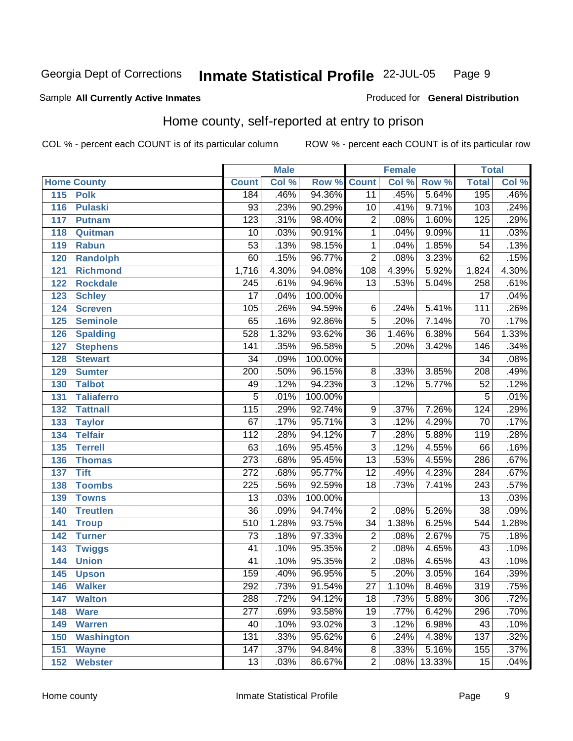Georgia Dept of Corrections **Inmate Statistical Profile** 22-JUL-05

Sample **All Currently Active Inmates**

Produced for **General Distribution**

## Home county, self-reported at entry to prison

COL % - percent each COUNT is of its particular column

ROW % - percent each COUNT is of its particular row

| Home County | | Male | | | Female | | | Total | |
|---|---|---|---|---|---|---|---|---|---|
| | | Count | Col % | Row % | Count | Col % | Row % | Total | Col % |
| 115 | Polk | 184 | .46% | 94.36% | 11 | .45% | 5.64% | 195 | .46% |
| 116 | Pulaski | 93 | .23% | 90.29% | 10 | .41% | 9.71% | 103 | .24% |
| 117 | Putnam | 123 | .31% | 98.40% | 2 | .08% | 1.60% | 125 | .29% |
| 118 | Quitman | 10 | .03% | 90.91% | 1 | .04% | 9.09% | 11 | .03% |
| 119 | Rabun | 53 | .13% | 98.15% | 1 | .04% | 1.85% | 54 | .13% |
| 120 | Randolph | 60 | .15% | 96.77% | 2 | .08% | 3.23% | 62 | .15% |
| 121 | Richmond | 1,716 | 4.30% | 94.08% | 108 | 4.39% | 5.92% | 1,824 | 4.30% |
| 122 | Rockdale | 245 | .61% | 94.96% | 13 | .53% | 5.04% | 258 | .61% |
| 123 | Schley | 17 | .04% | 100.00% | | | | 17 | .04% |
| 124 | Screven | 105 | .26% | 94.59% | 6 | .24% | 5.41% | 111 | .26% |
| 125 | Seminole | 65 | .16% | 92.86% | 5 | .20% | 7.14% | 70 | .17% |
| 126 | Spalding | 528 | 1.32% | 93.62% | 36 | 1.46% | 6.38% | 564 | 1.33% |
| 127 | Stephens | 141 | .35% | 96.58% | 5 | .20% | 3.42% | 146 | .34% |
| 128 | Stewart | 34 | .09% | 100.00% | | | | 34 | .08% |
| 129 | Sumter | 200 | .50% | 96.15% | 8 | .33% | 3.85% | 208 | .49% |
| 130 | Talbot | 49 | .12% | 94.23% | 3 | .12% | 5.77% | 52 | .12% |
| 131 | Taliaferro | 5 | .01% | 100.00% | | | | 5 | .01% |
| 132 | Tattnall | 115 | .29% | 92.74% | 9 | .37% | 7.26% | 124 | .29% |
| 133 | Taylor | 67 | .17% | 95.71% | 3 | .12% | 4.29% | 70 | .17% |
| 134 | Telfair | 112 | .28% | 94.12% | 7 | .28% | 5.88% | 119 | .28% |
| 135 | Terrell | 63 | .16% | 95.45% | 3 | .12% | 4.55% | 66 | .16% |
| 136 | Thomas | 273 | .68% | 95.45% | 13 | .53% | 4.55% | 286 | .67% |
| 137 | Tift | 272 | .68% | 95.77% | 12 | .49% | 4.23% | 284 | .67% |
| 138 | Toombs | 225 | .56% | 92.59% | 18 | .73% | 7.41% | 243 | .57% |
| 139 | Towns | 13 | .03% | 100.00% | | | | 13 | .03% |
| 140 | Treutlen | 36 | .09% | 94.74% | 2 | .08% | 5.26% | 38 | .09% |
| 141 | Troup | 510 | 1.28% | 93.75% | 34 | 1.38% | 6.25% | 544 | 1.28% |
| 142 | Turner | 73 | .18% | 97.33% | 2 | .08% | 2.67% | 75 | .18% |
| 143 | Twiggs | 41 | .10% | 95.35% | 2 | .08% | 4.65% | 43 | .10% |
| 144 | Union | 41 | .10% | 95.35% | 2 | .08% | 4.65% | 43 | .10% |
| 145 | Upson | 159 | .40% | 96.95% | 5 | .20% | 3.05% | 164 | .39% |
| 146 | Walker | 292 | .73% | 91.54% | 27 | 1.10% | 8.46% | 319 | .75% |
| 147 | Walton | 288 | .72% | 94.12% | 18 | .73% | 5.88% | 306 | .72% |
| 148 | Ware | 277 | .69% | 93.58% | 19 | .77% | 6.42% | 296 | .70% |
| 149 | Warren | 40 | .10% | 93.02% | 3 | .12% | 6.98% | 43 | .10% |
| 150 | Washington | 131 | .33% | 95.62% | 6 | .24% | 4.38% | 137 | .32% |
| 151 | Wayne | 147 | .37% | 94.84% | 8 | .33% | 5.16% | 155 | .37% |
| 152 | Webster | 13 | .03% | 86.67% | 2 | .08% | 13.33% | 15 | .04% |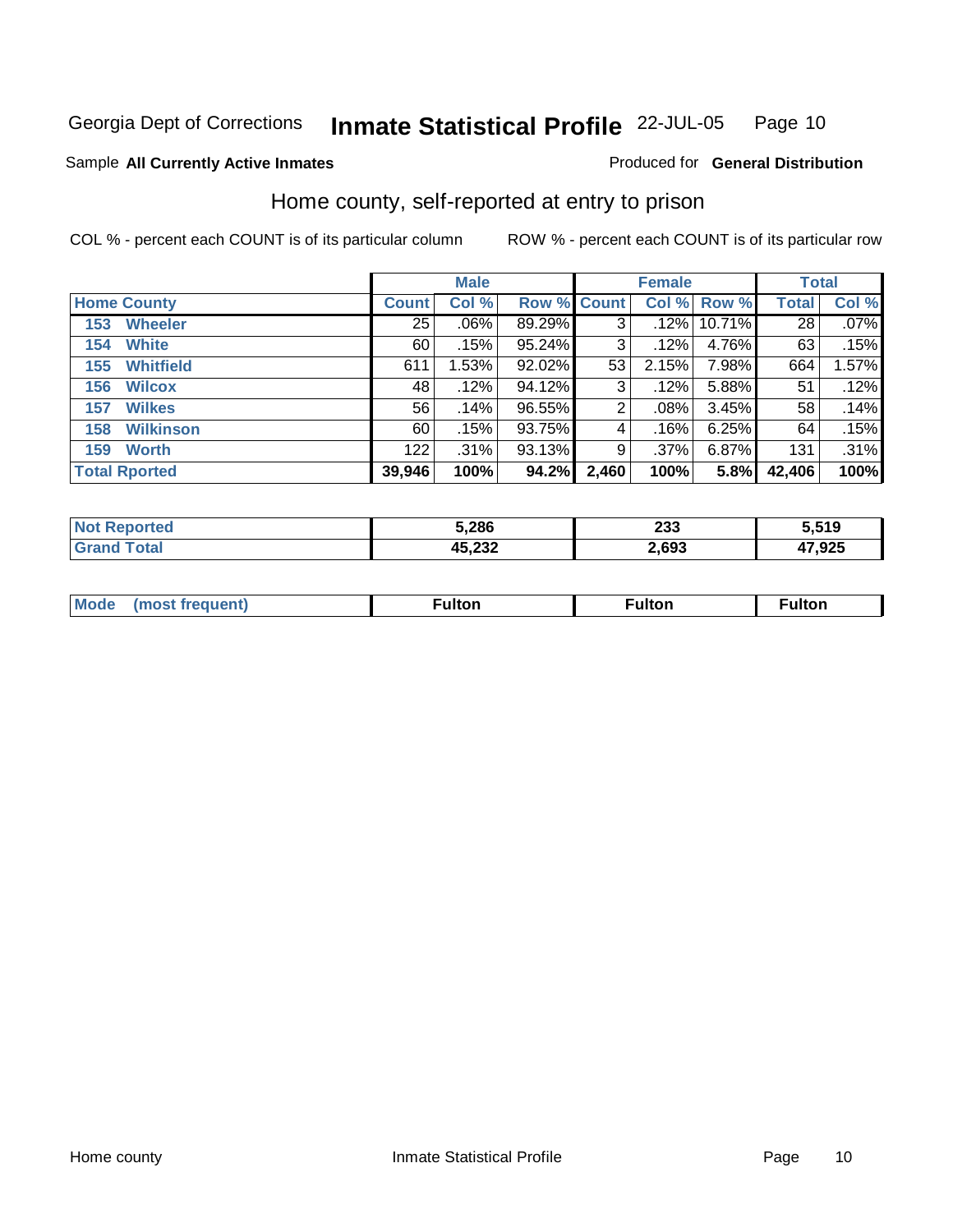Georgia Dept of Corrections **Inmate Statistical Profile** 22-JUL-05

Sample **All Currently Active Inmates**

Produced for **General Distribution**

## Home county, self-reported at entry to prison

COL % - percent each COUNT is of its particular column    ROW % - percent each COUNT is of its particular row

| | Male | | | Female | | | Total | |
|---|---|---|---|---|---|---|---|---|
| **Home County** | **Count** | **Col %** | **Row %** | **Count** | **Col %** | **Row %** | **Total** | **Col %** |
| **153 Wheeler** | 25 | .06% | 89.29% | 3 | .12% | 10.71% | 28 | .07% |
| **154 White** | 60 | .15% | 95.24% | 3 | .12% | 4.76% | 63 | .15% |
| **155 Whitfield** | 611 | 1.53% | 92.02% | 53 | 2.15% | 7.98% | 664 | 1.57% |
| **156 Wilcox** | 48 | .12% | 94.12% | 3 | .12% | 5.88% | 51 | .12% |
| **157 Wilkes** | 56 | .14% | 96.55% | 2 | .08% | 3.45% | 58 | .14% |
| **158 Wilkinson** | 60 | .15% | 93.75% | 4 | .16% | 6.25% | 64 | .15% |
| **159 Worth** | 122 | .31% | 93.13% | 9 | .37% | 6.87% | 131 | .31% |
| **Total Rported** | **39,946** | **100%** | **94.2%** | **2,460** | **100%** | **5.8%** | **42,406** | **100%** |

| | Male | Female | Total |
|---|---|---|---|
| **Not Reported** | **5,286** | **233** | **5,519** |
| **Grand Total** | **45,232** | **2,693** | **47,925** |

| | Male | Female | Total |
|---|---|---|---|
| **Mode (most frequent)** | **Fulton** | **Fulton** | **Fulton** |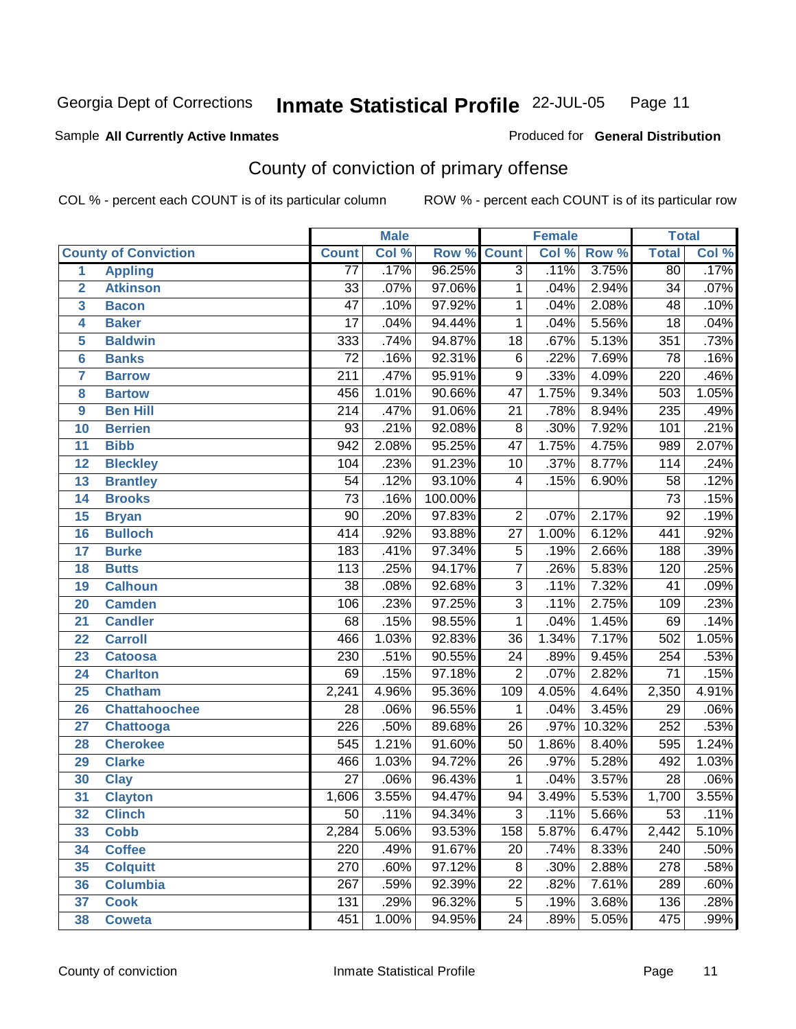Georgia Dept of Corrections **Inmate Statistical Profile** 22-JUL-05

Sample **All Currently Active Inmates** Produced for **General Distribution**

## County of conviction of primary offense

COL % - percent each COUNT is of its particular column ROW % - percent each COUNT is of its particular row

| | | Male | | | Female | | | Total | |
|---|---|---|---|---|---|---|---|---|---|
| | County of Conviction | Count | Col % | Row % | Count | Col % | Row % | Total | Col % |
| 1 | Appling | 77 | .17% | 96.25% | 3 | .11% | 3.75% | 80 | .17% |
| 2 | Atkinson | 33 | .07% | 97.06% | 1 | .04% | 2.94% | 34 | .07% |
| 3 | Bacon | 47 | .10% | 97.92% | 1 | .04% | 2.08% | 48 | .10% |
| 4 | Baker | 17 | .04% | 94.44% | 1 | .04% | 5.56% | 18 | .04% |
| 5 | Baldwin | 333 | .74% | 94.87% | 18 | .67% | 5.13% | 351 | .73% |
| 6 | Banks | 72 | .16% | 92.31% | 6 | .22% | 7.69% | 78 | .16% |
| 7 | Barrow | 211 | .47% | 95.91% | 9 | .33% | 4.09% | 220 | .46% |
| 8 | Bartow | 456 | 1.01% | 90.66% | 47 | 1.75% | 9.34% | 503 | 1.05% |
| 9 | Ben Hill | 214 | .47% | 91.06% | 21 | .78% | 8.94% | 235 | .49% |
| 10 | Berrien | 93 | .21% | 92.08% | 8 | .30% | 7.92% | 101 | .21% |
| 11 | Bibb | 942 | 2.08% | 95.25% | 47 | 1.75% | 4.75% | 989 | 2.07% |
| 12 | Bleckley | 104 | .23% | 91.23% | 10 | .37% | 8.77% | 114 | .24% |
| 13 | Brantley | 54 | .12% | 93.10% | 4 | .15% | 6.90% | 58 | .12% |
| 14 | Brooks | 73 | .16% | 100.00% | | | | 73 | .15% |
| 15 | Bryan | 90 | .20% | 97.83% | 2 | .07% | 2.17% | 92 | .19% |
| 16 | Bulloch | 414 | .92% | 93.88% | 27 | 1.00% | 6.12% | 441 | .92% |
| 17 | Burke | 183 | .41% | 97.34% | 5 | .19% | 2.66% | 188 | .39% |
| 18 | Butts | 113 | .25% | 94.17% | 7 | .26% | 5.83% | 120 | .25% |
| 19 | Calhoun | 38 | .08% | 92.68% | 3 | .11% | 7.32% | 41 | .09% |
| 20 | Camden | 106 | .23% | 97.25% | 3 | .11% | 2.75% | 109 | .23% |
| 21 | Candler | 68 | .15% | 98.55% | 1 | .04% | 1.45% | 69 | .14% |
| 22 | Carroll | 466 | 1.03% | 92.83% | 36 | 1.34% | 7.17% | 502 | 1.05% |
| 23 | Catoosa | 230 | .51% | 90.55% | 24 | .89% | 9.45% | 254 | .53% |
| 24 | Charlton | 69 | .15% | 97.18% | 2 | .07% | 2.82% | 71 | .15% |
| 25 | Chatham | 2,241 | 4.96% | 95.36% | 109 | 4.05% | 4.64% | 2,350 | 4.91% |
| 26 | Chattahoochee | 28 | .06% | 96.55% | 1 | .04% | 3.45% | 29 | .06% |
| 27 | Chattooga | 226 | .50% | 89.68% | 26 | .97% | 10.32% | 252 | .53% |
| 28 | Cherokee | 545 | 1.21% | 91.60% | 50 | 1.86% | 8.40% | 595 | 1.24% |
| 29 | Clarke | 466 | 1.03% | 94.72% | 26 | .97% | 5.28% | 492 | 1.03% |
| 30 | Clay | 27 | .06% | 96.43% | 1 | .04% | 3.57% | 28 | .06% |
| 31 | Clayton | 1,606 | 3.55% | 94.47% | 94 | 3.49% | 5.53% | 1,700 | 3.55% |
| 32 | Clinch | 50 | .11% | 94.34% | 3 | .11% | 5.66% | 53 | .11% |
| 33 | Cobb | 2,284 | 5.06% | 93.53% | 158 | 5.87% | 6.47% | 2,442 | 5.10% |
| 34 | Coffee | 220 | .49% | 91.67% | 20 | .74% | 8.33% | 240 | .50% |
| 35 | Colquitt | 270 | .60% | 97.12% | 8 | .30% | 2.88% | 278 | .58% |
| 36 | Columbia | 267 | .59% | 92.39% | 22 | .82% | 7.61% | 289 | .60% |
| 37 | Cook | 131 | .29% | 96.32% | 5 | .19% | 3.68% | 136 | .28% |
| 38 | Coweta | 451 | 1.00% | 94.95% | 24 | .89% | 5.05% | 475 | .99% |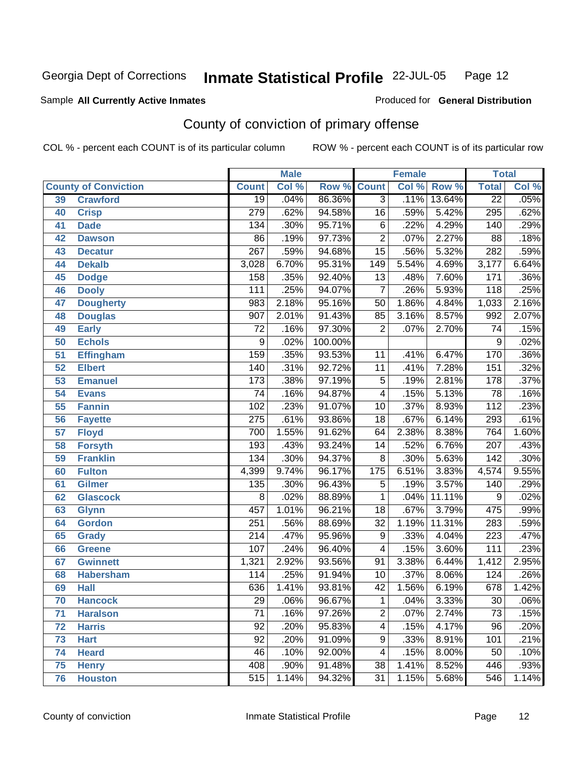Georgia Dept of Corrections **Inmate Statistical Profile** 22-JUL-05

Sample **All Currently Active Inmates**

Produced for **General Distribution**

## County of conviction of primary offense

COL % - percent each COUNT is of its particular column

ROW % - percent each COUNT is of its particular row

| County of Conviction | | Male | | | Female | | | Total | |
|---|---|---|---|---|---|---|---|---|---|
| | | Count | Col % | Row % | Count | Col % | Row % | Total | Col % |
| 39 | Crawford | 19 | .04% | 86.36% | 3 | .11% | 13.64% | 22 | .05% |
| 40 | Crisp | 279 | .62% | 94.58% | 16 | .59% | 5.42% | 295 | .62% |
| 41 | Dade | 134 | .30% | 95.71% | 6 | .22% | 4.29% | 140 | .29% |
| 42 | Dawson | 86 | .19% | 97.73% | 2 | .07% | 2.27% | 88 | .18% |
| 43 | Decatur | 267 | .59% | 94.68% | 15 | .56% | 5.32% | 282 | .59% |
| 44 | Dekalb | 3,028 | 6.70% | 95.31% | 149 | 5.54% | 4.69% | 3,177 | 6.64% |
| 45 | Dodge | 158 | .35% | 92.40% | 13 | .48% | 7.60% | 171 | .36% |
| 46 | Dooly | 111 | .25% | 94.07% | 7 | .26% | 5.93% | 118 | .25% |
| 47 | Dougherty | 983 | 2.18% | 95.16% | 50 | 1.86% | 4.84% | 1,033 | 2.16% |
| 48 | Douglas | 907 | 2.01% | 91.43% | 85 | 3.16% | 8.57% | 992 | 2.07% |
| 49 | Early | 72 | .16% | 97.30% | 2 | .07% | 2.70% | 74 | .15% |
| 50 | Echols | 9 | .02% | 100.00% | | | | 9 | .02% |
| 51 | Effingham | 159 | .35% | 93.53% | 11 | .41% | 6.47% | 170 | .36% |
| 52 | Elbert | 140 | .31% | 92.72% | 11 | .41% | 7.28% | 151 | .32% |
| 53 | Emanuel | 173 | .38% | 97.19% | 5 | .19% | 2.81% | 178 | .37% |
| 54 | Evans | 74 | .16% | 94.87% | 4 | .15% | 5.13% | 78 | .16% |
| 55 | Fannin | 102 | .23% | 91.07% | 10 | .37% | 8.93% | 112 | .23% |
| 56 | Fayette | 275 | .61% | 93.86% | 18 | .67% | 6.14% | 293 | .61% |
| 57 | Floyd | 700 | 1.55% | 91.62% | 64 | 2.38% | 8.38% | 764 | 1.60% |
| 58 | Forsyth | 193 | .43% | 93.24% | 14 | .52% | 6.76% | 207 | .43% |
| 59 | Franklin | 134 | .30% | 94.37% | 8 | .30% | 5.63% | 142 | .30% |
| 60 | Fulton | 4,399 | 9.74% | 96.17% | 175 | 6.51% | 3.83% | 4,574 | 9.55% |
| 61 | Gilmer | 135 | .30% | 96.43% | 5 | .19% | 3.57% | 140 | .29% |
| 62 | Glascock | 8 | .02% | 88.89% | 1 | .04% | 11.11% | 9 | .02% |
| 63 | Glynn | 457 | 1.01% | 96.21% | 18 | .67% | 3.79% | 475 | .99% |
| 64 | Gordon | 251 | .56% | 88.69% | 32 | 1.19% | 11.31% | 283 | .59% |
| 65 | Grady | 214 | .47% | 95.96% | 9 | .33% | 4.04% | 223 | .47% |
| 66 | Greene | 107 | .24% | 96.40% | 4 | .15% | 3.60% | 111 | .23% |
| 67 | Gwinnett | 1,321 | 2.92% | 93.56% | 91 | 3.38% | 6.44% | 1,412 | 2.95% |
| 68 | Habersham | 114 | .25% | 91.94% | 10 | .37% | 8.06% | 124 | .26% |
| 69 | Hall | 636 | 1.41% | 93.81% | 42 | 1.56% | 6.19% | 678 | 1.42% |
| 70 | Hancock | 29 | .06% | 96.67% | 1 | .04% | 3.33% | 30 | .06% |
| 71 | Haralson | 71 | .16% | 97.26% | 2 | .07% | 2.74% | 73 | .15% |
| 72 | Harris | 92 | .20% | 95.83% | 4 | .15% | 4.17% | 96 | .20% |
| 73 | Hart | 92 | .20% | 91.09% | 9 | .33% | 8.91% | 101 | .21% |
| 74 | Heard | 46 | .10% | 92.00% | 4 | .15% | 8.00% | 50 | .10% |
| 75 | Henry | 408 | .90% | 91.48% | 38 | 1.41% | 8.52% | 446 | .93% |
| 76 | Houston | 515 | 1.14% | 94.32% | 31 | 1.15% | 5.68% | 546 | 1.14% |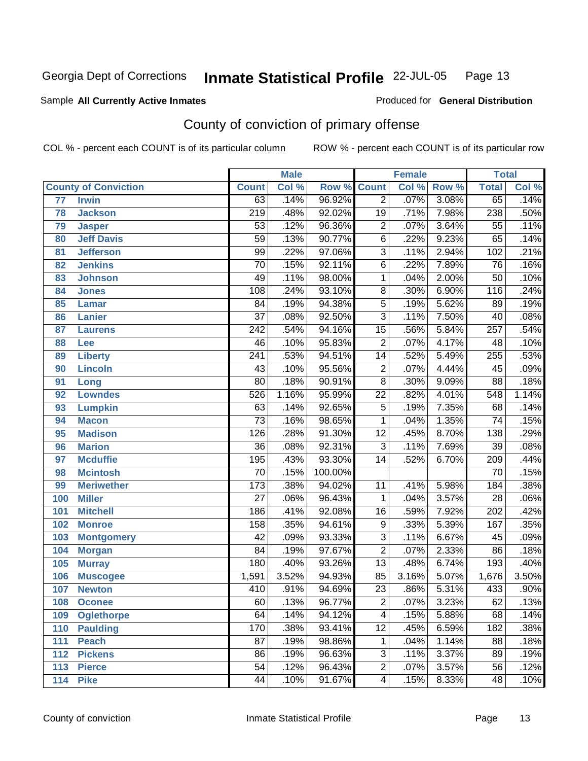Georgia Dept of Corrections **Inmate Statistical Profile** 22-JUL-05

Sample **All Currently Active Inmates** Produced for **General Distribution**

## County of conviction of primary offense

COL % - percent each COUNT is of its particular column ROW % - percent each COUNT is of its particular row

| County of Conviction | | Male | | | Female | | | Total | |
|---|---|---|---|---|---|---|---|---|---|
| | | Count | Col % | Row % | Count | Col % | Row % | Total | Col % |
| 77 | Irwin | 63 | .14% | 96.92% | 2 | .07% | 3.08% | 65 | .14% |
| 78 | Jackson | 219 | .48% | 92.02% | 19 | .71% | 7.98% | 238 | .50% |
| 79 | Jasper | 53 | .12% | 96.36% | 2 | .07% | 3.64% | 55 | .11% |
| 80 | Jeff Davis | 59 | .13% | 90.77% | 6 | .22% | 9.23% | 65 | .14% |
| 81 | Jefferson | 99 | .22% | 97.06% | 3 | .11% | 2.94% | 102 | .21% |
| 82 | Jenkins | 70 | .15% | 92.11% | 6 | .22% | 7.89% | 76 | .16% |
| 83 | Johnson | 49 | .11% | 98.00% | 1 | .04% | 2.00% | 50 | .10% |
| 84 | Jones | 108 | .24% | 93.10% | 8 | .30% | 6.90% | 116 | .24% |
| 85 | Lamar | 84 | .19% | 94.38% | 5 | .19% | 5.62% | 89 | .19% |
| 86 | Lanier | 37 | .08% | 92.50% | 3 | .11% | 7.50% | 40 | .08% |
| 87 | Laurens | 242 | .54% | 94.16% | 15 | .56% | 5.84% | 257 | .54% |
| 88 | Lee | 46 | .10% | 95.83% | 2 | .07% | 4.17% | 48 | .10% |
| 89 | Liberty | 241 | .53% | 94.51% | 14 | .52% | 5.49% | 255 | .53% |
| 90 | Lincoln | 43 | .10% | 95.56% | 2 | .07% | 4.44% | 45 | .09% |
| 91 | Long | 80 | .18% | 90.91% | 8 | .30% | 9.09% | 88 | .18% |
| 92 | Lowndes | 526 | 1.16% | 95.99% | 22 | .82% | 4.01% | 548 | 1.14% |
| 93 | Lumpkin | 63 | .14% | 92.65% | 5 | .19% | 7.35% | 68 | .14% |
| 94 | Macon | 73 | .16% | 98.65% | 1 | .04% | 1.35% | 74 | .15% |
| 95 | Madison | 126 | .28% | 91.30% | 12 | .45% | 8.70% | 138 | .29% |
| 96 | Marion | 36 | .08% | 92.31% | 3 | .11% | 7.69% | 39 | .08% |
| 97 | Mcduffie | 195 | .43% | 93.30% | 14 | .52% | 6.70% | 209 | .44% |
| 98 | Mcintosh | 70 | .15% | 100.00% | | | | 70 | .15% |
| 99 | Meriwether | 173 | .38% | 94.02% | 11 | .41% | 5.98% | 184 | .38% |
| 100 | Miller | 27 | .06% | 96.43% | 1 | .04% | 3.57% | 28 | .06% |
| 101 | Mitchell | 186 | .41% | 92.08% | 16 | .59% | 7.92% | 202 | .42% |
| 102 | Monroe | 158 | .35% | 94.61% | 9 | .33% | 5.39% | 167 | .35% |
| 103 | Montgomery | 42 | .09% | 93.33% | 3 | .11% | 6.67% | 45 | .09% |
| 104 | Morgan | 84 | .19% | 97.67% | 2 | .07% | 2.33% | 86 | .18% |
| 105 | Murray | 180 | .40% | 93.26% | 13 | .48% | 6.74% | 193 | .40% |
| 106 | Muscogee | 1,591 | 3.52% | 94.93% | 85 | 3.16% | 5.07% | 1,676 | 3.50% |
| 107 | Newton | 410 | .91% | 94.69% | 23 | .86% | 5.31% | 433 | .90% |
| 108 | Oconee | 60 | .13% | 96.77% | 2 | .07% | 3.23% | 62 | .13% |
| 109 | Oglethorpe | 64 | .14% | 94.12% | 4 | .15% | 5.88% | 68 | .14% |
| 110 | Paulding | 170 | .38% | 93.41% | 12 | .45% | 6.59% | 182 | .38% |
| 111 | Peach | 87 | .19% | 98.86% | 1 | .04% | 1.14% | 88 | .18% |
| 112 | Pickens | 86 | .19% | 96.63% | 3 | .11% | 3.37% | 89 | .19% |
| 113 | Pierce | 54 | .12% | 96.43% | 2 | .07% | 3.57% | 56 | .12% |
| 114 | Pike | 44 | .10% | 91.67% | 4 | .15% | 8.33% | 48 | .10% |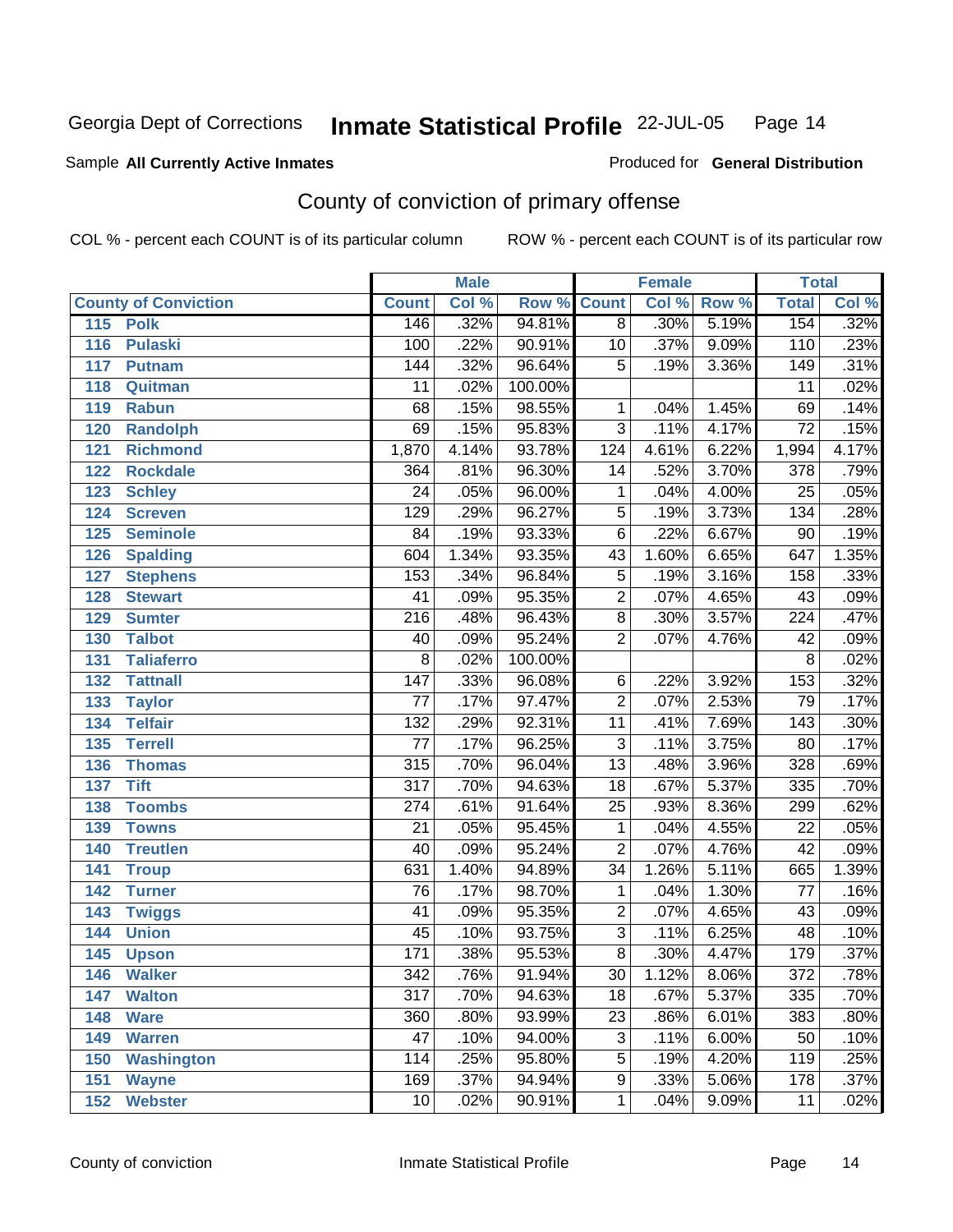Georgia Dept of Corrections **Inmate Statistical Profile** 22-JUL-05

Sample **All Currently Active Inmates**

Produced for **General Distribution**

## County of conviction of primary offense

COL % - percent each COUNT is of its particular column

ROW % - percent each COUNT is of its particular row

| County of Conviction | Male | | | Female | | | Total | |
|---|---|---|---|---|---|---|---|---|
| | Count | Col % | Row % | Count | Col % | Row % | Total | Col % |
| 115 Polk | 146 | .32% | 94.81% | 8 | .30% | 5.19% | 154 | .32% |
| 116 Pulaski | 100 | .22% | 90.91% | 10 | .37% | 9.09% | 110 | .23% |
| 117 Putnam | 144 | .32% | 96.64% | 5 | .19% | 3.36% | 149 | .31% |
| 118 Quitman | 11 | .02% | 100.00% | | | | 11 | .02% |
| 119 Rabun | 68 | .15% | 98.55% | 1 | .04% | 1.45% | 69 | .14% |
| 120 Randolph | 69 | .15% | 95.83% | 3 | .11% | 4.17% | 72 | .15% |
| 121 Richmond | 1,870 | 4.14% | 93.78% | 124 | 4.61% | 6.22% | 1,994 | 4.17% |
| 122 Rockdale | 364 | .81% | 96.30% | 14 | .52% | 3.70% | 378 | .79% |
| 123 Schley | 24 | .05% | 96.00% | 1 | .04% | 4.00% | 25 | .05% |
| 124 Screven | 129 | .29% | 96.27% | 5 | .19% | 3.73% | 134 | .28% |
| 125 Seminole | 84 | .19% | 93.33% | 6 | .22% | 6.67% | 90 | .19% |
| 126 Spalding | 604 | 1.34% | 93.35% | 43 | 1.60% | 6.65% | 647 | 1.35% |
| 127 Stephens | 153 | .34% | 96.84% | 5 | .19% | 3.16% | 158 | .33% |
| 128 Stewart | 41 | .09% | 95.35% | 2 | .07% | 4.65% | 43 | .09% |
| 129 Sumter | 216 | .48% | 96.43% | 8 | .30% | 3.57% | 224 | .47% |
| 130 Talbot | 40 | .09% | 95.24% | 2 | .07% | 4.76% | 42 | .09% |
| 131 Taliaferro | 8 | .02% | 100.00% | | | | 8 | .02% |
| 132 Tattnall | 147 | .33% | 96.08% | 6 | .22% | 3.92% | 153 | .32% |
| 133 Taylor | 77 | .17% | 97.47% | 2 | .07% | 2.53% | 79 | .17% |
| 134 Telfair | 132 | .29% | 92.31% | 11 | .41% | 7.69% | 143 | .30% |
| 135 Terrell | 77 | .17% | 96.25% | 3 | .11% | 3.75% | 80 | .17% |
| 136 Thomas | 315 | .70% | 96.04% | 13 | .48% | 3.96% | 328 | .69% |
| 137 Tift | 317 | .70% | 94.63% | 18 | .67% | 5.37% | 335 | .70% |
| 138 Toombs | 274 | .61% | 91.64% | 25 | .93% | 8.36% | 299 | .62% |
| 139 Towns | 21 | .05% | 95.45% | 1 | .04% | 4.55% | 22 | .05% |
| 140 Treutlen | 40 | .09% | 95.24% | 2 | .07% | 4.76% | 42 | .09% |
| 141 Troup | 631 | 1.40% | 94.89% | 34 | 1.26% | 5.11% | 665 | 1.39% |
| 142 Turner | 76 | .17% | 98.70% | 1 | .04% | 1.30% | 77 | .16% |
| 143 Twiggs | 41 | .09% | 95.35% | 2 | .07% | 4.65% | 43 | .09% |
| 144 Union | 45 | .10% | 93.75% | 3 | .11% | 6.25% | 48 | .10% |
| 145 Upson | 171 | .38% | 95.53% | 8 | .30% | 4.47% | 179 | .37% |
| 146 Walker | 342 | .76% | 91.94% | 30 | 1.12% | 8.06% | 372 | .78% |
| 147 Walton | 317 | .70% | 94.63% | 18 | .67% | 5.37% | 335 | .70% |
| 148 Ware | 360 | .80% | 93.99% | 23 | .86% | 6.01% | 383 | .80% |
| 149 Warren | 47 | .10% | 94.00% | 3 | .11% | 6.00% | 50 | .10% |
| 150 Washington | 114 | .25% | 95.80% | 5 | .19% | 4.20% | 119 | .25% |
| 151 Wayne | 169 | .37% | 94.94% | 9 | .33% | 5.06% | 178 | .37% |
| 152 Webster | 10 | .02% | 90.91% | 1 | .04% | 9.09% | 11 | .02% |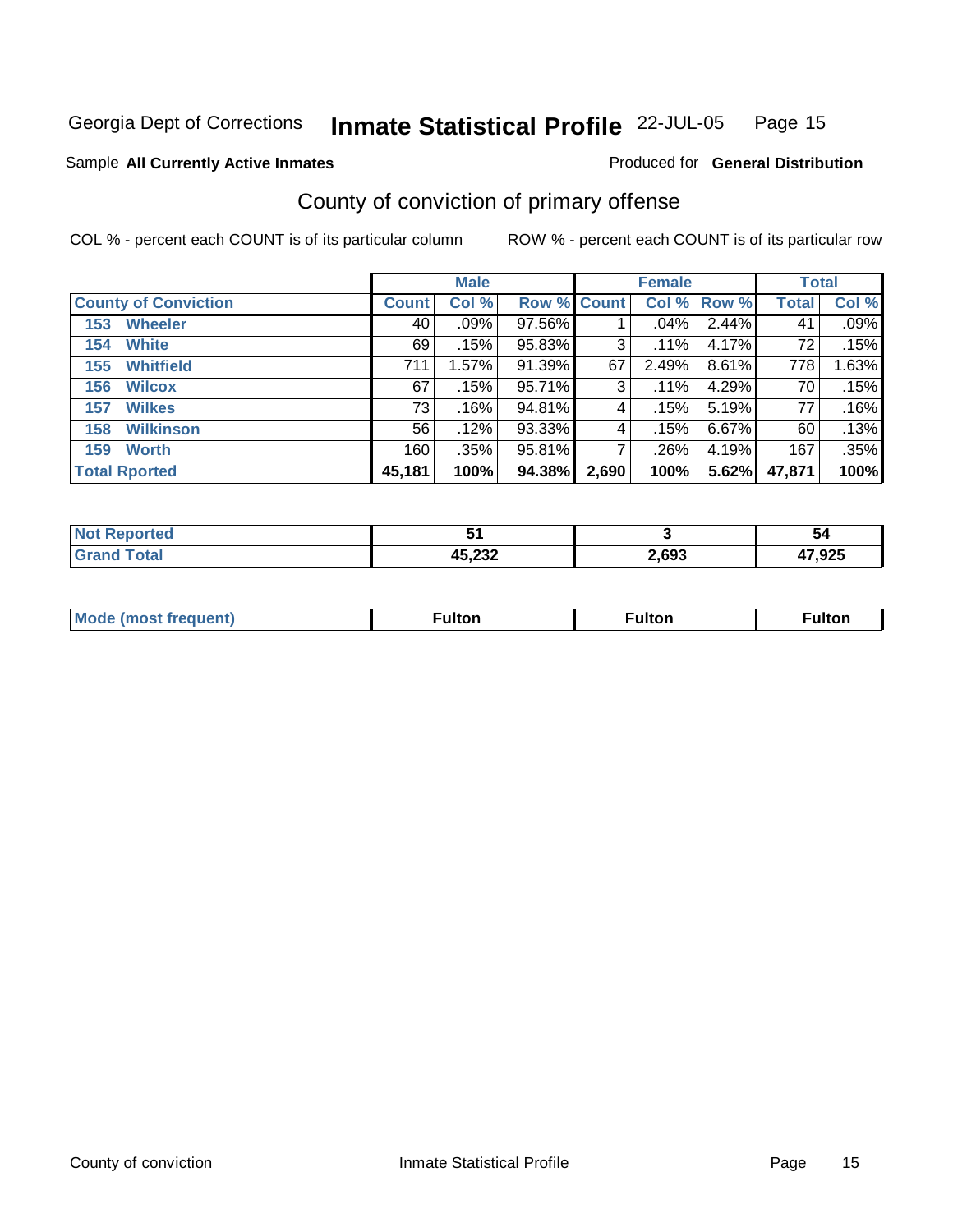Georgia Dept of Corrections **Inmate Statistical Profile** 22-JUL-05

Sample **All Currently Active Inmates**

Produced for **General Distribution**

## County of conviction of primary offense

COL % - percent each COUNT is of its particular column

ROW % - percent each COUNT is of its particular row

| | Male | | | Female | | | Total | |
|---|---|---|---|---|---|---|---|---|
| **County of Conviction** | **Count** | **Col %** | **Row %** | **Count** | **Col %** | **Row %** | **Total** | **Col %** |
| 153 Wheeler | 40 | .09% | 97.56% | 1 | .04% | 2.44% | 41 | .09% |
| 154 White | 69 | .15% | 95.83% | 3 | .11% | 4.17% | 72 | .15% |
| 155 Whitfield | 711 | 1.57% | 91.39% | 67 | 2.49% | 8.61% | 778 | 1.63% |
| 156 Wilcox | 67 | .15% | 95.71% | 3 | .11% | 4.29% | 70 | .15% |
| 157 Wilkes | 73 | .16% | 94.81% | 4 | .15% | 5.19% | 77 | .16% |
| 158 Wilkinson | 56 | .12% | 93.33% | 4 | .15% | 6.67% | 60 | .13% |
| 159 Worth | 160 | .35% | 95.81% | 7 | .26% | 4.19% | 167 | .35% |
| **Total Rported** | **45,181** | **100%** | **94.38%** | **2,690** | **100%** | **5.62%** | **47,871** | **100%** |

| | Male | Female | Total |
|---|---|---|---|
| Not Reported | 51 | 3 | 54 |
| Grand Total | 45,232 | 2,693 | 47,925 |

| | Male | Female | Total |
|---|---|---|---|
| Mode (most frequent) | Fulton | Fulton | Fulton |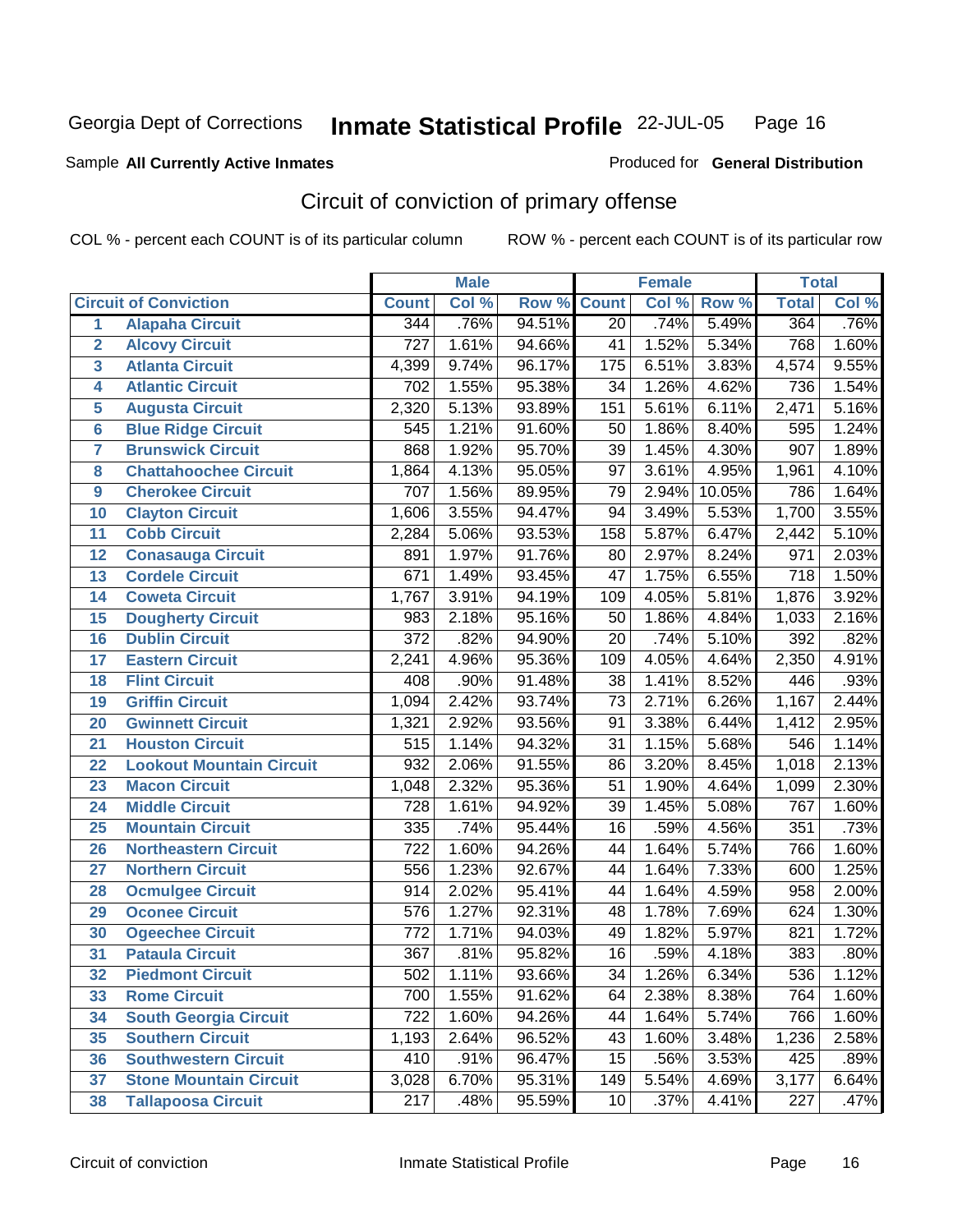Georgia Dept of Corrections **Inmate Statistical Profile** 22-JUL-05

Sample **All Currently Active Inmates**

Produced for **General Distribution**

## Circuit of conviction of primary offense

COL % - percent each COUNT is of its particular column

ROW % - percent each COUNT is of its particular row

| | | Male | | | Female | | | Total | |
|---|---|---|---|---|---|---|---|---|---|
| | Circuit of Conviction | Count | Col % | Row % | Count | Col % | Row % | Total | Col % |
| 1 | Alapaha Circuit | 344 | .76% | 94.51% | 20 | .74% | 5.49% | 364 | .76% |
| 2 | Alcovy Circuit | 727 | 1.61% | 94.66% | 41 | 1.52% | 5.34% | 768 | 1.60% |
| 3 | Atlanta Circuit | 4,399 | 9.74% | 96.17% | 175 | 6.51% | 3.83% | 4,574 | 9.55% |
| 4 | Atlantic Circuit | 702 | 1.55% | 95.38% | 34 | 1.26% | 4.62% | 736 | 1.54% |
| 5 | Augusta Circuit | 2,320 | 5.13% | 93.89% | 151 | 5.61% | 6.11% | 2,471 | 5.16% |
| 6 | Blue Ridge Circuit | 545 | 1.21% | 91.60% | 50 | 1.86% | 8.40% | 595 | 1.24% |
| 7 | Brunswick Circuit | 868 | 1.92% | 95.70% | 39 | 1.45% | 4.30% | 907 | 1.89% |
| 8 | Chattahoochee Circuit | 1,864 | 4.13% | 95.05% | 97 | 3.61% | 4.95% | 1,961 | 4.10% |
| 9 | Cherokee Circuit | 707 | 1.56% | 89.95% | 79 | 2.94% | 10.05% | 786 | 1.64% |
| 10 | Clayton Circuit | 1,606 | 3.55% | 94.47% | 94 | 3.49% | 5.53% | 1,700 | 3.55% |
| 11 | Cobb Circuit | 2,284 | 5.06% | 93.53% | 158 | 5.87% | 6.47% | 2,442 | 5.10% |
| 12 | Conasauga Circuit | 891 | 1.97% | 91.76% | 80 | 2.97% | 8.24% | 971 | 2.03% |
| 13 | Cordele Circuit | 671 | 1.49% | 93.45% | 47 | 1.75% | 6.55% | 718 | 1.50% |
| 14 | Coweta Circuit | 1,767 | 3.91% | 94.19% | 109 | 4.05% | 5.81% | 1,876 | 3.92% |
| 15 | Dougherty Circuit | 983 | 2.18% | 95.16% | 50 | 1.86% | 4.84% | 1,033 | 2.16% |
| 16 | Dublin Circuit | 372 | .82% | 94.90% | 20 | .74% | 5.10% | 392 | .82% |
| 17 | Eastern Circuit | 2,241 | 4.96% | 95.36% | 109 | 4.05% | 4.64% | 2,350 | 4.91% |
| 18 | Flint Circuit | 408 | .90% | 91.48% | 38 | 1.41% | 8.52% | 446 | .93% |
| 19 | Griffin Circuit | 1,094 | 2.42% | 93.74% | 73 | 2.71% | 6.26% | 1,167 | 2.44% |
| 20 | Gwinnett Circuit | 1,321 | 2.92% | 93.56% | 91 | 3.38% | 6.44% | 1,412 | 2.95% |
| 21 | Houston Circuit | 515 | 1.14% | 94.32% | 31 | 1.15% | 5.68% | 546 | 1.14% |
| 22 | Lookout Mountain Circuit | 932 | 2.06% | 91.55% | 86 | 3.20% | 8.45% | 1,018 | 2.13% |
| 23 | Macon Circuit | 1,048 | 2.32% | 95.36% | 51 | 1.90% | 4.64% | 1,099 | 2.30% |
| 24 | Middle Circuit | 728 | 1.61% | 94.92% | 39 | 1.45% | 5.08% | 767 | 1.60% |
| 25 | Mountain Circuit | 335 | .74% | 95.44% | 16 | .59% | 4.56% | 351 | .73% |
| 26 | Northeastern Circuit | 722 | 1.60% | 94.26% | 44 | 1.64% | 5.74% | 766 | 1.60% |
| 27 | Northern Circuit | 556 | 1.23% | 92.67% | 44 | 1.64% | 7.33% | 600 | 1.25% |
| 28 | Ocmulgee Circuit | 914 | 2.02% | 95.41% | 44 | 1.64% | 4.59% | 958 | 2.00% |
| 29 | Oconee Circuit | 576 | 1.27% | 92.31% | 48 | 1.78% | 7.69% | 624 | 1.30% |
| 30 | Ogeechee Circuit | 772 | 1.71% | 94.03% | 49 | 1.82% | 5.97% | 821 | 1.72% |
| 31 | Pataula Circuit | 367 | .81% | 95.82% | 16 | .59% | 4.18% | 383 | .80% |
| 32 | Piedmont Circuit | 502 | 1.11% | 93.66% | 34 | 1.26% | 6.34% | 536 | 1.12% |
| 33 | Rome Circuit | 700 | 1.55% | 91.62% | 64 | 2.38% | 8.38% | 764 | 1.60% |
| 34 | South Georgia Circuit | 722 | 1.60% | 94.26% | 44 | 1.64% | 5.74% | 766 | 1.60% |
| 35 | Southern Circuit | 1,193 | 2.64% | 96.52% | 43 | 1.60% | 3.48% | 1,236 | 2.58% |
| 36 | Southwestern Circuit | 410 | .91% | 96.47% | 15 | .56% | 3.53% | 425 | .89% |
| 37 | Stone Mountain Circuit | 3,028 | 6.70% | 95.31% | 149 | 5.54% | 4.69% | 3,177 | 6.64% |
| 38 | Tallapoosa Circuit | 217 | .48% | 95.59% | 10 | .37% | 4.41% | 227 | .47% |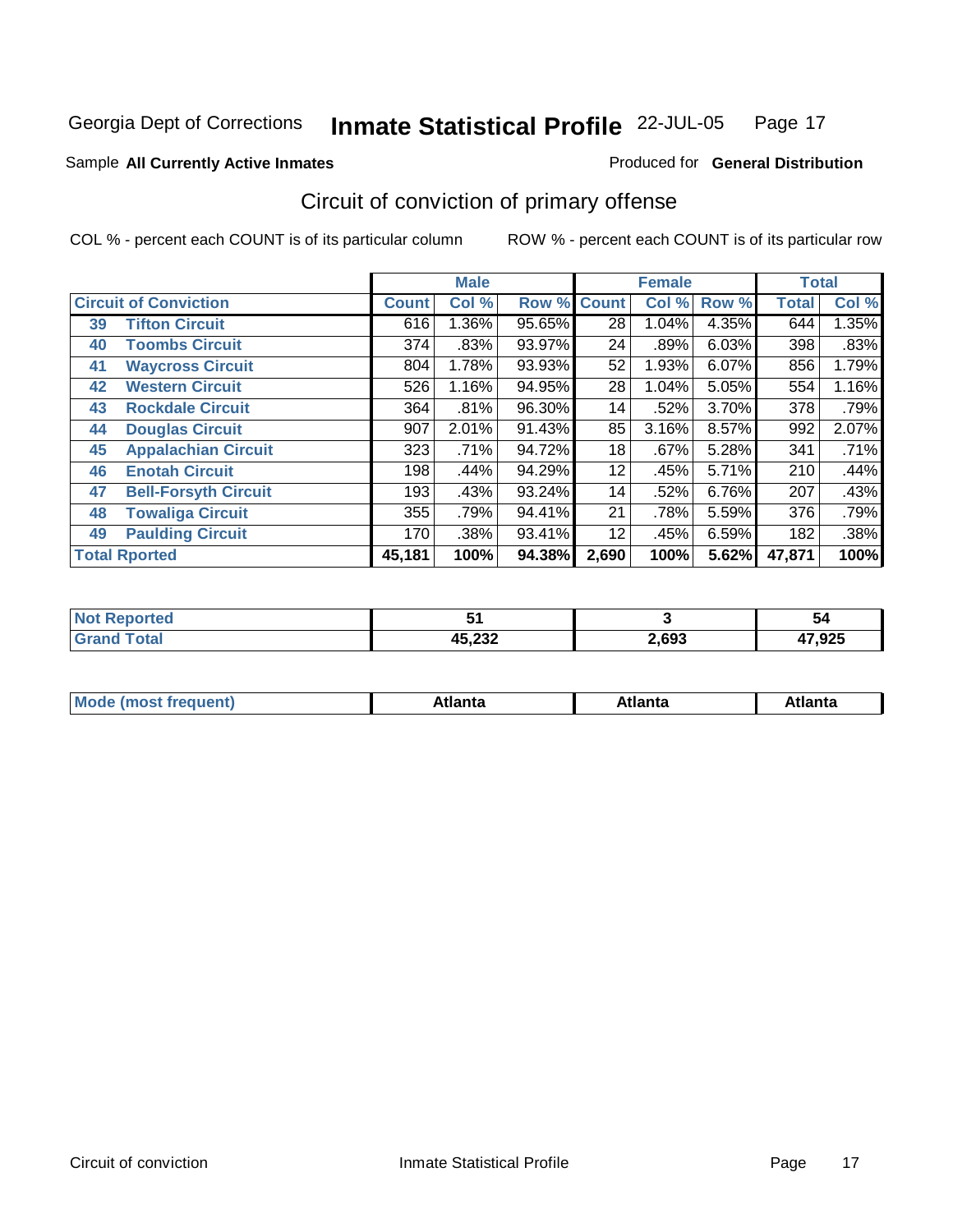Georgia Dept of Corrections **Inmate Statistical Profile** 22-JUL-05

Sample **All Currently Active Inmates** Produced for **General Distribution**

## Circuit of conviction of primary offense

COL % - percent each COUNT is of its particular column ROW % - percent each COUNT is of its particular row

| Circuit of Conviction | | Male | | | Female | | | Total | |
|---|---|---|---|---|---|---|---|---|---|
| | | Count | Col % | Row % | Count | Col % | Row % | Total | Col % |
| 39 | Tifton Circuit | 616 | 1.36% | 95.65% | 28 | 1.04% | 4.35% | 644 | 1.35% |
| 40 | Toombs Circuit | 374 | .83% | 93.97% | 24 | .89% | 6.03% | 398 | .83% |
| 41 | Waycross Circuit | 804 | 1.78% | 93.93% | 52 | 1.93% | 6.07% | 856 | 1.79% |
| 42 | Western Circuit | 526 | 1.16% | 94.95% | 28 | 1.04% | 5.05% | 554 | 1.16% |
| 43 | Rockdale Circuit | 364 | .81% | 96.30% | 14 | .52% | 3.70% | 378 | .79% |
| 44 | Douglas Circuit | 907 | 2.01% | 91.43% | 85 | 3.16% | 8.57% | 992 | 2.07% |
| 45 | Appalachian Circuit | 323 | .71% | 94.72% | 18 | .67% | 5.28% | 341 | .71% |
| 46 | Enotah Circuit | 198 | .44% | 94.29% | 12 | .45% | 5.71% | 210 | .44% |
| 47 | Bell-Forsyth Circuit | 193 | .43% | 93.24% | 14 | .52% | 6.76% | 207 | .43% |
| 48 | Towaliga Circuit | 355 | .79% | 94.41% | 21 | .78% | 5.59% | 376 | .79% |
| 49 | Paulding Circuit | 170 | .38% | 93.41% | 12 | .45% | 6.59% | 182 | .38% |
| **Total Rported** | | **45,181** | **100%** | **94.38%** | **2,690** | **100%** | **5.62%** | **47,871** | **100%** |

| | Male | Female | Total |
|---|---|---|---|
| Not Reported | 51 | 3 | 54 |
| Grand Total | 45,232 | 2,693 | 47,925 |

| | Male | Female | Total |
|---|---|---|---|
| Mode (most frequent) | Atlanta | Atlanta | Atlanta |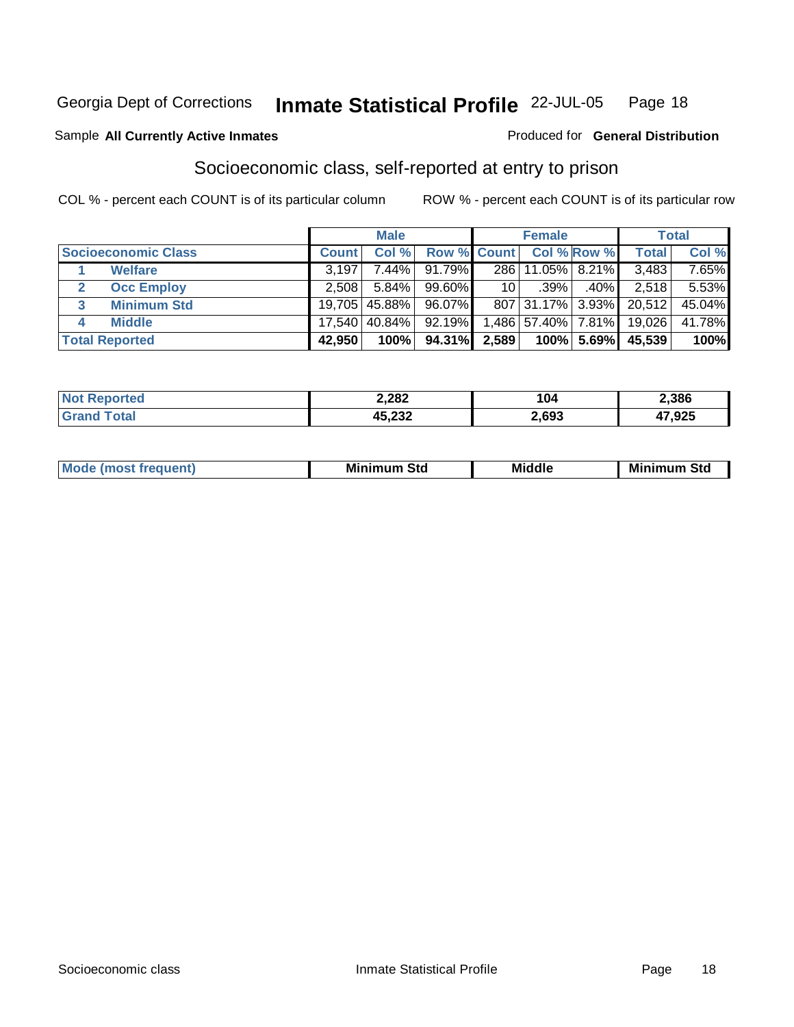Georgia Dept of Corrections **Inmate Statistical Profile** 22-JUL-05 Page 18

Sample **All Currently Active Inmates**

Produced for **General Distribution**

## Socioeconomic class, self-reported at entry to prison

COL % - percent each COUNT is of its particular column

ROW % - percent each COUNT is of its particular row

| | | Male | | | Female | | | Total | |
|---|---|---|---|---|---|---|---|---|---|
| **Socioeconomic Class** | | **Count** | **Col %** | **Row %** | **Count** | **Col %** | **Row %** | **Total** | **Col %** |
| 1 | **Welfare** | 3,197 | 7.44% | 91.79% | 286 | 11.05% | 8.21% | 3,483 | 7.65% |
| 2 | **Occ Employ** | 2,508 | 5.84% | 99.60% | 10 | .39% | .40% | 2,518 | 5.53% |
| 3 | **Minimum Std** | 19,705 | 45.88% | 96.07% | 807 | 31.17% | 3.93% | 20,512 | 45.04% |
| 4 | **Middle** | 17,540 | 40.84% | 92.19% | 1,486 | 57.40% | 7.81% | 19,026 | 41.78% |
| **Total Reported** | | **42,950** | **100%** | **94.31%** | **2,589** | **100%** | **5.69%** | **45,539** | **100%** |

| | Male | Female | Total |
|---|---|---|---|
| **Not Reported** | **2,282** | **104** | **2,386** |
| **Grand Total** | **45,232** | **2,693** | **47,925** |

| | Male | Female | Total |
|---|---|---|---|
| **Mode (most frequent)** | **Minimum Std** | **Middle** | **Minimum Std** |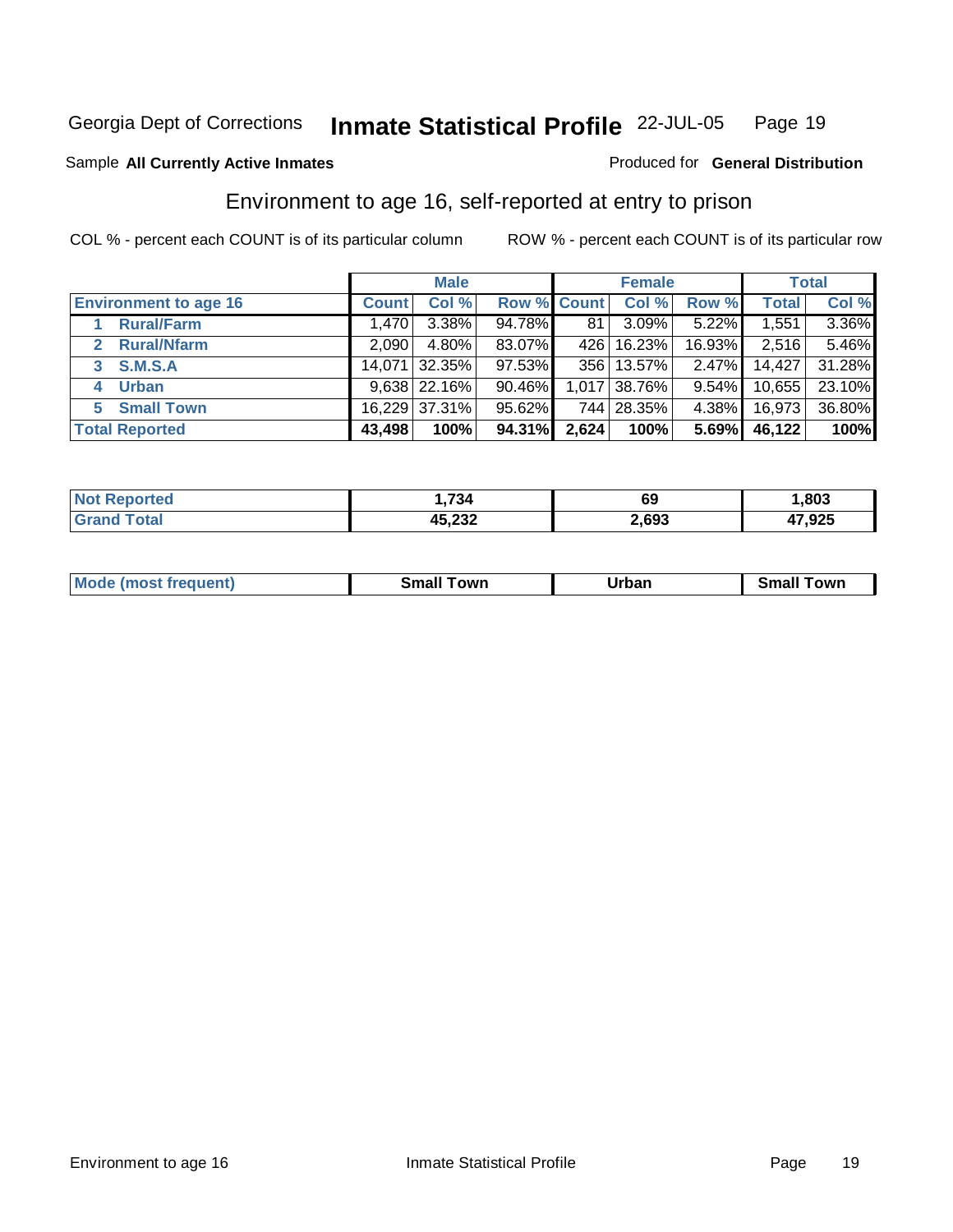Georgia Dept of Corrections **Inmate Statistical Profile** 22-JUL-05

Sample **All Currently Active Inmates**

Produced for **General Distribution**

## Environment to age 16, self-reported at entry to prison

COL % - percent each COUNT is of its particular column

ROW % - percent each COUNT is of its particular row

| | Male | | | Female | | | Total | |
|---|---|---|---|---|---|---|---|---|
| **Environment to age 16** | **Count** | **Col %** | **Row %** | **Count** | **Col %** | **Row %** | **Total** | **Col %** |
| 1 **Rural/Farm** | 1,470 | 3.38% | 94.78% | 81 | 3.09% | 5.22% | 1,551 | 3.36% |
| 2 **Rural/Nfarm** | 2,090 | 4.80% | 83.07% | 426 | 16.23% | 16.93% | 2,516 | 5.46% |
| 3 **S.M.S.A** | 14,071 | 32.35% | 97.53% | 356 | 13.57% | 2.47% | 14,427 | 31.28% |
| 4 **Urban** | 9,638 | 22.16% | 90.46% | 1,017 | 38.76% | 9.54% | 10,655 | 23.10% |
| 5 **Small Town** | 16,229 | 37.31% | 95.62% | 744 | 28.35% | 4.38% | 16,973 | 36.80% |
| **Total Reported** | **43,498** | **100%** | **94.31%** | **2,624** | **100%** | **5.69%** | **46,122** | **100%** |

| | Male | Female | Total |
|---|---|---|---|
| **Not Reported** | **1,734** | **69** | **1,803** |
| **Grand Total** | **45,232** | **2,693** | **47,925** |

| | Male | Female | Total |
|---|---|---|---|
| **Mode (most frequent)** | **Small Town** | **Urban** | **Small Town** |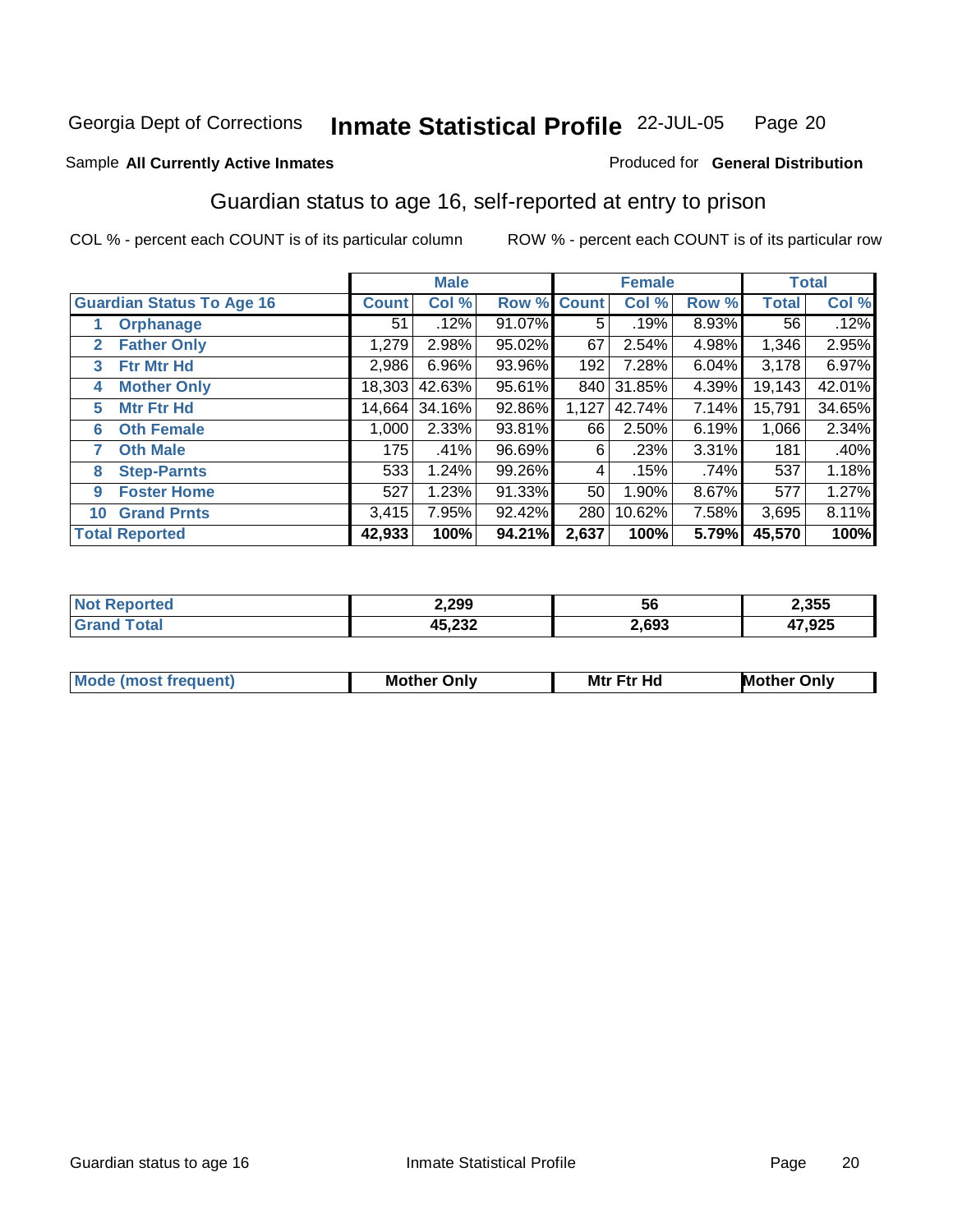Georgia Dept of Corrections **Inmate Statistical Profile** 22-JUL-05

Sample **All Currently Active Inmates**

Produced for **General Distribution**

## Guardian status to age 16, self-reported at entry to prison

COL % - percent each COUNT is of its particular column

ROW % - percent each COUNT is of its particular row

| Guardian Status To Age 16 | Male | | | Female | | | Total | |
|---|---|---|---|---|---|---|---|---|
| | Count | Col % | Row % | Count | Col % | Row % | Total | Col % |
| 1 Orphanage | 51 | .12% | 91.07% | 5 | .19% | 8.93% | 56 | .12% |
| 2 Father Only | 1,279 | 2.98% | 95.02% | 67 | 2.54% | 4.98% | 1,346 | 2.95% |
| 3 Ftr Mtr Hd | 2,986 | 6.96% | 93.96% | 192 | 7.28% | 6.04% | 3,178 | 6.97% |
| 4 Mother Only | 18,303 | 42.63% | 95.61% | 840 | 31.85% | 4.39% | 19,143 | 42.01% |
| 5 Mtr Ftr Hd | 14,664 | 34.16% | 92.86% | 1,127 | 42.74% | 7.14% | 15,791 | 34.65% |
| 6 Oth Female | 1,000 | 2.33% | 93.81% | 66 | 2.50% | 6.19% | 1,066 | 2.34% |
| 7 Oth Male | 175 | .41% | 96.69% | 6 | .23% | 3.31% | 181 | .40% |
| 8 Step-Parnts | 533 | 1.24% | 99.26% | 4 | .15% | .74% | 537 | 1.18% |
| 9 Foster Home | 527 | 1.23% | 91.33% | 50 | 1.90% | 8.67% | 577 | 1.27% |
| 10 Grand Prnts | 3,415 | 7.95% | 92.42% | 280 | 10.62% | 7.58% | 3,695 | 8.11% |
| **Total Reported** | **42,933** | **100%** | **94.21%** | **2,637** | **100%** | **5.79%** | **45,570** | **100%** |

| | Male | Female | Total |
|---|---|---|---|
| Not Reported | **2,299** | **56** | **2,355** |
| Grand Total | **45,232** | **2,693** | **47,925** |

| | Male | Female | Total |
|---|---|---|---|
| Mode (most frequent) | **Mother Only** | **Mtr Ftr Hd** | **Mother Only** |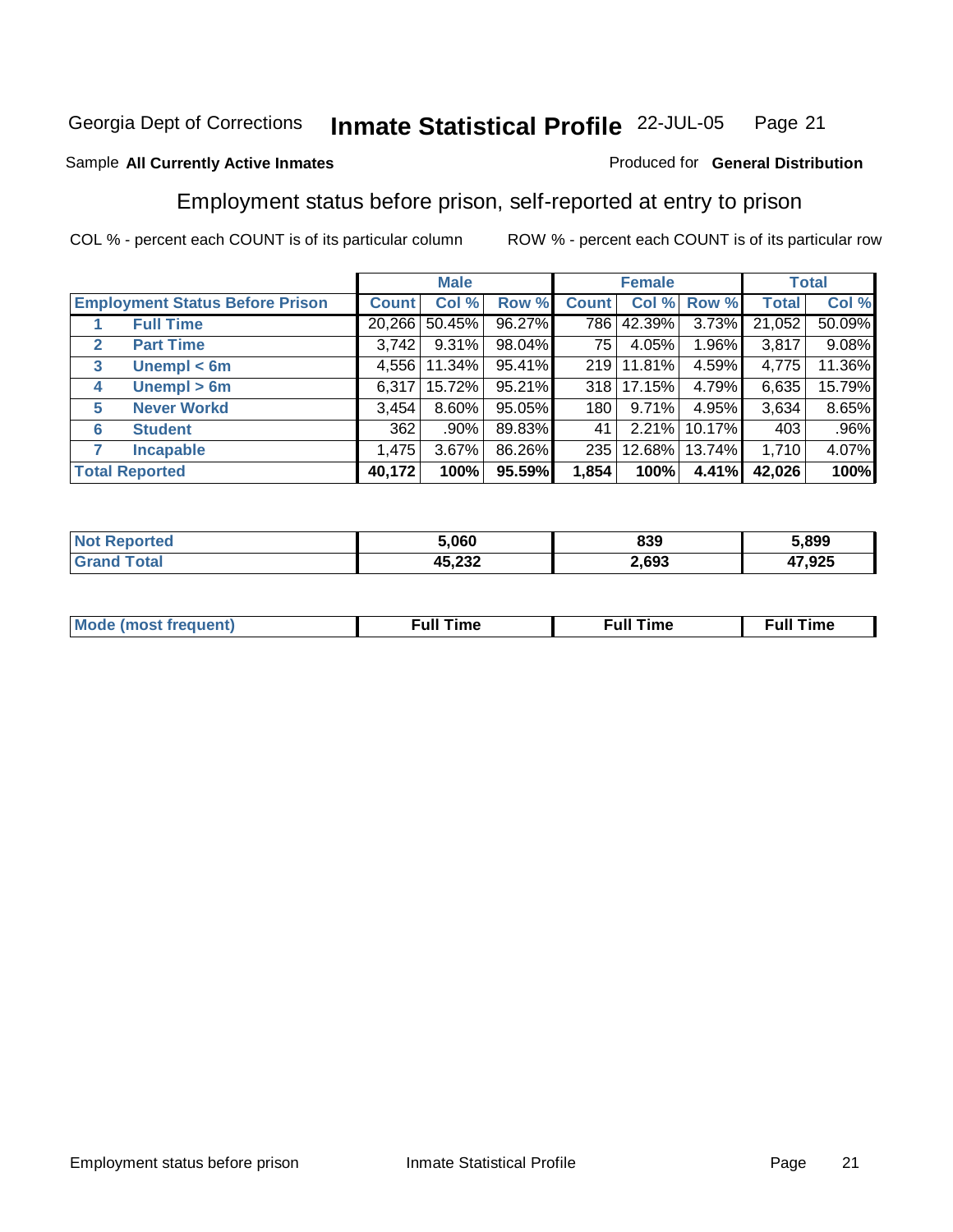Georgia Dept of Corrections **Inmate Statistical Profile** 22-JUL-05

Sample **All Currently Active Inmates**

Produced for **General Distribution**

## Employment status before prison, self-reported at entry to prison

COL % - percent each COUNT is of its particular column

ROW % - percent each COUNT is of its particular row

| | | Male | | | Female | | | Total | |
|---|---|---|---|---|---|---|---|---|---|
| **Employment Status Before Prison** | | **Count** | **Col %** | **Row %** | **Count** | **Col %** | **Row %** | **Total** | **Col %** |
| 1 | **Full Time** | 20,266 | 50.45% | 96.27% | 786 | 42.39% | 3.73% | 21,052 | 50.09% |
| 2 | **Part Time** | 3,742 | 9.31% | 98.04% | 75 | 4.05% | 1.96% | 3,817 | 9.08% |
| 3 | **Unempl < 6m** | 4,556 | 11.34% | 95.41% | 219 | 11.81% | 4.59% | 4,775 | 11.36% |
| 4 | **Unempl > 6m** | 6,317 | 15.72% | 95.21% | 318 | 17.15% | 4.79% | 6,635 | 15.79% |
| 5 | **Never Workd** | 3,454 | 8.60% | 95.05% | 180 | 9.71% | 4.95% | 3,634 | 8.65% |
| 6 | **Student** | 362 | .90% | 89.83% | 41 | 2.21% | 10.17% | 403 | .96% |
| 7 | **Incapable** | 1,475 | 3.67% | 86.26% | 235 | 12.68% | 13.74% | 1,710 | 4.07% |
| **Total Reported** | | **40,172** | **100%** | **95.59%** | **1,854** | **100%** | **4.41%** | **42,026** | **100%** |

| | Male | Female | Total |
|---|---|---|---|
| **Not Reported** | **5,060** | **839** | **5,899** |
| **Grand Total** | **45,232** | **2,693** | **47,925** |

| | Male | Female | Total |
|---|---|---|---|
| **Mode (most frequent)** | **Full Time** | **Full Time** | **Full Time** |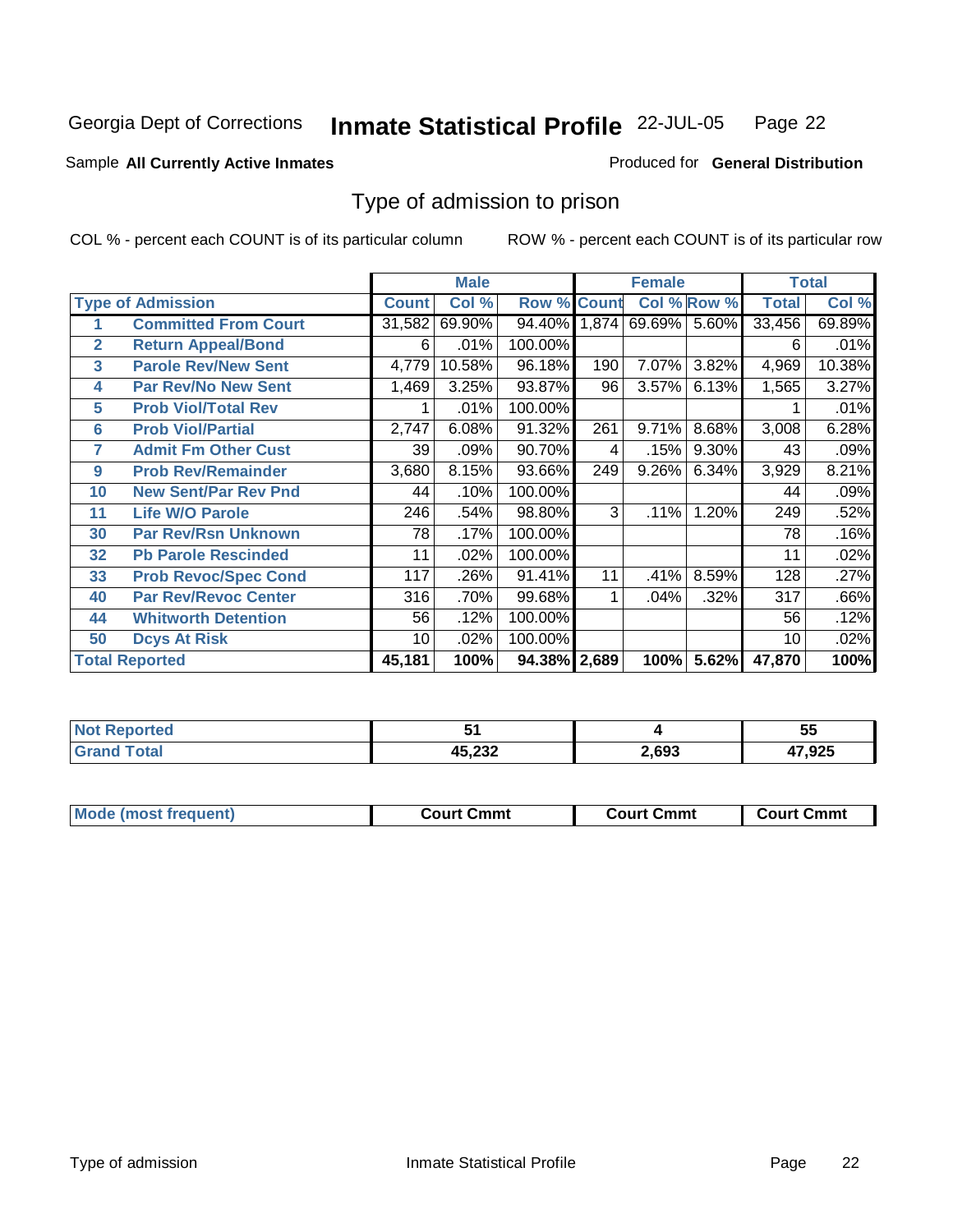Georgia Dept of Corrections **Inmate Statistical Profile** 22-JUL-05

Sample **All Currently Active Inmates** Produced for **General Distribution**

## Type of admission to prison

COL % - percent each COUNT is of its particular column ROW % - percent each COUNT is of its particular row

| Type of Admission | | Male | | | Female | | | Total | |
|---|---|---|---|---|---|---|---|---|---|
| | | Count | Col % | Row % | Count | Col % | Row % | Total | Col % |
| 1 | Committed From Court | 31,582 | 69.90% | 94.40% | 1,874 | 69.69% | 5.60% | 33,456 | 69.89% |
| 2 | Return Appeal/Bond | 6 | .01% | 100.00% | | | | 6 | .01% |
| 3 | Parole Rev/New Sent | 4,779 | 10.58% | 96.18% | 190 | 7.07% | 3.82% | 4,969 | 10.38% |
| 4 | Par Rev/No New Sent | 1,469 | 3.25% | 93.87% | 96 | 3.57% | 6.13% | 1,565 | 3.27% |
| 5 | Prob Viol/Total Rev | 1 | .01% | 100.00% | | | | 1 | .01% |
| 6 | Prob Viol/Partial | 2,747 | 6.08% | 91.32% | 261 | 9.71% | 8.68% | 3,008 | 6.28% |
| 7 | Admit Fm Other Cust | 39 | .09% | 90.70% | 4 | .15% | 9.30% | 43 | .09% |
| 9 | Prob Rev/Remainder | 3,680 | 8.15% | 93.66% | 249 | 9.26% | 6.34% | 3,929 | 8.21% |
| 10 | New Sent/Par Rev Pnd | 44 | .10% | 100.00% | | | | 44 | .09% |
| 11 | Life W/O Parole | 246 | .54% | 98.80% | 3 | .11% | 1.20% | 249 | .52% |
| 30 | Par Rev/Rsn Unknown | 78 | .17% | 100.00% | | | | 78 | .16% |
| 32 | Pb Parole Rescinded | 11 | .02% | 100.00% | | | | 11 | .02% |
| 33 | Prob Revoc/Spec Cond | 117 | .26% | 91.41% | 11 | .41% | 8.59% | 128 | .27% |
| 40 | Par Rev/Revoc Center | 316 | .70% | 99.68% | 1 | .04% | .32% | 317 | .66% |
| 44 | Whitworth Detention | 56 | .12% | 100.00% | | | | 56 | .12% |
| 50 | Dcys At Risk | 10 | .02% | 100.00% | | | | 10 | .02% |
| **Total Reported** | | **45,181** | **100%** | **94.38%** | **2,689** | **100%** | **5.62%** | **47,870** | **100%** |

| | Male | Female | Total |
|---|---|---|---|
| Not Reported | 51 | 4 | 55 |
| Grand Total | 45,232 | 2,693 | 47,925 |

| | Male | Female | Total |
|---|---|---|---|
| Mode (most frequent) | Court Cmmt | Court Cmmt | Court Cmmt |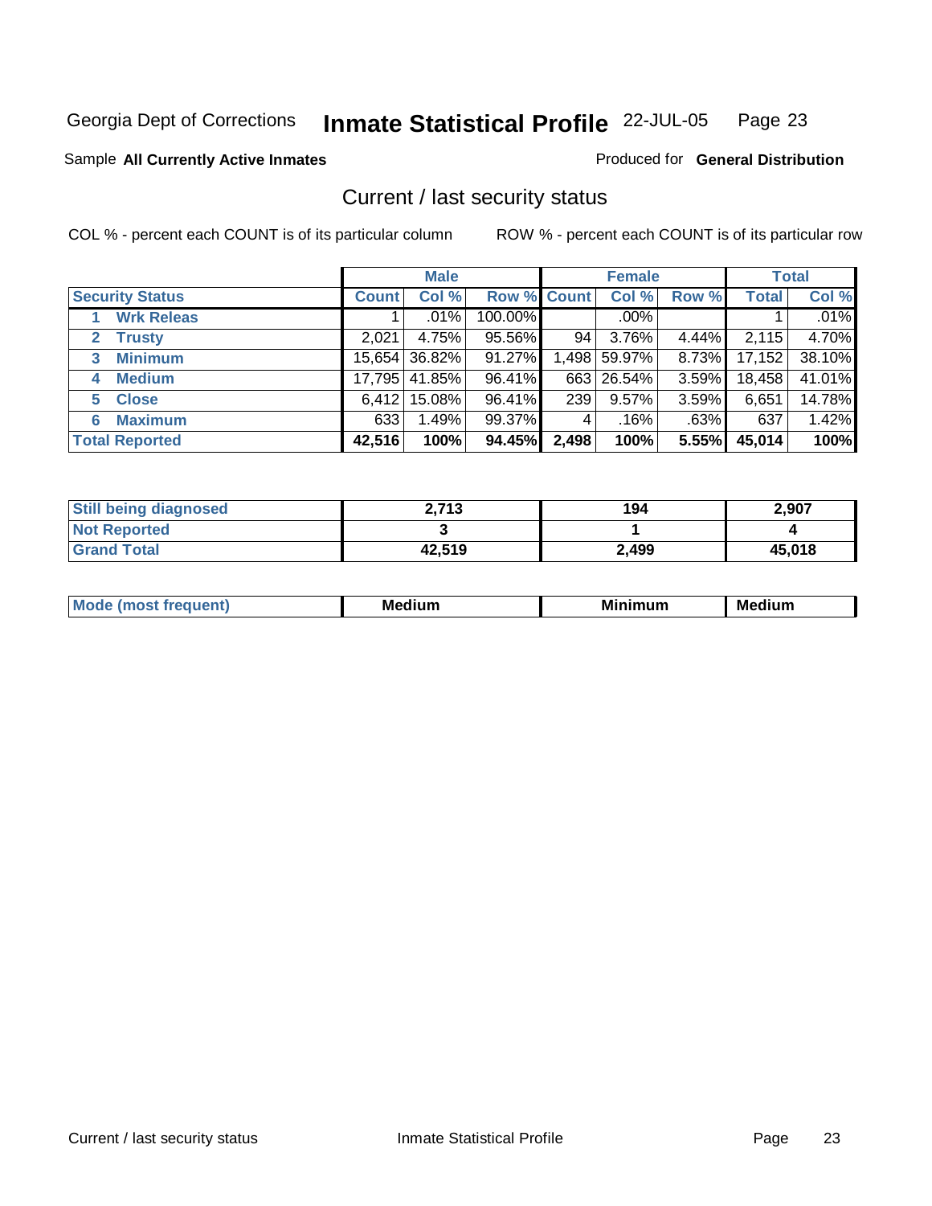Georgia Dept of Corrections **Inmate Statistical Profile** 22-JUL-05

Sample **All Currently Active Inmates**

Produced for **General Distribution**

## Current / last security status

COL % - percent each COUNT is of its particular column

ROW % - percent each COUNT is of its particular row

| | Male | | | Female | | | Total | |
|---|---|---|---|---|---|---|---|---|
| **Security Status** | **Count** | **Col %** | **Row %** | **Count** | **Col %** | **Row %** | **Total** | **Col %** |
| 1 **Wrk Releas** | 1 | .01% | 100.00% | | .00% | | 1 | .01% |
| 2 **Trusty** | 2,021 | 4.75% | 95.56% | 94 | 3.76% | 4.44% | 2,115 | 4.70% |
| 3 **Minimum** | 15,654 | 36.82% | 91.27% | 1,498 | 59.97% | 8.73% | 17,152 | 38.10% |
| 4 **Medium** | 17,795 | 41.85% | 96.41% | 663 | 26.54% | 3.59% | 18,458 | 41.01% |
| 5 **Close** | 6,412 | 15.08% | 96.41% | 239 | 9.57% | 3.59% | 6,651 | 14.78% |
| 6 **Maximum** | 633 | 1.49% | 99.37% | 4 | .16% | .63% | 637 | 1.42% |
| **Total Reported** | **42,516** | **100%** | **94.45%** | **2,498** | **100%** | **5.55%** | **45,014** | **100%** |

| | Male | Female | Total |
|---|---|---|---|
| **Still being diagnosed** | **2,713** | **194** | **2,907** |
| **Not Reported** | **3** | **1** | **4** |
| **Grand Total** | **42,519** | **2,499** | **45,018** |

| | Male | Female | Total |
|---|---|---|---|
| **Mode (most frequent)** | **Medium** | **Minimum** | **Medium** |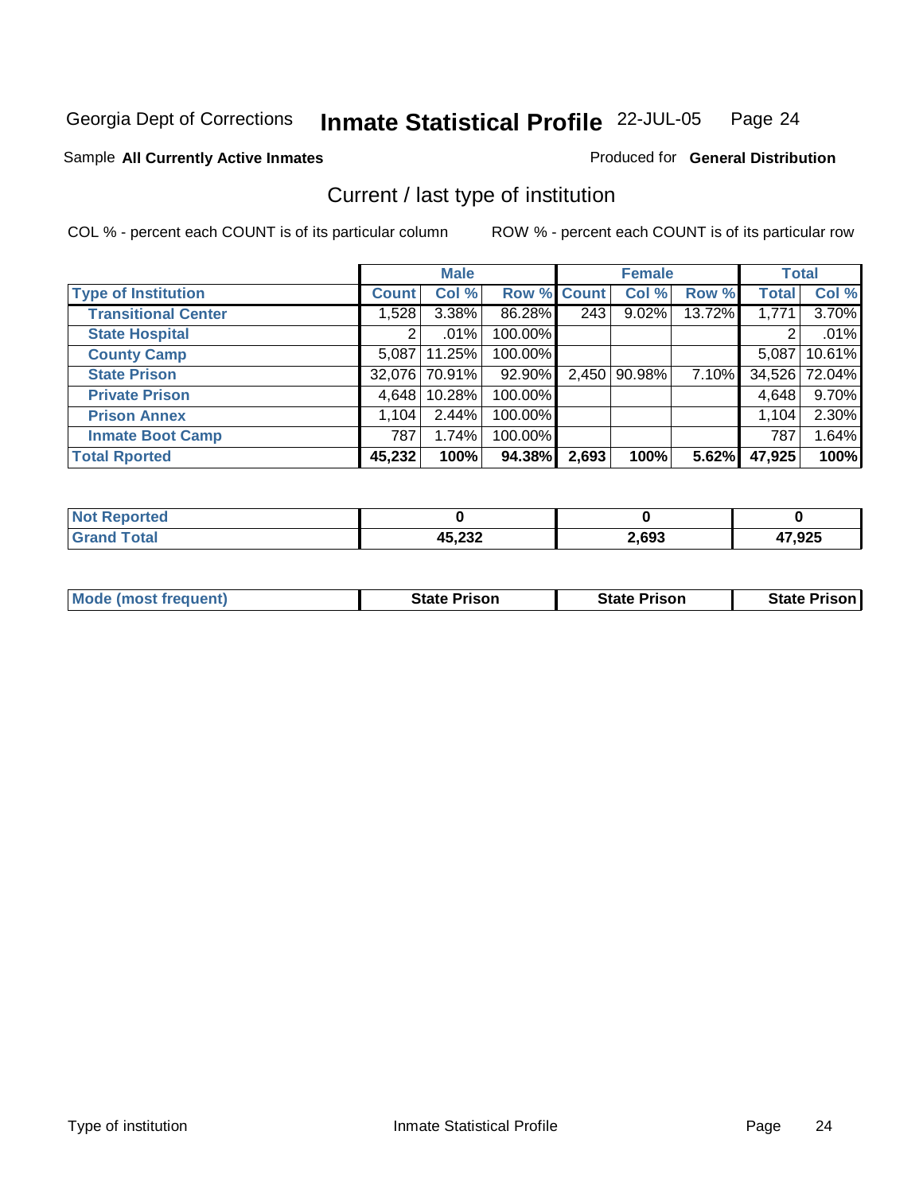Georgia Dept of Corrections **Inmate Statistical Profile** 22-JUL-05

Sample **All Currently Active Inmates**

Produced for **General Distribution**

## Current / last type of institution

COL % - percent each COUNT is of its particular column

ROW % - percent each COUNT is of its particular row

| | Male | | | Female | | | Total | |
|---|---|---|---|---|---|---|---|---|
| **Type of Institution** | **Count** | **Col %** | **Row %** | **Count** | **Col %** | **Row %** | **Total** | **Col %** |
| **Transitional Center** | 1,528 | 3.38% | 86.28% | 243 | 9.02% | 13.72% | 1,771 | 3.70% |
| **State Hospital** | 2 | .01% | 100.00% | | | | 2 | .01% |
| **County Camp** | 5,087 | 11.25% | 100.00% | | | | 5,087 | 10.61% |
| **State Prison** | 32,076 | 70.91% | 92.90% | 2,450 | 90.98% | 7.10% | 34,526 | 72.04% |
| **Private Prison** | 4,648 | 10.28% | 100.00% | | | | 4,648 | 9.70% |
| **Prison Annex** | 1,104 | 2.44% | 100.00% | | | | 1,104 | 2.30% |
| **Inmate Boot Camp** | 787 | 1.74% | 100.00% | | | | 787 | 1.64% |
| **Total Rported** | **45,232** | **100%** | **94.38%** | **2,693** | **100%** | **5.62%** | **47,925** | **100%** |

| | Male | Female | Total |
|---|---|---|---|
| **Not Reported** | **0** | **0** | **0** |
| **Grand Total** | **45,232** | **2,693** | **47,925** |

| | Male | Female | Total |
|---|---|---|---|
| **Mode (most frequent)** | **State Prison** | **State Prison** | **State Prison** |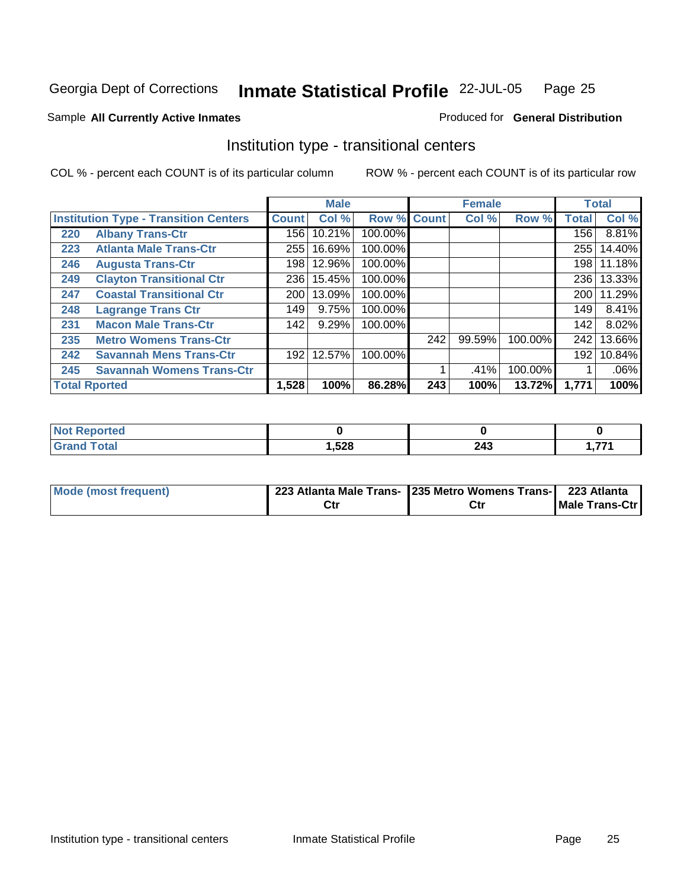Georgia Dept of Corrections **Inmate Statistical Profile** 22-JUL-05

Sample **All Currently Active Inmates**

Produced for **General Distribution**

## Institution type - transitional centers

COL % - percent each COUNT is of its particular column

ROW % - percent each COUNT is of its particular row

| | | Male | | | Female | | | Total | |
|---|---|---|---|---|---|---|---|---|---|
| **Institution Type - Transition Centers** | | **Count** | **Col %** | **Row %** | **Count** | **Col %** | **Row %** | **Total** | **Col %** |
| 220 | Albany Trans-Ctr | 156 | 10.21% | 100.00% | | | | 156 | 8.81% |
| 223 | Atlanta Male Trans-Ctr | 255 | 16.69% | 100.00% | | | | 255 | 14.40% |
| 246 | Augusta Trans-Ctr | 198 | 12.96% | 100.00% | | | | 198 | 11.18% |
| 249 | Clayton Transitional Ctr | 236 | 15.45% | 100.00% | | | | 236 | 13.33% |
| 247 | Coastal Transitional Ctr | 200 | 13.09% | 100.00% | | | | 200 | 11.29% |
| 248 | Lagrange Trans Ctr | 149 | 9.75% | 100.00% | | | | 149 | 8.41% |
| 231 | Macon Male Trans-Ctr | 142 | 9.29% | 100.00% | | | | 142 | 8.02% |
| 235 | Metro Womens Trans-Ctr | | | | 242 | 99.59% | 100.00% | 242 | 13.66% |
| 242 | Savannah Mens Trans-Ctr | 192 | 12.57% | 100.00% | | | | 192 | 10.84% |
| 245 | Savannah Womens Trans-Ctr | | | | 1 | .41% | 100.00% | 1 | .06% |
| **Total Rported** | | **1,528** | **100%** | **86.28%** | **243** | **100%** | **13.72%** | **1,771** | **100%** |

| | Male | Female | Total |
|---|---|---|---|
| **Not Reported** | **0** | **0** | **0** |
| **Grand Total** | **1,528** | **243** | **1,771** |

| | Male | Female | Total |
|---|---|---|---|
| **Mode (most frequent)** | **223 Atlanta Male Trans-Ctr** | **235 Metro Womens Trans-Ctr** | **223 Atlanta Male Trans-Ctr** |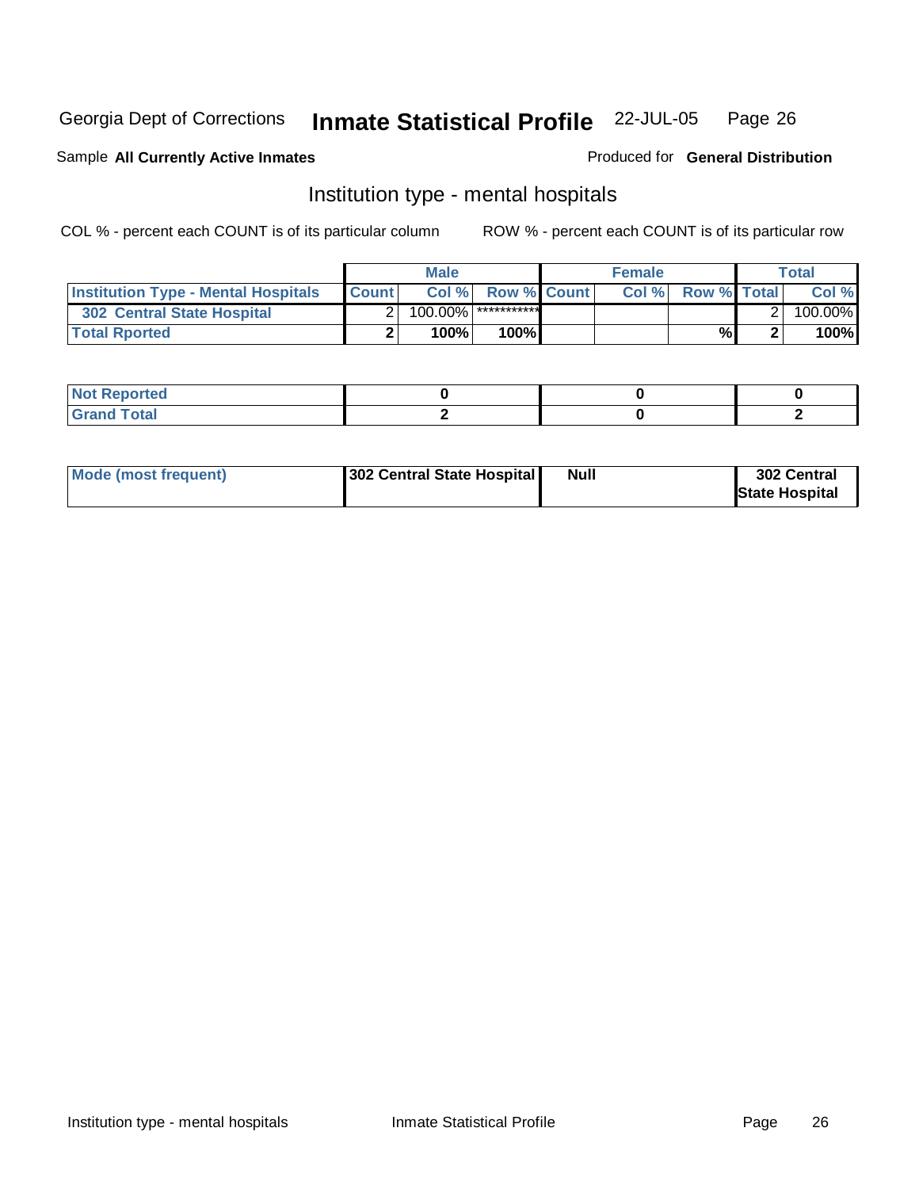Georgia Dept of Corrections **Inmate Statistical Profile** 22-JUL-05 Page 26

Sample **All Currently Active Inmates**

Produced for **General Distribution**

## Institution type - mental hospitals

COL % - percent each COUNT is of its particular column

ROW % - percent each COUNT is of its particular row

| | Male | | | Female | | | Total | |
|---|---|---|---|---|---|---|---|---|
| **Institution Type - Mental Hospitals** | **Count** | **Col %** | **Row %** | **Count** | **Col %** | **Row %** | **Total** | **Col %** |
| **302 Central State Hospital** | 2 | 100.00% | *********** | | | | 2 | 100.00% |
| **Total Rported** | **2** | **100%** | **100%** | | | **%** | **2** | **100%** |

| | Male | Female | Total |
|---|---|---|---|
| **Not Reported** | **0** | **0** | **0** |
| **Grand Total** | **2** | **0** | **2** |

| | Male | Female | Total |
|---|---|---|---|
| **Mode (most frequent)** | **302 Central State Hospital** | **Null** | **302 Central State Hospital** |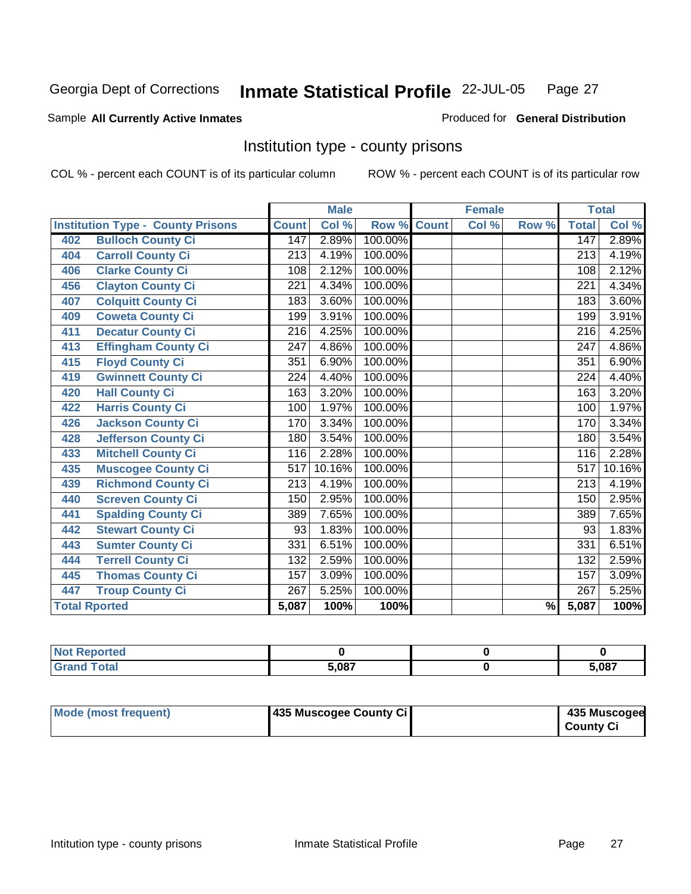Georgia Dept of Corrections **Inmate Statistical Profile** 22-JUL-05

Sample **All Currently Active Inmates**

Produced for **General Distribution**

## Institution type - county prisons

COL % - percent each COUNT is of its particular column

ROW % - percent each COUNT is of its particular row

| | | Male | | | Female | | | Total | |
|---|---|---|---|---|---|---|---|---|---|
| **Institution Type - County Prisons** | | **Count** | **Col %** | **Row %** | **Count** | **Col %** | **Row %** | **Total** | **Col %** |
| 402 | Bulloch County Ci | 147 | 2.89% | 100.00% | | | | 147 | 2.89% |
| 404 | Carroll County Ci | 213 | 4.19% | 100.00% | | | | 213 | 4.19% |
| 406 | Clarke County Ci | 108 | 2.12% | 100.00% | | | | 108 | 2.12% |
| 456 | Clayton County Ci | 221 | 4.34% | 100.00% | | | | 221 | 4.34% |
| 407 | Colquitt County Ci | 183 | 3.60% | 100.00% | | | | 183 | 3.60% |
| 409 | Coweta County Ci | 199 | 3.91% | 100.00% | | | | 199 | 3.91% |
| 411 | Decatur County Ci | 216 | 4.25% | 100.00% | | | | 216 | 4.25% |
| 413 | Effingham County Ci | 247 | 4.86% | 100.00% | | | | 247 | 4.86% |
| 415 | Floyd County Ci | 351 | 6.90% | 100.00% | | | | 351 | 6.90% |
| 419 | Gwinnett County Ci | 224 | 4.40% | 100.00% | | | | 224 | 4.40% |
| 420 | Hall County Ci | 163 | 3.20% | 100.00% | | | | 163 | 3.20% |
| 422 | Harris County Ci | 100 | 1.97% | 100.00% | | | | 100 | 1.97% |
| 426 | Jackson County Ci | 170 | 3.34% | 100.00% | | | | 170 | 3.34% |
| 428 | Jefferson County Ci | 180 | 3.54% | 100.00% | | | | 180 | 3.54% |
| 433 | Mitchell County Ci | 116 | 2.28% | 100.00% | | | | 116 | 2.28% |
| 435 | Muscogee County Ci | 517 | 10.16% | 100.00% | | | | 517 | 10.16% |
| 439 | Richmond County Ci | 213 | 4.19% | 100.00% | | | | 213 | 4.19% |
| 440 | Screven County Ci | 150 | 2.95% | 100.00% | | | | 150 | 2.95% |
| 441 | Spalding County Ci | 389 | 7.65% | 100.00% | | | | 389 | 7.65% |
| 442 | Stewart County Ci | 93 | 1.83% | 100.00% | | | | 93 | 1.83% |
| 443 | Sumter County Ci | 331 | 6.51% | 100.00% | | | | 331 | 6.51% |
| 444 | Terrell County Ci | 132 | 2.59% | 100.00% | | | | 132 | 2.59% |
| 445 | Thomas County Ci | 157 | 3.09% | 100.00% | | | | 157 | 3.09% |
| 447 | Troup County Ci | 267 | 5.25% | 100.00% | | | | 267 | 5.25% |
| **Total Rported** | | **5,087** | **100%** | **100%** | | | **%** | **5,087** | **100%** |

| | Male | Female | Total |
|---|---|---|---|
| Not Reported | 0 | 0 | 0 |
| Grand Total | 5,087 | 0 | 5,087 |

| | Male | Female | Total |
|---|---|---|---|
| Mode (most frequent) | 435 Muscogee County Ci | | 435 Muscogee County Ci |

Intitution type - county prisons Inmate Statistical Profile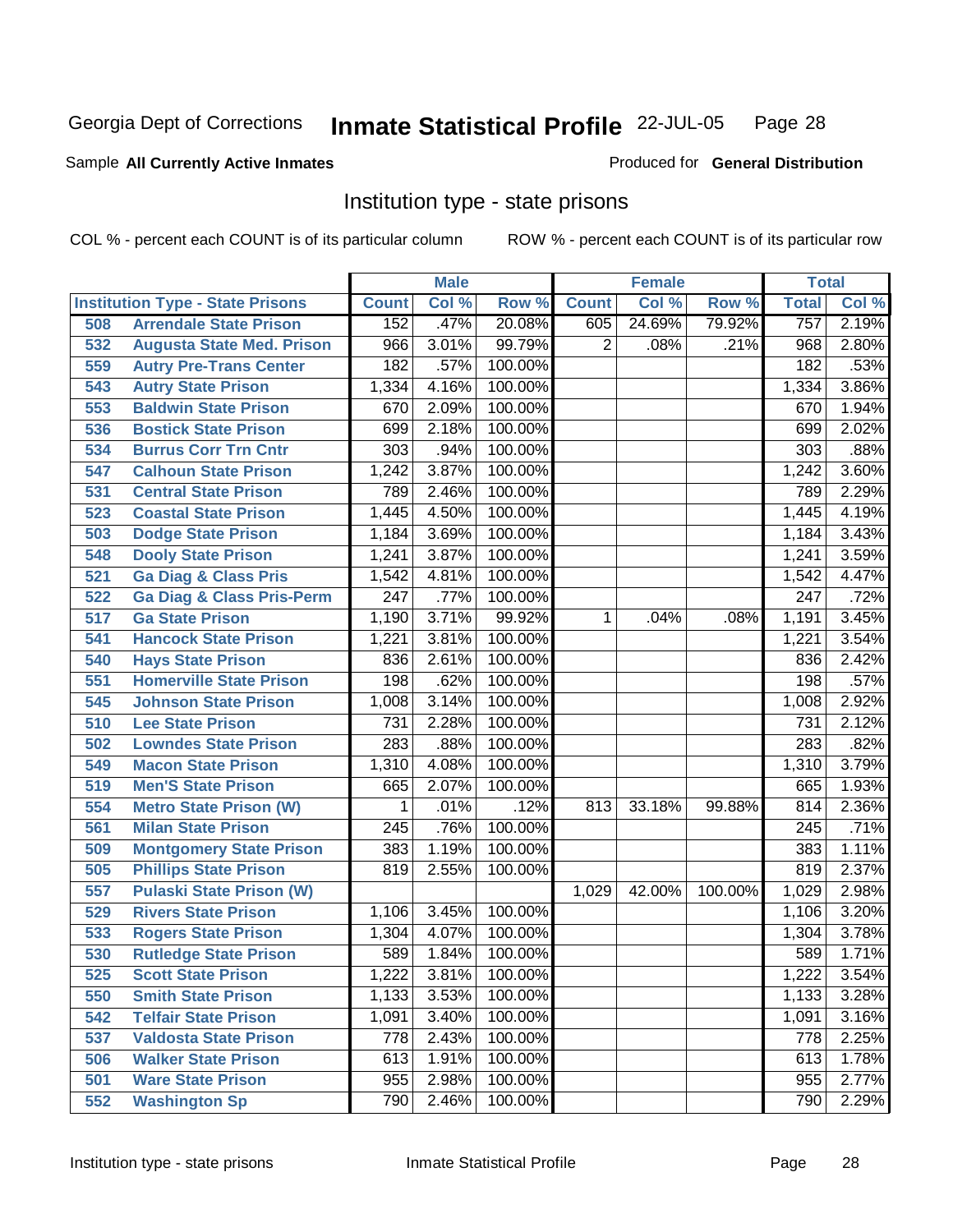Georgia Dept of Corrections **Inmate Statistical Profile** 22-JUL-05

Sample **All Currently Active Inmates** Produced for **General Distribution**

## Institution type - state prisons

COL % - percent each COUNT is of its particular column ROW % - percent each COUNT is of its particular row

| | | Male | | | Female | | | Total | |
|---|---|---|---|---|---|---|---|---|---|
| **Institution Type - State Prisons** | | **Count** | **Col %** | **Row %** | **Count** | **Col %** | **Row %** | **Total** | **Col %** |
| 508 | Arrendale State Prison | 152 | .47% | 20.08% | 605 | 24.69% | 79.92% | 757 | 2.19% |
| 532 | Augusta State Med. Prison | 966 | 3.01% | 99.79% | 2 | .08% | .21% | 968 | 2.80% |
| 559 | Autry Pre-Trans Center | 182 | .57% | 100.00% | | | | 182 | .53% |
| 543 | Autry State Prison | 1,334 | 4.16% | 100.00% | | | | 1,334 | 3.86% |
| 553 | Baldwin State Prison | 670 | 2.09% | 100.00% | | | | 670 | 1.94% |
| 536 | Bostick State Prison | 699 | 2.18% | 100.00% | | | | 699 | 2.02% |
| 534 | Burrus Corr Trn Cntr | 303 | .94% | 100.00% | | | | 303 | .88% |
| 547 | Calhoun State Prison | 1,242 | 3.87% | 100.00% | | | | 1,242 | 3.60% |
| 531 | Central State Prison | 789 | 2.46% | 100.00% | | | | 789 | 2.29% |
| 523 | Coastal State Prison | 1,445 | 4.50% | 100.00% | | | | 1,445 | 4.19% |
| 503 | Dodge State Prison | 1,184 | 3.69% | 100.00% | | | | 1,184 | 3.43% |
| 548 | Dooly State Prison | 1,241 | 3.87% | 100.00% | | | | 1,241 | 3.59% |
| 521 | Ga Diag & Class Pris | 1,542 | 4.81% | 100.00% | | | | 1,542 | 4.47% |
| 522 | Ga Diag & Class Pris-Perm | 247 | .77% | 100.00% | | | | 247 | .72% |
| 517 | Ga State Prison | 1,190 | 3.71% | 99.92% | 1 | .04% | .08% | 1,191 | 3.45% |
| 541 | Hancock State Prison | 1,221 | 3.81% | 100.00% | | | | 1,221 | 3.54% |
| 540 | Hays State Prison | 836 | 2.61% | 100.00% | | | | 836 | 2.42% |
| 551 | Homerville State Prison | 198 | .62% | 100.00% | | | | 198 | .57% |
| 545 | Johnson State Prison | 1,008 | 3.14% | 100.00% | | | | 1,008 | 2.92% |
| 510 | Lee State Prison | 731 | 2.28% | 100.00% | | | | 731 | 2.12% |
| 502 | Lowndes State Prison | 283 | .88% | 100.00% | | | | 283 | .82% |
| 549 | Macon State Prison | 1,310 | 4.08% | 100.00% | | | | 1,310 | 3.79% |
| 519 | Men'S State Prison | 665 | 2.07% | 100.00% | | | | 665 | 1.93% |
| 554 | Metro State Prison (W) | 1 | .01% | .12% | 813 | 33.18% | 99.88% | 814 | 2.36% |
| 561 | Milan State Prison | 245 | .76% | 100.00% | | | | 245 | .71% |
| 509 | Montgomery State Prison | 383 | 1.19% | 100.00% | | | | 383 | 1.11% |
| 505 | Phillips State Prison | 819 | 2.55% | 100.00% | | | | 819 | 2.37% |
| 557 | Pulaski State Prison (W) | | | | 1,029 | 42.00% | 100.00% | 1,029 | 2.98% |
| 529 | Rivers State Prison | 1,106 | 3.45% | 100.00% | | | | 1,106 | 3.20% |
| 533 | Rogers State Prison | 1,304 | 4.07% | 100.00% | | | | 1,304 | 3.78% |
| 530 | Rutledge State Prison | 589 | 1.84% | 100.00% | | | | 589 | 1.71% |
| 525 | Scott State Prison | 1,222 | 3.81% | 100.00% | | | | 1,222 | 3.54% |
| 550 | Smith State Prison | 1,133 | 3.53% | 100.00% | | | | 1,133 | 3.28% |
| 542 | Telfair State Prison | 1,091 | 3.40% | 100.00% | | | | 1,091 | 3.16% |
| 537 | Valdosta State Prison | 778 | 2.43% | 100.00% | | | | 778 | 2.25% |
| 506 | Walker State Prison | 613 | 1.91% | 100.00% | | | | 613 | 1.78% |
| 501 | Ware State Prison | 955 | 2.98% | 100.00% | | | | 955 | 2.77% |
| 552 | Washington Sp | 790 | 2.46% | 100.00% | | | | 790 | 2.29% |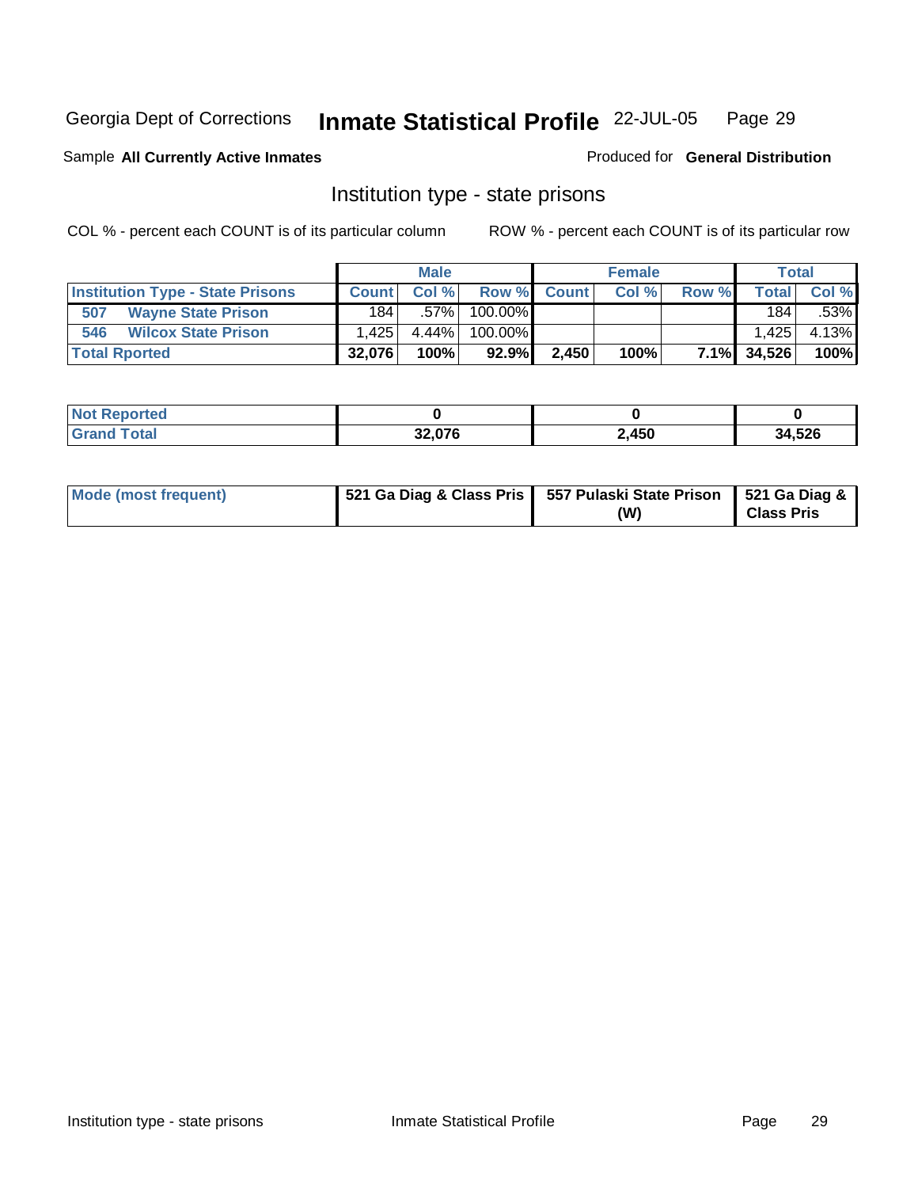Georgia Dept of Corrections **Inmate Statistical Profile** 22-JUL-05

Sample **All Currently Active Inmates**

Produced for **General Distribution**

## Institution type - state prisons

COL % - percent each COUNT is of its particular column

ROW % - percent each COUNT is of its particular row

| | Male | | | Female | | | Total | |
|---|---|---|---|---|---|---|---|---|
| **Institution Type - State Prisons** | **Count** | **Col %** | **Row %** | **Count** | **Col %** | **Row %** | **Total** | **Col %** |
| **507 Wayne State Prison** | 184 | .57% | 100.00% | | | | 184 | .53% |
| **546 Wilcox State Prison** | 1,425 | 4.44% | 100.00% | | | | 1,425 | 4.13% |
| **Total Rported** | **32,076** | **100%** | **92.9%** | **2,450** | **100%** | **7.1%** | **34,526** | **100%** |

| | Male | Female | Total |
|---|---|---|---|
| **Not Reported** | **0** | **0** | **0** |
| **Grand Total** | **32,076** | **2,450** | **34,526** |

| | Male | Female | Total |
|---|---|---|---|
| **Mode (most frequent)** | **521 Ga Diag & Class Pris** | **557 Pulaski State Prison (W)** | **521 Ga Diag & Class Pris** |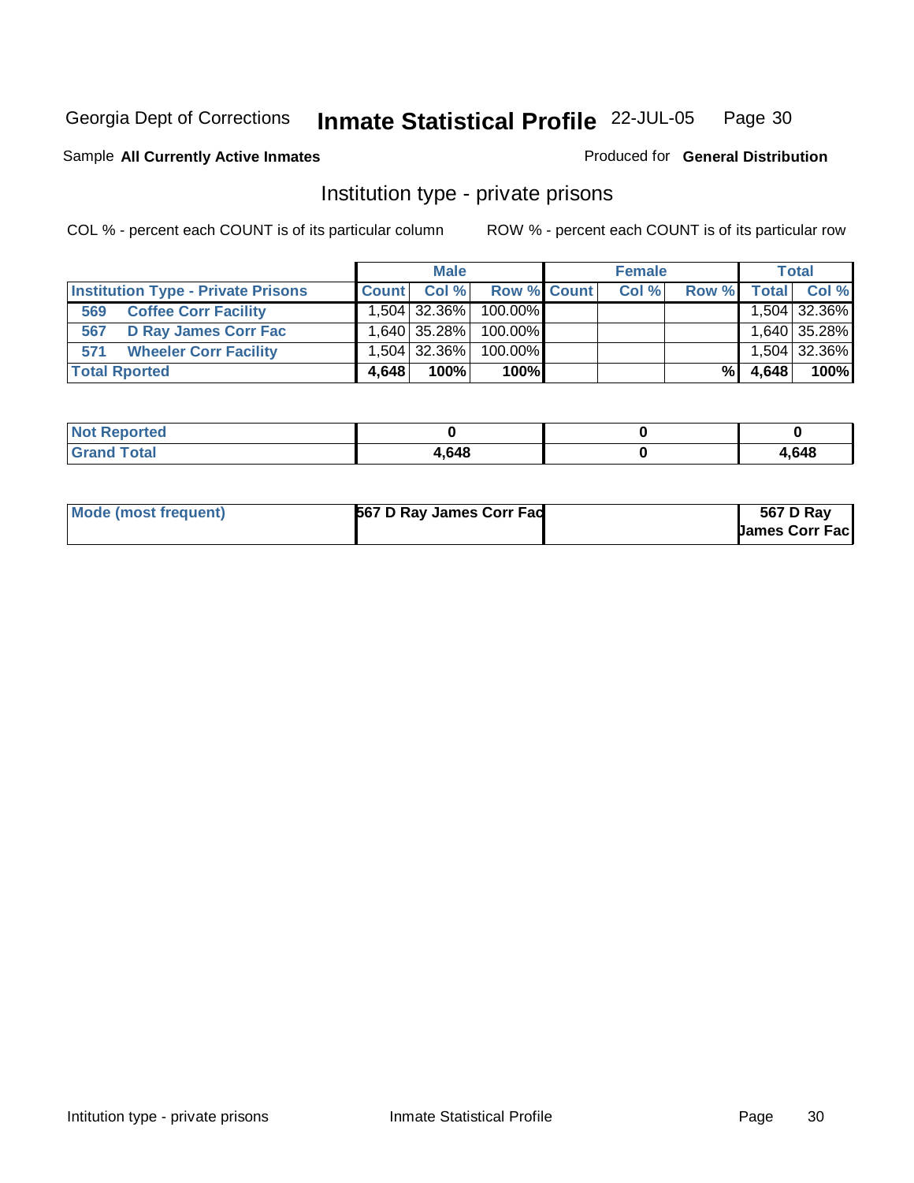Georgia Dept of Corrections **Inmate Statistical Profile** 22-JUL-05

Sample **All Currently Active Inmates** Produced for **General Distribution**

## Institution type - private prisons

COL % - percent each COUNT is of its particular column ROW % - percent each COUNT is of its particular row

| | Male | | | Female | | | Total | |
|---|---|---|---|---|---|---|---|---|
| **Institution Type - Private Prisons** | **Count** | **Col %** | **Row %** | **Count** | **Col %** | **Row %** | **Total** | **Col %** |
| **569 Coffee Corr Facility** | 1,504 | 32.36% | 100.00% | | | | 1,504 | 32.36% |
| **567 D Ray James Corr Fac** | 1,640 | 35.28% | 100.00% | | | | 1,640 | 35.28% |
| **571 Wheeler Corr Facility** | 1,504 | 32.36% | 100.00% | | | | 1,504 | 32.36% |
| **Total Rported** | **4,648** | **100%** | **100%** | | | **%** | **4,648** | **100%** |

| | Male | Female | Total |
|---|---|---|---|
| **Not Reported** | **0** | **0** | **0** |
| **Grand Total** | **4,648** | **0** | **4,648** |

| | Male | Female | Total |
|---|---|---|---|
| **Mode (most frequent)** | **567 D Ray James Corr Fac** | | **567 D Ray James Corr Fac** |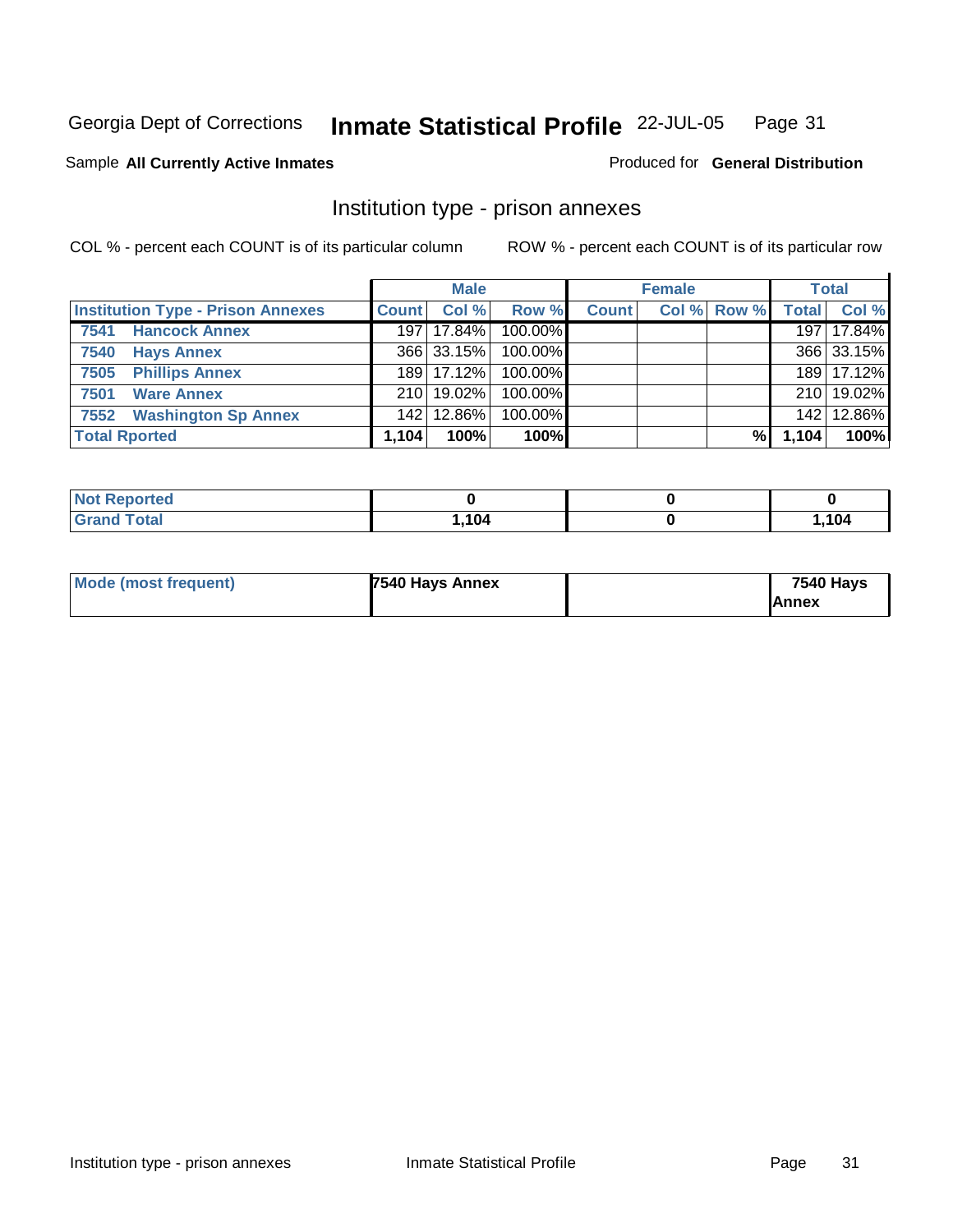Georgia Dept of Corrections **Inmate Statistical Profile** 22-JUL-05

Sample **All Currently Active Inmates**

Produced for **General Distribution**

## Institution type - prison annexes

COL % - percent each COUNT is of its particular column

ROW % - percent each COUNT is of its particular row

| | Male | | | Female | | | Total | |
|---|---|---|---|---|---|---|---|---|
| **Institution Type - Prison Annexes** | **Count** | **Col %** | **Row %** | **Count** | **Col %** | **Row %** | **Total** | **Col %** |
| **7541 Hancock Annex** | 197 | 17.84% | 100.00% | | | | 197 | 17.84% |
| **7540 Hays Annex** | 366 | 33.15% | 100.00% | | | | 366 | 33.15% |
| **7505 Phillips Annex** | 189 | 17.12% | 100.00% | | | | 189 | 17.12% |
| **7501 Ware Annex** | 210 | 19.02% | 100.00% | | | | 210 | 19.02% |
| **7552 Washington Sp Annex** | 142 | 12.86% | 100.00% | | | | 142 | 12.86% |
| **Total Rported** | **1,104** | **100%** | **100%** | | | **%** | **1,104** | **100%** |

| | Male | Female | Total |
|---|---|---|---|
| **Not Reported** | **0** | **0** | **0** |
| **Grand Total** | **1,104** | **0** | **1,104** |

| | Male | Female | Total |
|---|---|---|---|
| **Mode (most frequent)** | **7540 Hays Annex** | | **7540 Hays Annex** |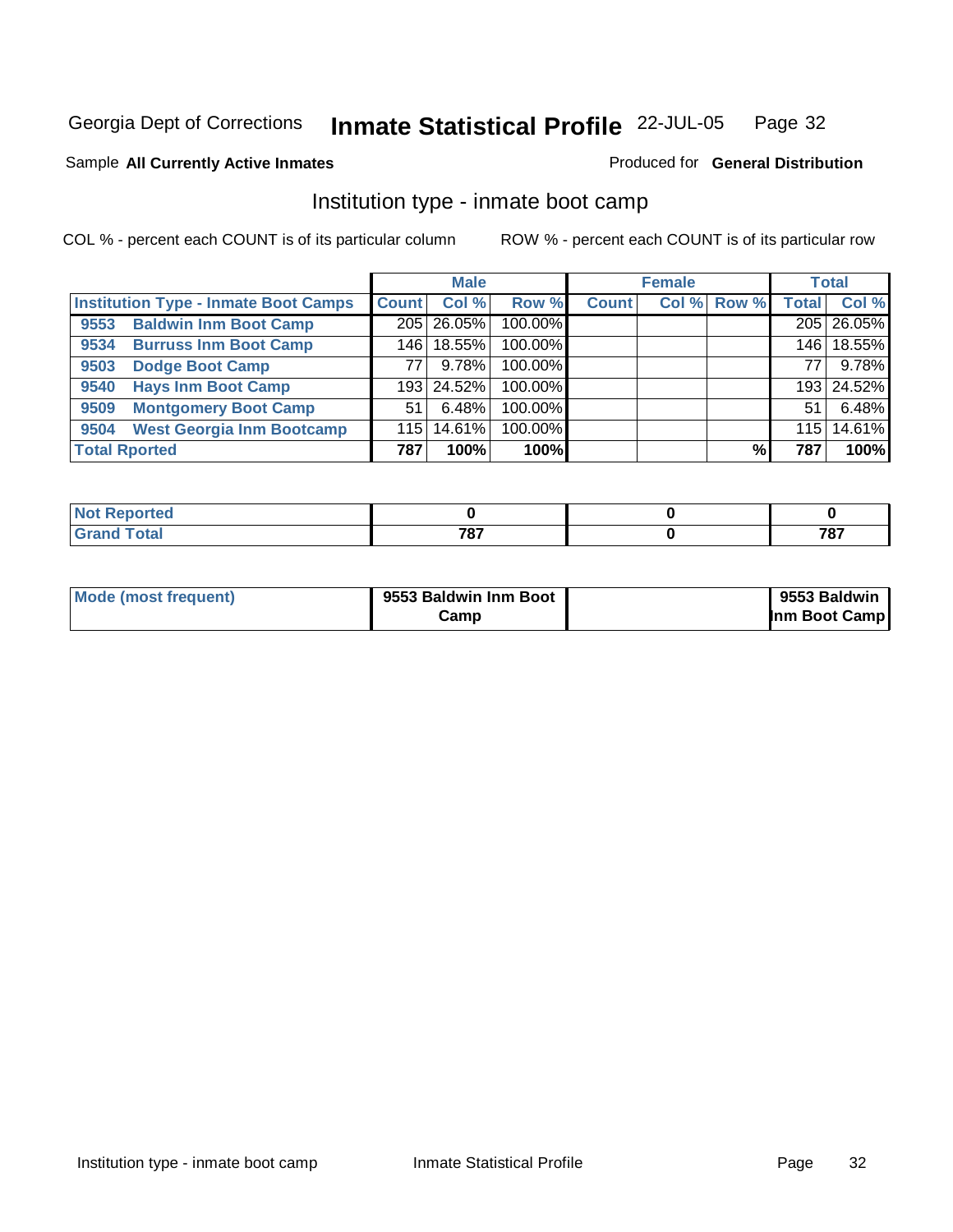Georgia Dept of Corrections **Inmate Statistical Profile** 22-JUL-05 Page 32

Sample **All Currently Active Inmates**

Produced for **General Distribution**

## Institution type - inmate boot camp

COL % - percent each COUNT is of its particular column

ROW % - percent each COUNT is of its particular row

| | Male | | | Female | | | Total | |
|---|---|---|---|---|---|---|---|---|
| **Institution Type - Inmate Boot Camps** | **Count** | **Col %** | **Row %** | **Count** | **Col %** | **Row %** | **Total** | **Col %** |
| **9553 Baldwin Inm Boot Camp** | 205 | 26.05% | 100.00% | | | | 205 | 26.05% |
| **9534 Burruss Inm Boot Camp** | 146 | 18.55% | 100.00% | | | | 146 | 18.55% |
| **9503 Dodge Boot Camp** | 77 | 9.78% | 100.00% | | | | 77 | 9.78% |
| **9540 Hays Inm Boot Camp** | 193 | 24.52% | 100.00% | | | | 193 | 24.52% |
| **9509 Montgomery Boot Camp** | 51 | 6.48% | 100.00% | | | | 51 | 6.48% |
| **9504 West Georgia Inm Bootcamp** | 115 | 14.61% | 100.00% | | | | 115 | 14.61% |
| **Total Rported** | **787** | **100%** | **100%** | | | **%** | **787** | **100%** |

| | Male | Female | Total |
|---|---|---|---|
| **Not Reported** | **0** | **0** | **0** |
| **Grand Total** | **787** | **0** | **787** |

| | Male | Female | Total |
|---|---|---|---|
| **Mode (most frequent)** | **9553 Baldwin Inm Boot Camp** | | **9553 Baldwin Inm Boot Camp** |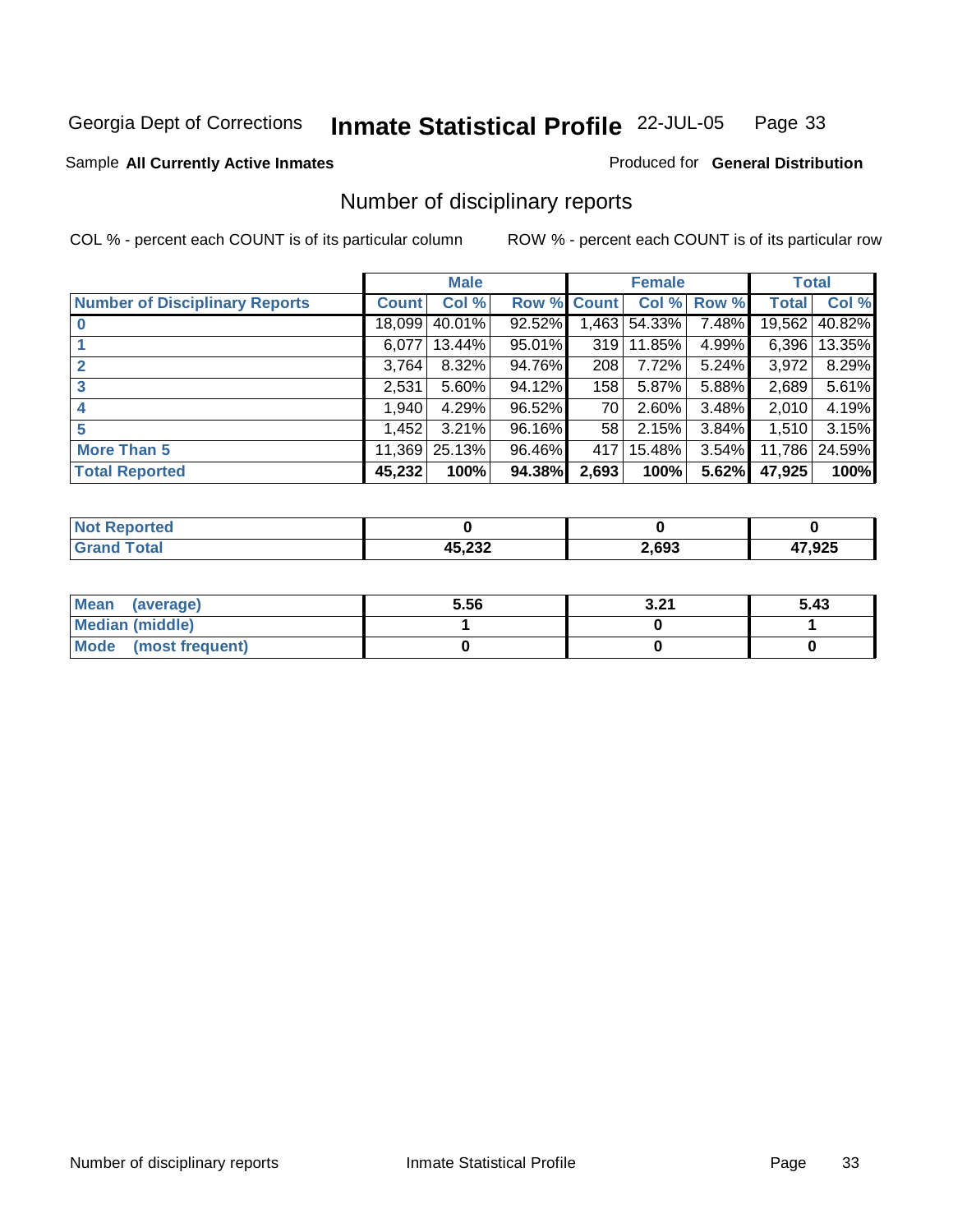Georgia Dept of Corrections **Inmate Statistical Profile** 22-JUL-05

Sample **All Currently Active Inmates** Produced for **General Distribution**

## Number of disciplinary reports

COL % - percent each COUNT is of its particular column ROW % - percent each COUNT is of its particular row

| | Male | | | Female | | | Total | |
|---|---|---|---|---|---|---|---|---|
| **Number of Disciplinary Reports** | **Count** | **Col %** | **Row %** | **Count** | **Col %** | **Row %** | **Total** | **Col %** |
| **0** | 18,099 | 40.01% | 92.52% | 1,463 | 54.33% | 7.48% | 19,562 | 40.82% |
| **1** | 6,077 | 13.44% | 95.01% | 319 | 11.85% | 4.99% | 6,396 | 13.35% |
| **2** | 3,764 | 8.32% | 94.76% | 208 | 7.72% | 5.24% | 3,972 | 8.29% |
| **3** | 2,531 | 5.60% | 94.12% | 158 | 5.87% | 5.88% | 2,689 | 5.61% |
| **4** | 1,940 | 4.29% | 96.52% | 70 | 2.60% | 3.48% | 2,010 | 4.19% |
| **5** | 1,452 | 3.21% | 96.16% | 58 | 2.15% | 3.84% | 1,510 | 3.15% |
| **More Than 5** | 11,369 | 25.13% | 96.46% | 417 | 15.48% | 3.54% | 11,786 | 24.59% |
| **Total Reported** | **45,232** | **100%** | **94.38%** | **2,693** | **100%** | **5.62%** | **47,925** | **100%** |

| | Male | Female | Total |
|---|---|---|---|
| **Not Reported** | **0** | **0** | **0** |
| **Grand Total** | **45,232** | **2,693** | **47,925** |

| | Male | Female | Total |
|---|---|---|---|
| **Mean (average)** | **5.56** | **3.21** | **5.43** |
| **Median (middle)** | **1** | **0** | **1** |
| **Mode (most frequent)** | **0** | **0** | **0** |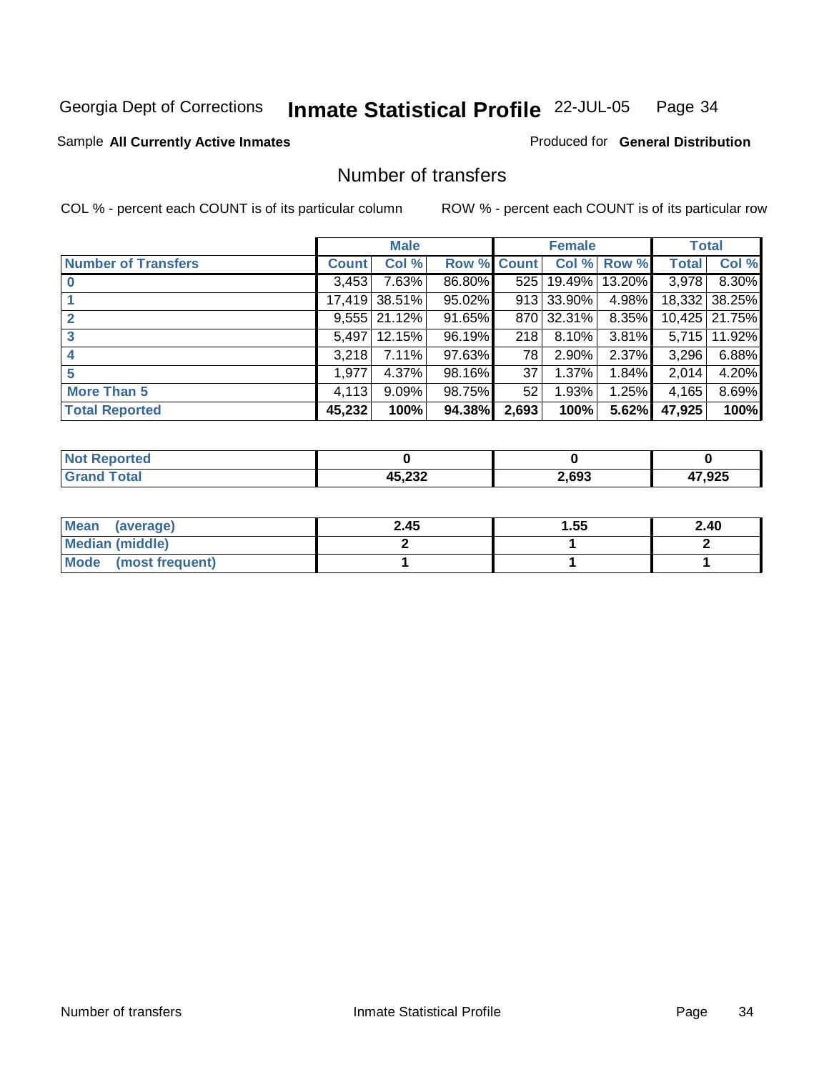Georgia Dept of Corrections **Inmate Statistical Profile** 22-JUL-05

Sample **All Currently Active Inmates**

Produced for **General Distribution**

## Number of transfers

COL % - percent each COUNT is of its particular column

ROW % - percent each COUNT is of its particular row

| | Male | | | Female | | | Total | |
|---|---|---|---|---|---|---|---|---|
| **Number of Transfers** | **Count** | **Col %** | **Row %** | **Count** | **Col %** | **Row %** | **Total** | **Col %** |
| **0** | 3,453 | 7.63% | 86.80% | 525 | 19.49% | 13.20% | 3,978 | 8.30% |
| **1** | 17,419 | 38.51% | 95.02% | 913 | 33.90% | 4.98% | 18,332 | 38.25% |
| **2** | 9,555 | 21.12% | 91.65% | 870 | 32.31% | 8.35% | 10,425 | 21.75% |
| **3** | 5,497 | 12.15% | 96.19% | 218 | 8.10% | 3.81% | 5,715 | 11.92% |
| **4** | 3,218 | 7.11% | 97.63% | 78 | 2.90% | 2.37% | 3,296 | 6.88% |
| **5** | 1,977 | 4.37% | 98.16% | 37 | 1.37% | 1.84% | 2,014 | 4.20% |
| **More Than 5** | 4,113 | 9.09% | 98.75% | 52 | 1.93% | 1.25% | 4,165 | 8.69% |
| **Total Reported** | **45,232** | **100%** | **94.38%** | **2,693** | **100%** | **5.62%** | **47,925** | **100%** |

| | Male | Female | Total |
|---|---|---|---|
| **Not Reported** | **0** | **0** | **0** |
| **Grand Total** | **45,232** | **2,693** | **47,925** |

| | Male | Female | Total |
|---|---|---|---|
| **Mean (average)** | **2.45** | **1.55** | **2.40** |
| **Median (middle)** | **2** | **1** | **2** |
| **Mode (most frequent)** | **1** | **1** | **1** |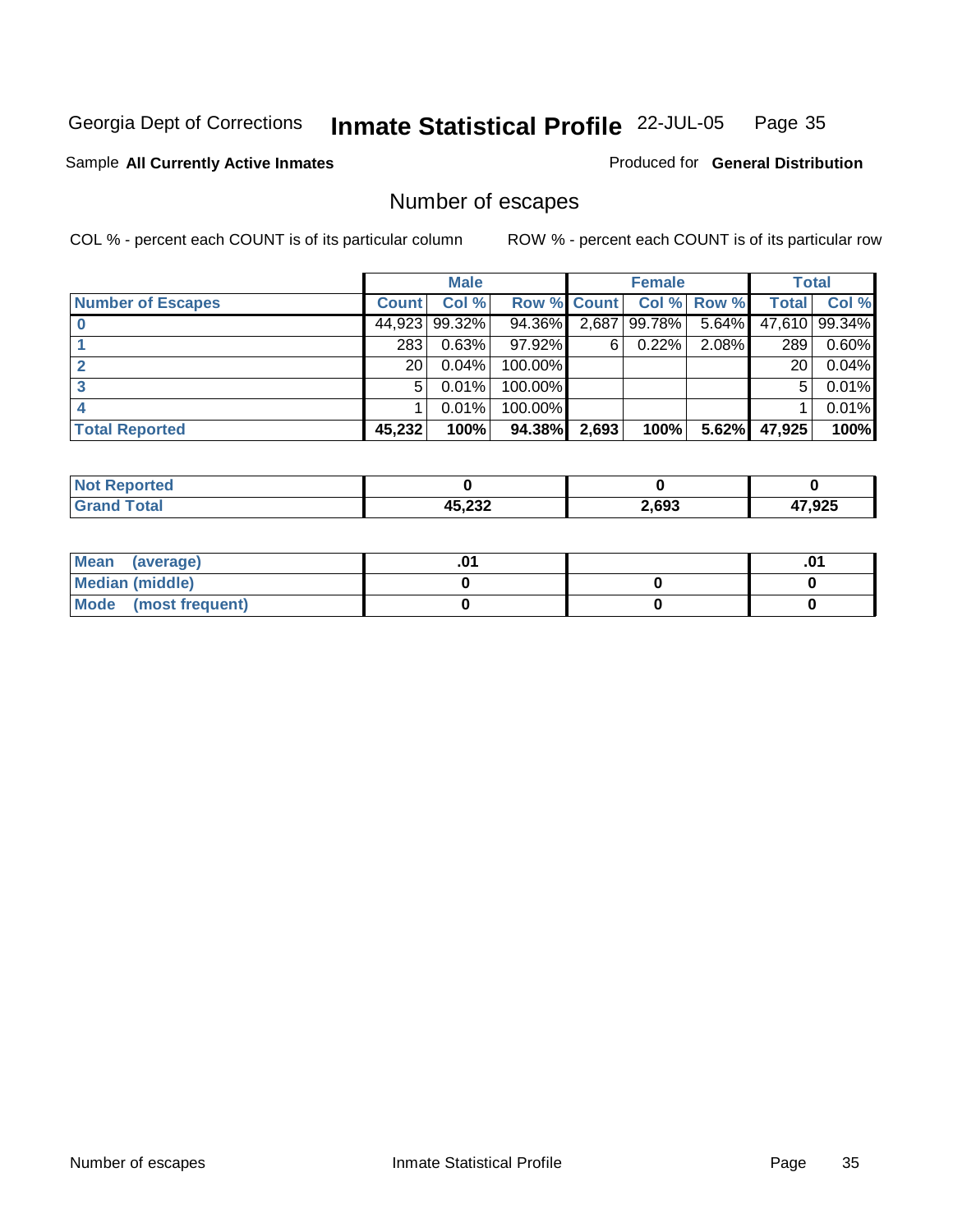Georgia Dept of Corrections **Inmate Statistical Profile** 22-JUL-05

Sample **All Currently Active Inmates**

Produced for **General Distribution**

## Number of escapes

COL % - percent each COUNT is of its particular column

ROW % - percent each COUNT is of its particular row

| | Male | | | Female | | | Total | |
|---|---|---|---|---|---|---|---|---|
| **Number of Escapes** | **Count** | **Col %** | **Row %** | **Count** | **Col %** | **Row %** | **Total** | **Col %** |
| **0** | 44,923 | 99.32% | 94.36% | 2,687 | 99.78% | 5.64% | 47,610 | 99.34% |
| **1** | 283 | 0.63% | 97.92% | 6 | 0.22% | 2.08% | 289 | 0.60% |
| **2** | 20 | 0.04% | 100.00% | | | | 20 | 0.04% |
| **3** | 5 | 0.01% | 100.00% | | | | 5 | 0.01% |
| **4** | 1 | 0.01% | 100.00% | | | | 1 | 0.01% |
| **Total Reported** | **45,232** | **100%** | **94.38%** | **2,693** | **100%** | **5.62%** | **47,925** | **100%** |

| | Male | Female | Total |
|---|---|---|---|
| **Not Reported** | **0** | **0** | **0** |
| **Grand Total** | **45,232** | **2,693** | **47,925** |

| | Male | Female | Total |
|---|---|---|---|
| **Mean (average)** | **.01** | | **.01** |
| **Median (middle)** | **0** | **0** | **0** |
| **Mode (most frequent)** | **0** | **0** | **0** |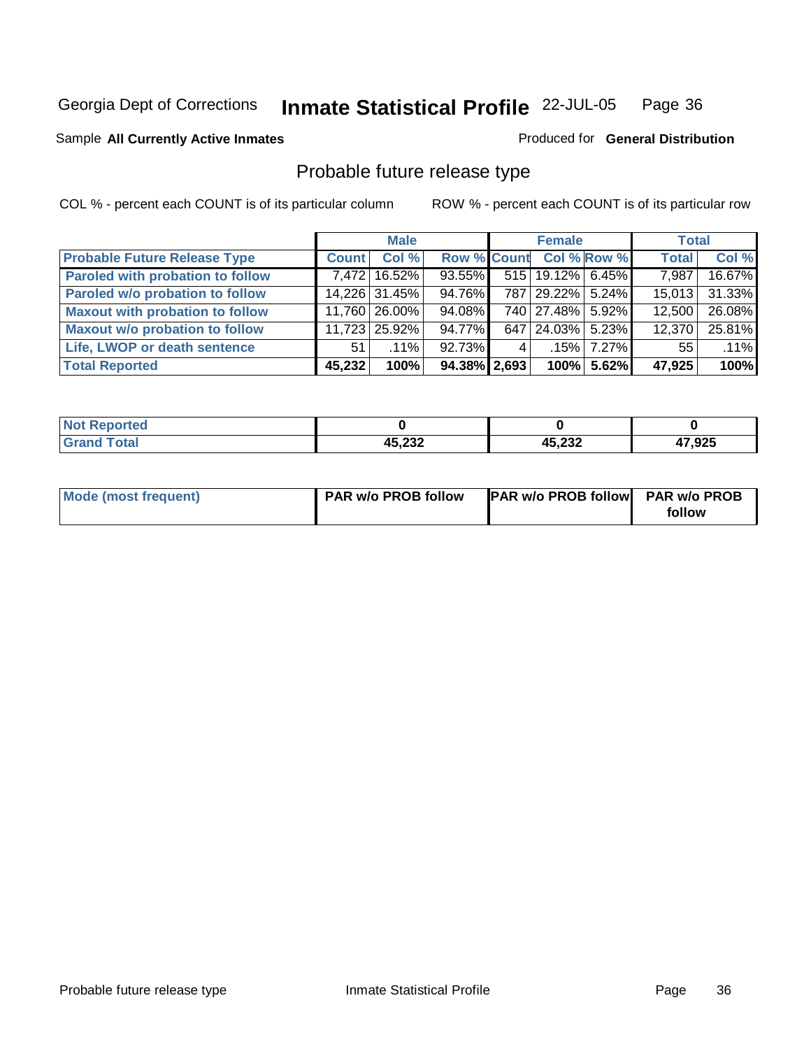Georgia Dept of Corrections **Inmate Statistical Profile** 22-JUL-05

Sample **All Currently Active Inmates**

Produced for **General Distribution**

## Probable future release type

COL % - percent each COUNT is of its particular column

ROW % - percent each COUNT is of its particular row

| | Male | | | Female | | | Total | |
|---|---|---|---|---|---|---|---|---|
| **Probable Future Release Type** | **Count** | **Col %** | **Row %** | **Count** | **Col %** | **Row %** | **Total** | **Col %** |
| **Paroled with probation to follow** | 7,472 | 16.52% | 93.55% | 515 | 19.12% | 6.45% | 7,987 | 16.67% |
| **Paroled w/o probation to follow** | 14,226 | 31.45% | 94.76% | 787 | 29.22% | 5.24% | 15,013 | 31.33% |
| **Maxout with probation to follow** | 11,760 | 26.00% | 94.08% | 740 | 27.48% | 5.92% | 12,500 | 26.08% |
| **Maxout w/o probation to follow** | 11,723 | 25.92% | 94.77% | 647 | 24.03% | 5.23% | 12,370 | 25.81% |
| **Life, LWOP or death sentence** | 51 | .11% | 92.73% | 4 | .15% | 7.27% | 55 | .11% |
| **Total Reported** | **45,232** | **100%** | **94.38%** | **2,693** | **100%** | **5.62%** | **47,925** | **100%** |

| | Male | Female | Total |
|---|---|---|---|
| **Not Reported** | **0** | **0** | **0** |
| **Grand Total** | **45,232** | **45,232** | **47,925** |

| | Male | Female | Total |
|---|---|---|---|
| **Mode (most frequent)** | **PAR w/o PROB follow** | **PAR w/o PROB follow** | **PAR w/o PROB follow** |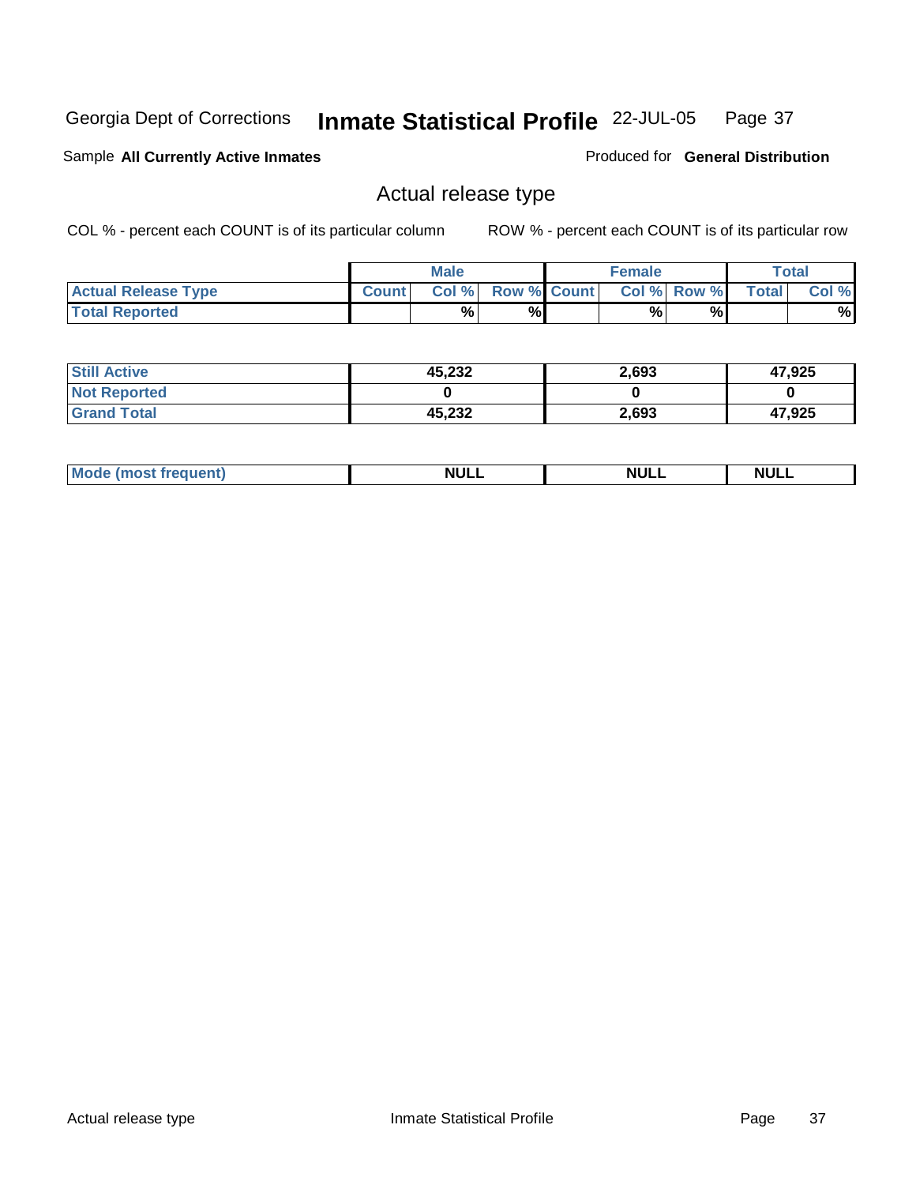Georgia Dept of Corrections **Inmate Statistical Profile** 22-JUL-05

Sample **All Currently Active Inmates** Produced for **General Distribution**

## Actual release type

COL % - percent each COUNT is of its particular column ROW % - percent each COUNT is of its particular row

| | Male | | | Female | | | Total | |
|---|---|---|---|---|---|---|---|---|
| **Actual Release Type** | **Count** | **Col %** | **Row %** | **Count** | **Col %** | **Row %** | **Total** | **Col %** |
| **Total Reported** | | % | % | | % | % | | % |
| **Still Active** | 45,232 | | | 2,693 | | | 47,925 | |
| **Not Reported** | 0 | | | 0 | | | 0 | |
| **Grand Total** | 45,232 | | | 2,693 | | | 47,925 | |
| **Mode (most frequent)** | NULL | | | NULL | | | NULL | |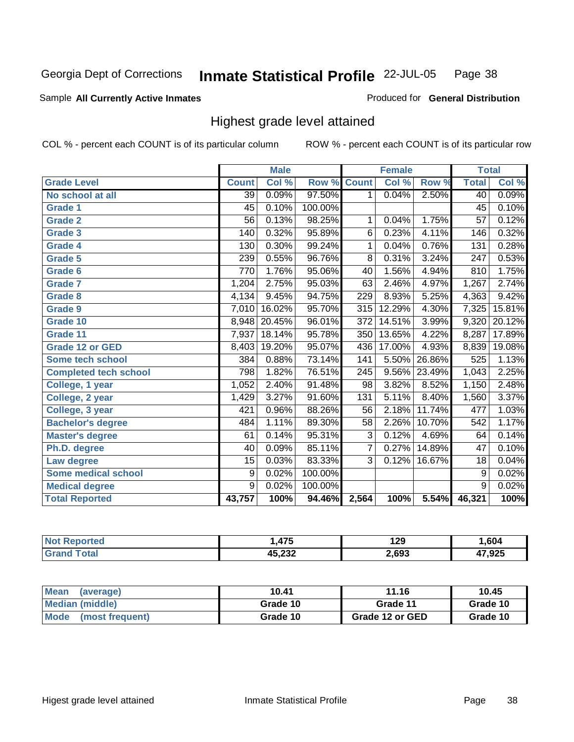Georgia Dept of Corrections **Inmate Statistical Profile** 22-JUL-05

Sample **All Currently Active Inmates**

Produced for **General Distribution**

## Highest grade level attained

COL % - percent each COUNT is of its particular column

ROW % - percent each COUNT is of its particular row

| | Male | | | Female | | | Total | |
|---|---|---|---|---|---|---|---|---|
| **Grade Level** | **Count** | **Col %** | **Row %** | **Count** | **Col %** | **Row %** | **Total** | **Col %** |
| No school at all | 39 | 0.09% | 97.50% | 1 | 0.04% | 2.50% | 40 | 0.09% |
| Grade 1 | 45 | 0.10% | 100.00% | | | | 45 | 0.10% |
| Grade 2 | 56 | 0.13% | 98.25% | 1 | 0.04% | 1.75% | 57 | 0.12% |
| Grade 3 | 140 | 0.32% | 95.89% | 6 | 0.23% | 4.11% | 146 | 0.32% |
| Grade 4 | 130 | 0.30% | 99.24% | 1 | 0.04% | 0.76% | 131 | 0.28% |
| Grade 5 | 239 | 0.55% | 96.76% | 8 | 0.31% | 3.24% | 247 | 0.53% |
| Grade 6 | 770 | 1.76% | 95.06% | 40 | 1.56% | 4.94% | 810 | 1.75% |
| Grade 7 | 1,204 | 2.75% | 95.03% | 63 | 2.46% | 4.97% | 1,267 | 2.74% |
| Grade 8 | 4,134 | 9.45% | 94.75% | 229 | 8.93% | 5.25% | 4,363 | 9.42% |
| Grade 9 | 7,010 | 16.02% | 95.70% | 315 | 12.29% | 4.30% | 7,325 | 15.81% |
| Grade 10 | 8,948 | 20.45% | 96.01% | 372 | 14.51% | 3.99% | 9,320 | 20.12% |
| Grade 11 | 7,937 | 18.14% | 95.78% | 350 | 13.65% | 4.22% | 8,287 | 17.89% |
| Grade 12 or GED | 8,403 | 19.20% | 95.07% | 436 | 17.00% | 4.93% | 8,839 | 19.08% |
| Some tech school | 384 | 0.88% | 73.14% | 141 | 5.50% | 26.86% | 525 | 1.13% |
| Completed tech school | 798 | 1.82% | 76.51% | 245 | 9.56% | 23.49% | 1,043 | 2.25% |
| College, 1 year | 1,052 | 2.40% | 91.48% | 98 | 3.82% | 8.52% | 1,150 | 2.48% |
| College, 2 year | 1,429 | 3.27% | 91.60% | 131 | 5.11% | 8.40% | 1,560 | 3.37% |
| College, 3 year | 421 | 0.96% | 88.26% | 56 | 2.18% | 11.74% | 477 | 1.03% |
| Bachelor's degree | 484 | 1.11% | 89.30% | 58 | 2.26% | 10.70% | 542 | 1.17% |
| Master's degree | 61 | 0.14% | 95.31% | 3 | 0.12% | 4.69% | 64 | 0.14% |
| Ph.D. degree | 40 | 0.09% | 85.11% | 7 | 0.27% | 14.89% | 47 | 0.10% |
| Law degree | 15 | 0.03% | 83.33% | 3 | 0.12% | 16.67% | 18 | 0.04% |
| Some medical school | 9 | 0.02% | 100.00% | | | | 9 | 0.02% |
| Medical degree | 9 | 0.02% | 100.00% | | | | 9 | 0.02% |
| **Total Reported** | **43,757** | **100%** | **94.46%** | **2,564** | **100%** | **5.54%** | **46,321** | **100%** |

| | Male | Female | Total |
|---|---|---|---|
| Not Reported | 1,475 | 129 | 1,604 |
| Grand Total | 45,232 | 2,693 | 47,925 |

| | Male | Female | Total |
|---|---|---|---|
| Mean (average) | 10.41 | 11.16 | 10.45 |
| Median (middle) | Grade 10 | Grade 11 | Grade 10 |
| Mode (most frequent) | Grade 10 | Grade 12 or GED | Grade 10 |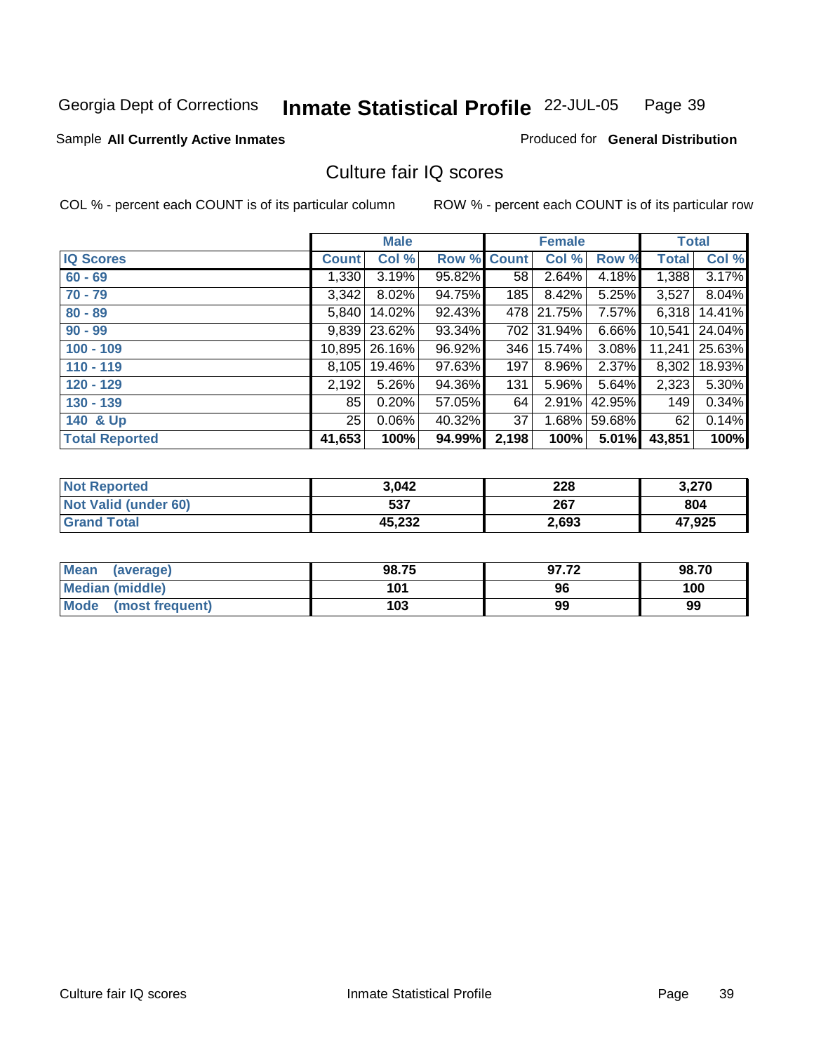Georgia Dept of Corrections **Inmate Statistical Profile** 22-JUL-05

Sample **All Currently Active Inmates**

Produced for **General Distribution**

## Culture fair IQ scores

COL % - percent each COUNT is of its particular column

ROW % - percent each COUNT is of its particular row

| | Male | | | Female | | | Total | |
|---|---|---|---|---|---|---|---|---|
| **IQ Scores** | **Count** | **Col %** | **Row %** | **Count** | **Col %** | **Row %** | **Total** | **Col %** |
| 60 - 69 | 1,330 | 3.19% | 95.82% | 58 | 2.64% | 4.18% | 1,388 | 3.17% |
| 70 - 79 | 3,342 | 8.02% | 94.75% | 185 | 8.42% | 5.25% | 3,527 | 8.04% |
| 80 - 89 | 5,840 | 14.02% | 92.43% | 478 | 21.75% | 7.57% | 6,318 | 14.41% |
| 90 - 99 | 9,839 | 23.62% | 93.34% | 702 | 31.94% | 6.66% | 10,541 | 24.04% |
| 100 - 109 | 10,895 | 26.16% | 96.92% | 346 | 15.74% | 3.08% | 11,241 | 25.63% |
| 110 - 119 | 8,105 | 19.46% | 97.63% | 197 | 8.96% | 2.37% | 8,302 | 18.93% |
| 120 - 129 | 2,192 | 5.26% | 94.36% | 131 | 5.96% | 5.64% | 2,323 | 5.30% |
| 130 - 139 | 85 | 0.20% | 57.05% | 64 | 2.91% | 42.95% | 149 | 0.34% |
| 140 & Up | 25 | 0.06% | 40.32% | 37 | 1.68% | 59.68% | 62 | 0.14% |
| **Total Reported** | **41,653** | **100%** | **94.99%** | **2,198** | **100%** | **5.01%** | **43,851** | **100%** |

| | Male | Female | Total |
|---|---|---|---|
| Not Reported | 3,042 | 228 | 3,270 |
| Not Valid (under 60) | 537 | 267 | 804 |
| Grand Total | 45,232 | 2,693 | 47,925 |

| | Male | Female | Total |
|---|---|---|---|
| Mean (average) | 98.75 | 97.72 | 98.70 |
| Median (middle) | 101 | 96 | 100 |
| Mode (most frequent) | 103 | 99 | 99 |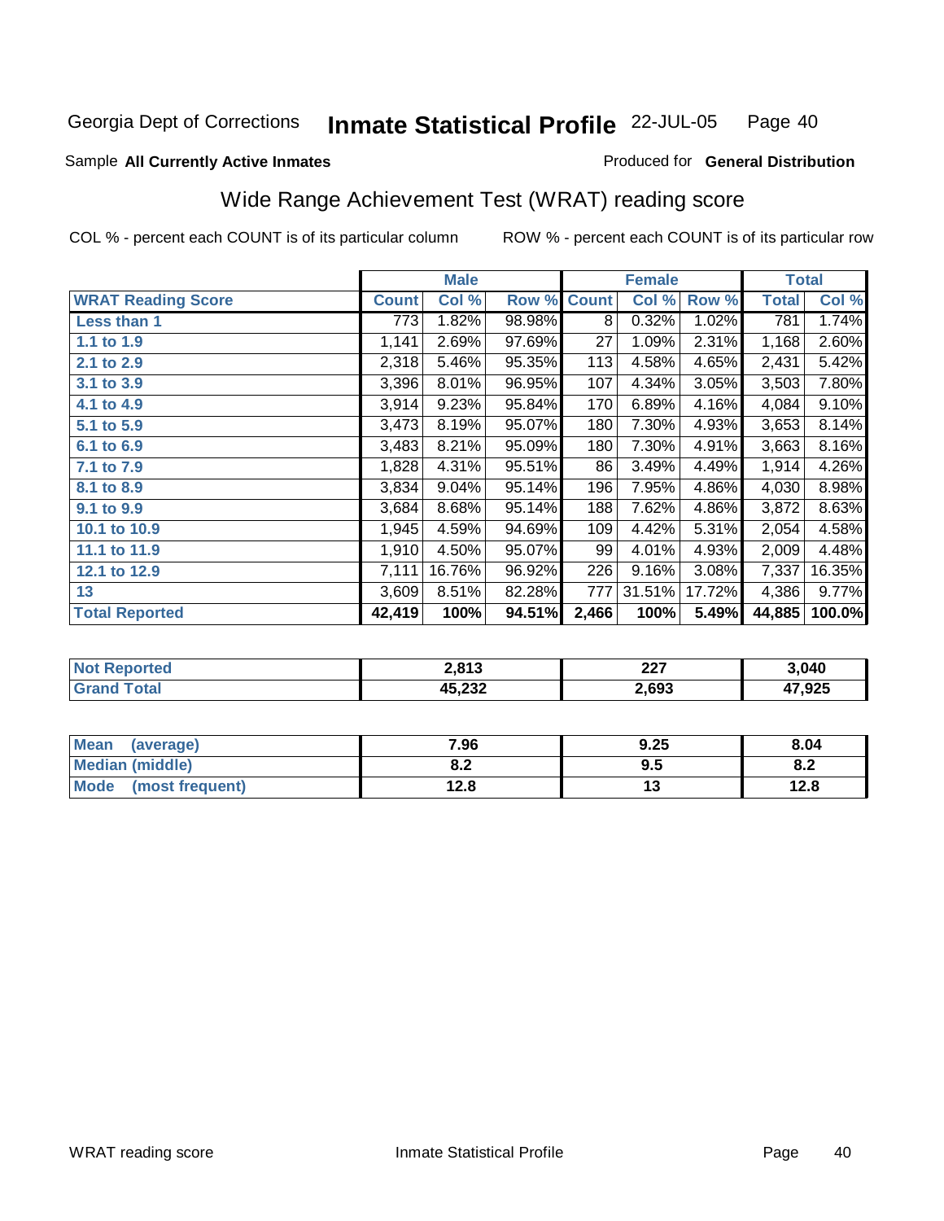Georgia Dept of Corrections **Inmate Statistical Profile** 22-JUL-05

Sample **All Currently Active Inmates**

Produced for **General Distribution**

## Wide Range Achievement Test (WRAT) reading score

COL % - percent each COUNT is of its particular column

ROW % - percent each COUNT is of its particular row

| | Male | | | Female | | | Total | |
|---|---|---|---|---|---|---|---|---|
| **WRAT Reading Score** | **Count** | **Col %** | **Row %** | **Count** | **Col %** | **Row %** | **Total** | **Col %** |
| **Less than 1** | 773 | 1.82% | 98.98% | 8 | 0.32% | 1.02% | 781 | 1.74% |
| **1.1 to 1.9** | 1,141 | 2.69% | 97.69% | 27 | 1.09% | 2.31% | 1,168 | 2.60% |
| **2.1 to 2.9** | 2,318 | 5.46% | 95.35% | 113 | 4.58% | 4.65% | 2,431 | 5.42% |
| **3.1 to 3.9** | 3,396 | 8.01% | 96.95% | 107 | 4.34% | 3.05% | 3,503 | 7.80% |
| **4.1 to 4.9** | 3,914 | 9.23% | 95.84% | 170 | 6.89% | 4.16% | 4,084 | 9.10% |
| **5.1 to 5.9** | 3,473 | 8.19% | 95.07% | 180 | 7.30% | 4.93% | 3,653 | 8.14% |
| **6.1 to 6.9** | 3,483 | 8.21% | 95.09% | 180 | 7.30% | 4.91% | 3,663 | 8.16% |
| **7.1 to 7.9** | 1,828 | 4.31% | 95.51% | 86 | 3.49% | 4.49% | 1,914 | 4.26% |
| **8.1 to 8.9** | 3,834 | 9.04% | 95.14% | 196 | 7.95% | 4.86% | 4,030 | 8.98% |
| **9.1 to 9.9** | 3,684 | 8.68% | 95.14% | 188 | 7.62% | 4.86% | 3,872 | 8.63% |
| **10.1 to 10.9** | 1,945 | 4.59% | 94.69% | 109 | 4.42% | 5.31% | 2,054 | 4.58% |
| **11.1 to 11.9** | 1,910 | 4.50% | 95.07% | 99 | 4.01% | 4.93% | 2,009 | 4.48% |
| **12.1 to 12.9** | 7,111 | 16.76% | 96.92% | 226 | 9.16% | 3.08% | 7,337 | 16.35% |
| **13** | 3,609 | 8.51% | 82.28% | 777 | 31.51% | 17.72% | 4,386 | 9.77% |
| **Total Reported** | **42,419** | **100%** | **94.51%** | **2,466** | **100%** | **5.49%** | **44,885** | **100.0%** |

| | Male | Female | Total |
|---|---|---|---|
| **Not Reported** | **2,813** | **227** | **3,040** |
| **Grand Total** | **45,232** | **2,693** | **47,925** |

| | Male | Female | Total |
|---|---|---|---|
| **Mean (average)** | **7.96** | **9.25** | **8.04** |
| **Median (middle)** | **8.2** | **9.5** | **8.2** |
| **Mode (most frequent)** | **12.8** | **13** | **12.8** |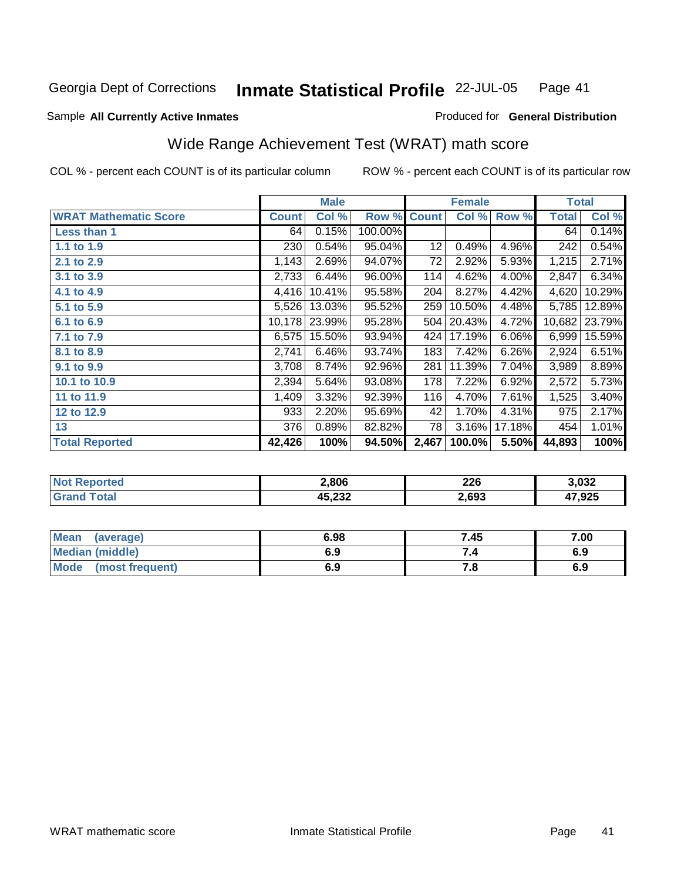Georgia Dept of Corrections **Inmate Statistical Profile** 22-JUL-05

Sample **All Currently Active Inmates** Produced for **General Distribution**

## Wide Range Achievement Test (WRAT) math score

COL % - percent each COUNT is of its particular column ROW % - percent each COUNT is of its particular row

| | Male | | | Female | | | Total | |
|---|---|---|---|---|---|---|---|---|
| **WRAT Mathematic Score** | **Count** | **Col %** | **Row %** | **Count** | **Col %** | **Row %** | **Total** | **Col %** |
| **Less than 1** | 64 | 0.15% | 100.00% | | | | 64 | 0.14% |
| **1.1 to 1.9** | 230 | 0.54% | 95.04% | 12 | 0.49% | 4.96% | 242 | 0.54% |
| **2.1 to 2.9** | 1,143 | 2.69% | 94.07% | 72 | 2.92% | 5.93% | 1,215 | 2.71% |
| **3.1 to 3.9** | 2,733 | 6.44% | 96.00% | 114 | 4.62% | 4.00% | 2,847 | 6.34% |
| **4.1 to 4.9** | 4,416 | 10.41% | 95.58% | 204 | 8.27% | 4.42% | 4,620 | 10.29% |
| **5.1 to 5.9** | 5,526 | 13.03% | 95.52% | 259 | 10.50% | 4.48% | 5,785 | 12.89% |
| **6.1 to 6.9** | 10,178 | 23.99% | 95.28% | 504 | 20.43% | 4.72% | 10,682 | 23.79% |
| **7.1 to 7.9** | 6,575 | 15.50% | 93.94% | 424 | 17.19% | 6.06% | 6,999 | 15.59% |
| **8.1 to 8.9** | 2,741 | 6.46% | 93.74% | 183 | 7.42% | 6.26% | 2,924 | 6.51% |
| **9.1 to 9.9** | 3,708 | 8.74% | 92.96% | 281 | 11.39% | 7.04% | 3,989 | 8.89% |
| **10.1 to 10.9** | 2,394 | 5.64% | 93.08% | 178 | 7.22% | 6.92% | 2,572 | 5.73% |
| **11 to 11.9** | 1,409 | 3.32% | 92.39% | 116 | 4.70% | 7.61% | 1,525 | 3.40% |
| **12 to 12.9** | 933 | 2.20% | 95.69% | 42 | 1.70% | 4.31% | 975 | 2.17% |
| **13** | 376 | 0.89% | 82.82% | 78 | 3.16% | 17.18% | 454 | 1.01% |
| **Total Reported** | **42,426** | **100%** | **94.50%** | **2,467** | **100.0%** | **5.50%** | **44,893** | **100%** |

| | Male | Female | Total |
|---|---|---|---|
| **Not Reported** | **2,806** | **226** | **3,032** |
| **Grand Total** | **45,232** | **2,693** | **47,925** |

| | Male | Female | Total |
|---|---|---|---|
| **Mean (average)** | **6.98** | **7.45** | **7.00** |
| **Median (middle)** | **6.9** | **7.4** | **6.9** |
| **Mode (most frequent)** | **6.9** | **7.8** | **6.9** |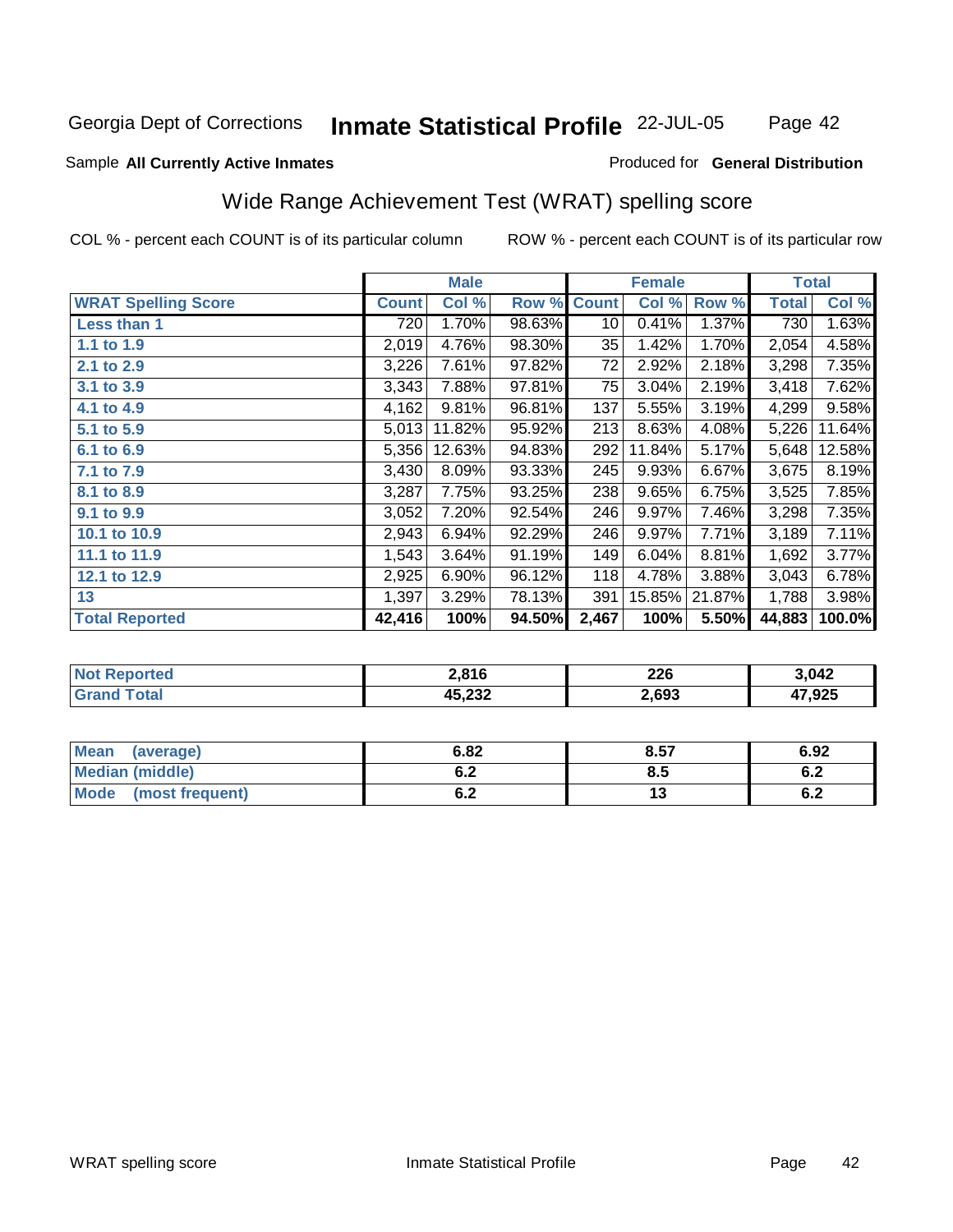Georgia Dept of Corrections **Inmate Statistical Profile** 22-JUL-05

Sample **All Currently Active Inmates**

Produced for **General Distribution**

## Wide Range Achievement Test (WRAT) spelling score

COL % - percent each COUNT is of its particular column

ROW % - percent each COUNT is of its particular row

| | Male | | | Female | | | Total | |
|---|---|---|---|---|---|---|---|---|
| **WRAT Spelling Score** | **Count** | **Col %** | **Row %** | **Count** | **Col %** | **Row %** | **Total** | **Col %** |
| **Less than 1** | 720 | 1.70% | 98.63% | 10 | 0.41% | 1.37% | 730 | 1.63% |
| **1.1 to 1.9** | 2,019 | 4.76% | 98.30% | 35 | 1.42% | 1.70% | 2,054 | 4.58% |
| **2.1 to 2.9** | 3,226 | 7.61% | 97.82% | 72 | 2.92% | 2.18% | 3,298 | 7.35% |
| **3.1 to 3.9** | 3,343 | 7.88% | 97.81% | 75 | 3.04% | 2.19% | 3,418 | 7.62% |
| **4.1 to 4.9** | 4,162 | 9.81% | 96.81% | 137 | 5.55% | 3.19% | 4,299 | 9.58% |
| **5.1 to 5.9** | 5,013 | 11.82% | 95.92% | 213 | 8.63% | 4.08% | 5,226 | 11.64% |
| **6.1 to 6.9** | 5,356 | 12.63% | 94.83% | 292 | 11.84% | 5.17% | 5,648 | 12.58% |
| **7.1 to 7.9** | 3,430 | 8.09% | 93.33% | 245 | 9.93% | 6.67% | 3,675 | 8.19% |
| **8.1 to 8.9** | 3,287 | 7.75% | 93.25% | 238 | 9.65% | 6.75% | 3,525 | 7.85% |
| **9.1 to 9.9** | 3,052 | 7.20% | 92.54% | 246 | 9.97% | 7.46% | 3,298 | 7.35% |
| **10.1 to 10.9** | 2,943 | 6.94% | 92.29% | 246 | 9.97% | 7.71% | 3,189 | 7.11% |
| **11.1 to 11.9** | 1,543 | 3.64% | 91.19% | 149 | 6.04% | 8.81% | 1,692 | 3.77% |
| **12.1 to 12.9** | 2,925 | 6.90% | 96.12% | 118 | 4.78% | 3.88% | 3,043 | 6.78% |
| **13** | 1,397 | 3.29% | 78.13% | 391 | 15.85% | 21.87% | 1,788 | 3.98% |
| **Total Reported** | **42,416** | **100%** | **94.50%** | **2,467** | **100%** | **5.50%** | **44,883** | **100.0%** |

| | Male | Female | Total |
|---|---|---|---|
| **Not Reported** | **2,816** | **226** | **3,042** |
| **Grand Total** | **45,232** | **2,693** | **47,925** |

| | Male | Female | Total |
|---|---|---|---|
| **Mean (average)** | **6.82** | **8.57** | **6.92** |
| **Median (middle)** | **6.2** | **8.5** | **6.2** |
| **Mode (most frequent)** | **6.2** | **13** | **6.2** |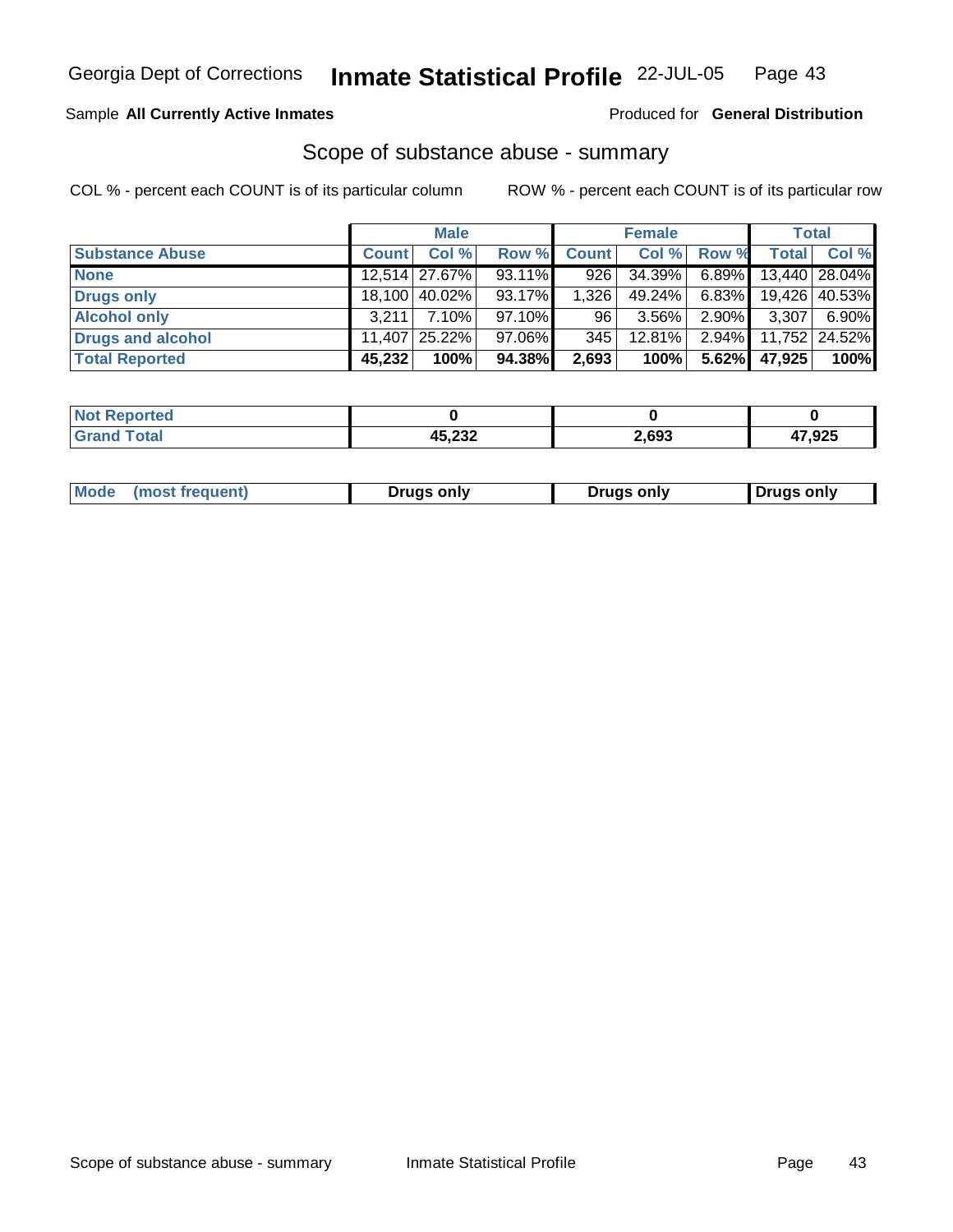Georgia Dept of Corrections **Inmate Statistical Profile** 22-JUL-05

Sample **All Currently Active Inmates**

Produced for **General Distribution**

## Scope of substance abuse - summary

COL % - percent each COUNT is of its particular column

ROW % - percent each COUNT is of its particular row

| | Male | | | Female | | | Total | |
|---|---|---|---|---|---|---|---|---|
| **Substance Abuse** | **Count** | **Col %** | **Row %** | **Count** | **Col %** | **Row %** | **Total** | **Col %** |
| **None** | 12,514 | 27.67% | 93.11% | 926 | 34.39% | 6.89% | 13,440 | 28.04% |
| **Drugs only** | 18,100 | 40.02% | 93.17% | 1,326 | 49.24% | 6.83% | 19,426 | 40.53% |
| **Alcohol only** | 3,211 | 7.10% | 97.10% | 96 | 3.56% | 2.90% | 3,307 | 6.90% |
| **Drugs and alcohol** | 11,407 | 25.22% | 97.06% | 345 | 12.81% | 2.94% | 11,752 | 24.52% |
| **Total Reported** | **45,232** | **100%** | **94.38%** | **2,693** | **100%** | **5.62%** | **47,925** | **100%** |

| | Male | Female | Total |
|---|---|---|---|
| **Not Reported** | **0** | **0** | **0** |
| **Grand Total** | **45,232** | **2,693** | **47,925** |

| | Male | Female | Total |
|---|---|---|---|
| **Mode (most frequent)** | **Drugs only** | **Drugs only** | **Drugs only** |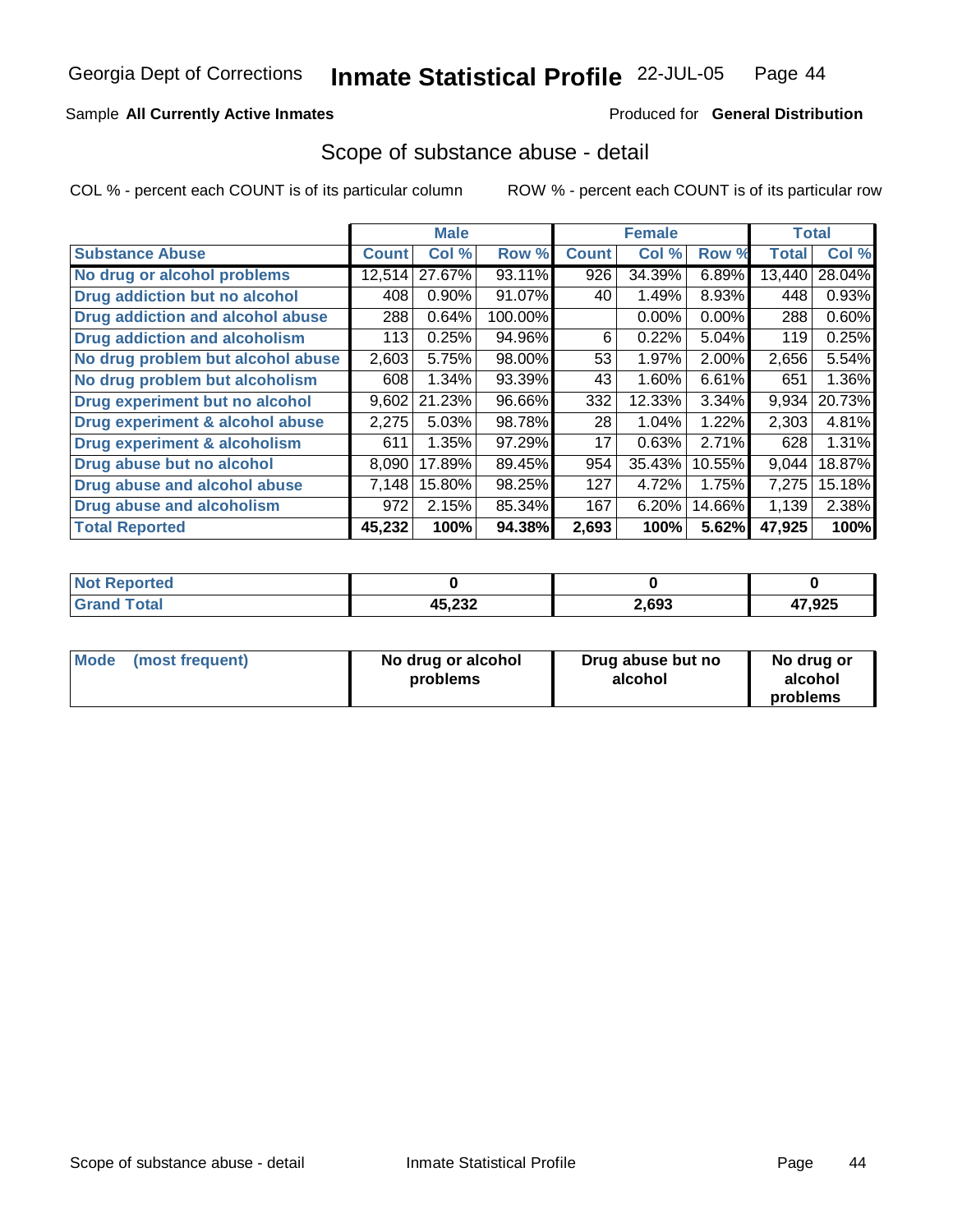Georgia Dept of Corrections **Inmate Statistical Profile** 22-JUL-05

Sample **All Currently Active Inmates**

Produced for **General Distribution**

## Scope of substance abuse - detail

COL % - percent each COUNT is of its particular column

ROW % - percent each COUNT is of its particular row

| | Male | | | Female | | | Total | |
|---|---|---|---|---|---|---|---|---|
| **Substance Abuse** | **Count** | **Col %** | **Row %** | **Count** | **Col %** | **Row %** | **Total** | **Col %** |
| **No drug or alcohol problems** | 12,514 | 27.67% | 93.11% | 926 | 34.39% | 6.89% | 13,440 | 28.04% |
| **Drug addiction but no alcohol** | 408 | 0.90% | 91.07% | 40 | 1.49% | 8.93% | 448 | 0.93% |
| **Drug addiction and alcohol abuse** | 288 | 0.64% | 100.00% | | 0.00% | 0.00% | 288 | 0.60% |
| **Drug addiction and alcoholism** | 113 | 0.25% | 94.96% | 6 | 0.22% | 5.04% | 119 | 0.25% |
| **No drug problem but alcohol abuse** | 2,603 | 5.75% | 98.00% | 53 | 1.97% | 2.00% | 2,656 | 5.54% |
| **No drug problem but alcoholism** | 608 | 1.34% | 93.39% | 43 | 1.60% | 6.61% | 651 | 1.36% |
| **Drug experiment but no alcohol** | 9,602 | 21.23% | 96.66% | 332 | 12.33% | 3.34% | 9,934 | 20.73% |
| **Drug experiment & alcohol abuse** | 2,275 | 5.03% | 98.78% | 28 | 1.04% | 1.22% | 2,303 | 4.81% |
| **Drug experiment & alcoholism** | 611 | 1.35% | 97.29% | 17 | 0.63% | 2.71% | 628 | 1.31% |
| **Drug abuse but no alcohol** | 8,090 | 17.89% | 89.45% | 954 | 35.43% | 10.55% | 9,044 | 18.87% |
| **Drug abuse and alcohol abuse** | 7,148 | 15.80% | 98.25% | 127 | 4.72% | 1.75% | 7,275 | 15.18% |
| **Drug abuse and alcoholism** | 972 | 2.15% | 85.34% | 167 | 6.20% | 14.66% | 1,139 | 2.38% |
| **Total Reported** | **45,232** | **100%** | **94.38%** | **2,693** | **100%** | **5.62%** | **47,925** | **100%** |

| | Male | Female | Total |
|---|---|---|---|
| **Not Reported** | **0** | **0** | **0** |
| **Grand Total** | **45,232** | **2,693** | **47,925** |

| | Male | Female | Total |
|---|---|---|---|
| **Mode (most frequent)** | **No drug or alcohol problems** | **Drug abuse but no alcohol** | **No drug or alcohol problems** |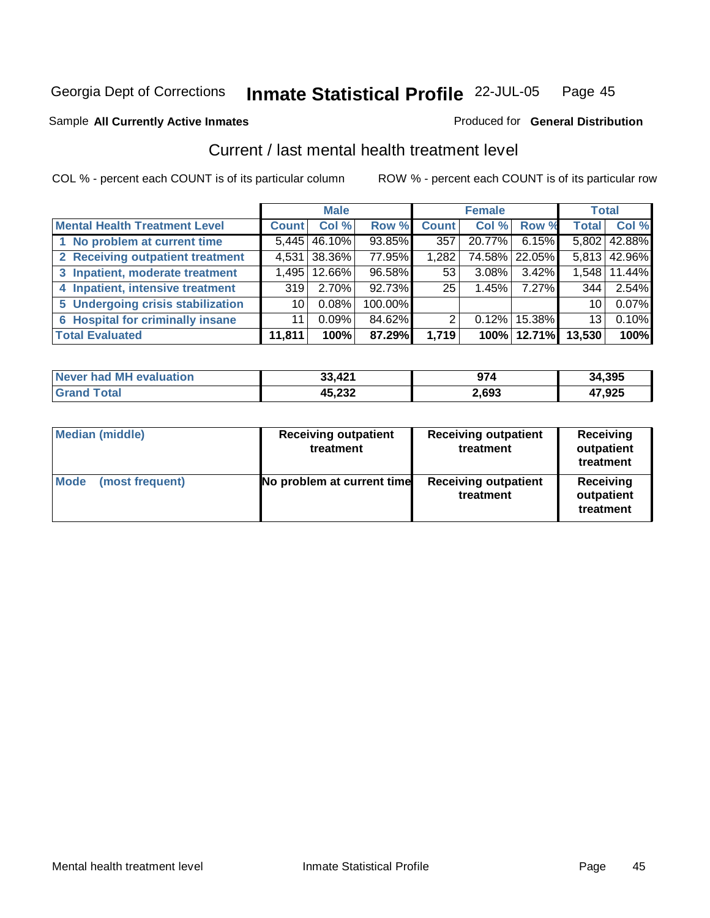Georgia Dept of Corrections **Inmate Statistical Profile** 22-JUL-05

Sample **All Currently Active Inmates**

Produced for **General Distribution**

## Current / last mental health treatment level

COL % - percent each COUNT is of its particular column

ROW % - percent each COUNT is of its particular row

| | Male | | | Female | | | Total | |
|---|---|---|---|---|---|---|---|---|
| **Mental Health Treatment Level** | **Count** | **Col %** | **Row %** | **Count** | **Col %** | **Row %** | **Total** | **Col %** |
| 1 No problem at current time | 5,445 | 46.10% | 93.85% | 357 | 20.77% | 6.15% | 5,802 | 42.88% |
| 2 Receiving outpatient treatment | 4,531 | 38.36% | 77.95% | 1,282 | 74.58% | 22.05% | 5,813 | 42.96% |
| 3 Inpatient, moderate treatment | 1,495 | 12.66% | 96.58% | 53 | 3.08% | 3.42% | 1,548 | 11.44% |
| 4 Inpatient, intensive treatment | 319 | 2.70% | 92.73% | 25 | 1.45% | 7.27% | 344 | 2.54% |
| 5 Undergoing crisis stabilization | 10 | 0.08% | 100.00% | | | | 10 | 0.07% |
| 6 Hospital for criminally insane | 11 | 0.09% | 84.62% | 2 | 0.12% | 15.38% | 13 | 0.10% |
| **Total Evaluated** | **11,811** | **100%** | **87.29%** | **1,719** | **100%** | **12.71%** | **13,530** | **100%** |

| | Male | Female | Total |
|---|---|---|---|
| **Never had MH evaluation** | **33,421** | **974** | **34,395** |
| **Grand Total** | **45,232** | **2,693** | **47,925** |

| | Male | Female | Total |
|---|---|---|---|
| **Median (middle)** | **Receiving outpatient treatment** | **Receiving outpatient treatment** | **Receiving outpatient treatment** |
| **Mode (most frequent)** | **No problem at current time** | **Receiving outpatient treatment** | **Receiving outpatient treatment** |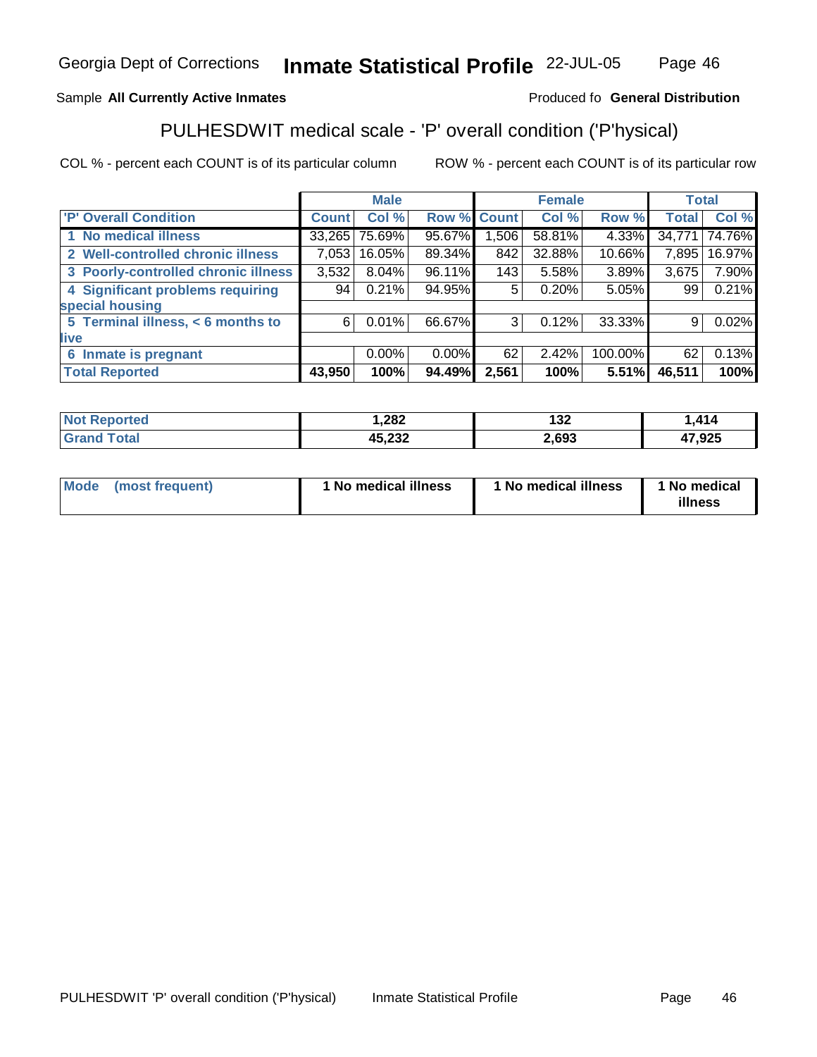Georgia Dept of Corrections **Inmate Statistical Profile** 22-JUL-05

Sample **All Currently Active Inmates**

Produced fo **General Distribution**

## PULHESDWIT medical scale - 'P' overall condition ('P'hysical)

COL % - percent each COUNT is of its particular column

ROW % - percent each COUNT is of its particular row

| | Male | | | Female | | | Total | |
|---|---|---|---|---|---|---|---|---|
| 'P' Overall Condition | Count | Col % | Row % | Count | Col % | Row % | Total | Col % |
| 1 No medical illness | 33,265 | 75.69% | 95.67% | 1,506 | 58.81% | 4.33% | 34,771 | 74.76% |
| 2 Well-controlled chronic illness | 7,053 | 16.05% | 89.34% | 842 | 32.88% | 10.66% | 7,895 | 16.97% |
| 3 Poorly-controlled chronic illness | 3,532 | 8.04% | 96.11% | 143 | 5.58% | 3.89% | 3,675 | 7.90% |
| 4 Significant problems requiring special housing | 94 | 0.21% | 94.95% | 5 | 0.20% | 5.05% | 99 | 0.21% |
| 5 Terminal illness, < 6 months to live | 6 | 0.01% | 66.67% | 3 | 0.12% | 33.33% | 9 | 0.02% |
| 6 Inmate is pregnant | | 0.00% | 0.00% | 62 | 2.42% | 100.00% | 62 | 0.13% |
| **Total Reported** | **43,950** | **100%** | **94.49%** | **2,561** | **100%** | **5.51%** | **46,511** | **100%** |

| | Male | Female | Total |
|---|---|---|---|
| Not Reported | 1,282 | 132 | 1,414 |
| Grand Total | 45,232 | 2,693 | 47,925 |

| | Male | Female | Total |
|---|---|---|---|
| Mode (most frequent) | 1 No medical illness | 1 No medical illness | 1 No medical illness |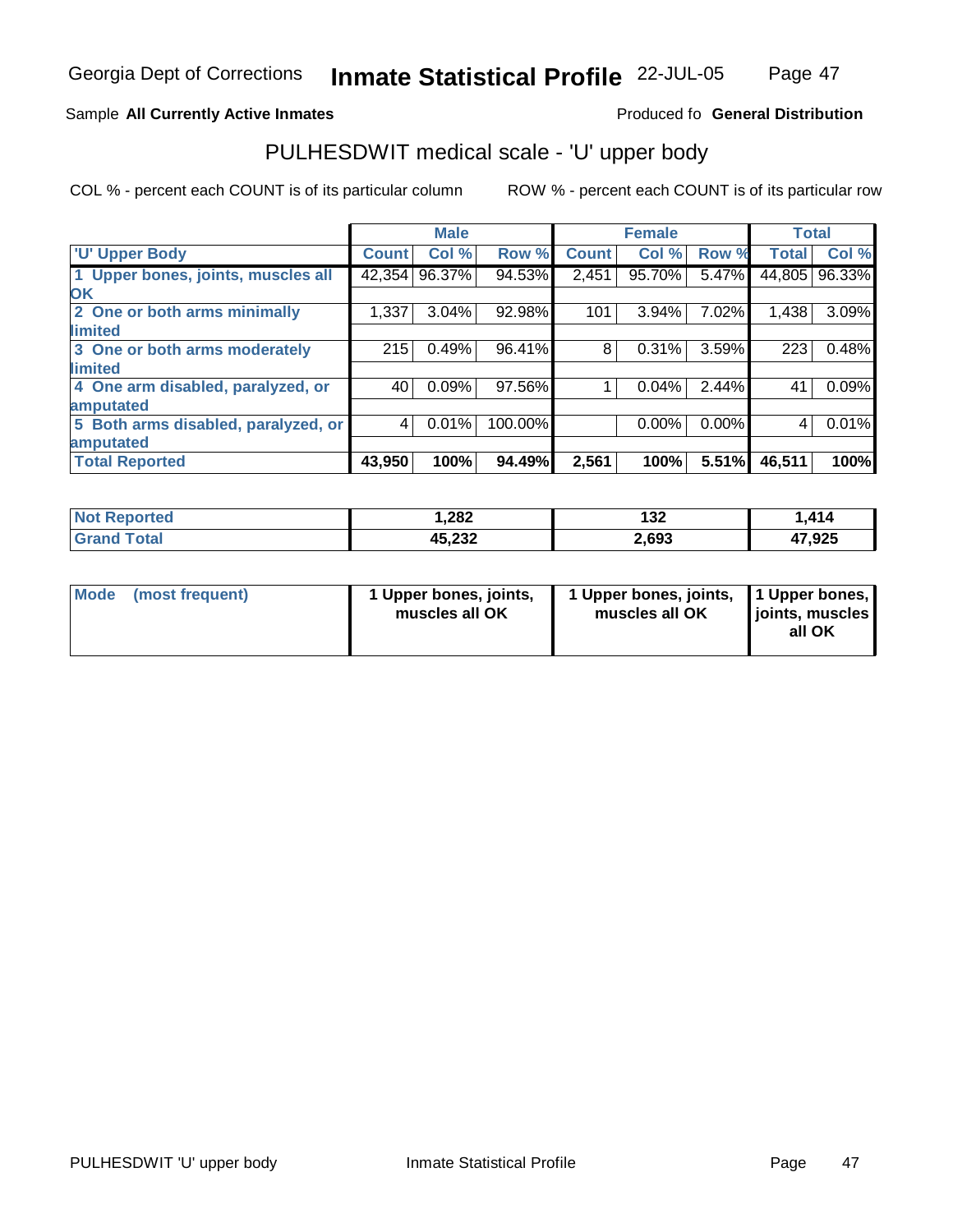Georgia Dept of Corrections **Inmate Statistical Profile** 22-JUL-05

Sample **All Currently Active Inmates**

Produced fo **General Distribution**

## PULHESDWIT medical scale - 'U' upper body

COL % - percent each COUNT is of its particular column

ROW % - percent each COUNT is of its particular row

| | Male | | | Female | | | Total | |
|---|---|---|---|---|---|---|---|---|
| **'U' Upper Body** | **Count** | **Col %** | **Row %** | **Count** | **Col %** | **Row %** | **Total** | **Col %** |
| **1 Upper bones, joints, muscles all OK** | 42,354 | 96.37% | 94.53% | 2,451 | 95.70% | 5.47% | 44,805 | 96.33% |
| **2 One or both arms minimally limited** | 1,337 | 3.04% | 92.98% | 101 | 3.94% | 7.02% | 1,438 | 3.09% |
| **3 One or both arms moderately limited** | 215 | 0.49% | 96.41% | 8 | 0.31% | 3.59% | 223 | 0.48% |
| **4 One arm disabled, paralyzed, or amputated** | 40 | 0.09% | 97.56% | 1 | 0.04% | 2.44% | 41 | 0.09% |
| **5 Both arms disabled, paralyzed, or amputated** | 4 | 0.01% | 100.00% | | 0.00% | 0.00% | 4 | 0.01% |
| **Total Reported** | **43,950** | **100%** | **94.49%** | **2,561** | **100%** | **5.51%** | **46,511** | **100%** |

| | Male | Female | Total |
|---|---|---|---|
| **Not Reported** | **1,282** | **132** | **1,414** |
| **Grand Total** | **45,232** | **2,693** | **47,925** |

| | Male | Female | Total |
|---|---|---|---|
| **Mode (most frequent)** | **1 Upper bones, joints, muscles all OK** | **1 Upper bones, joints, muscles all OK** | **1 Upper bones, joints, muscles all OK** |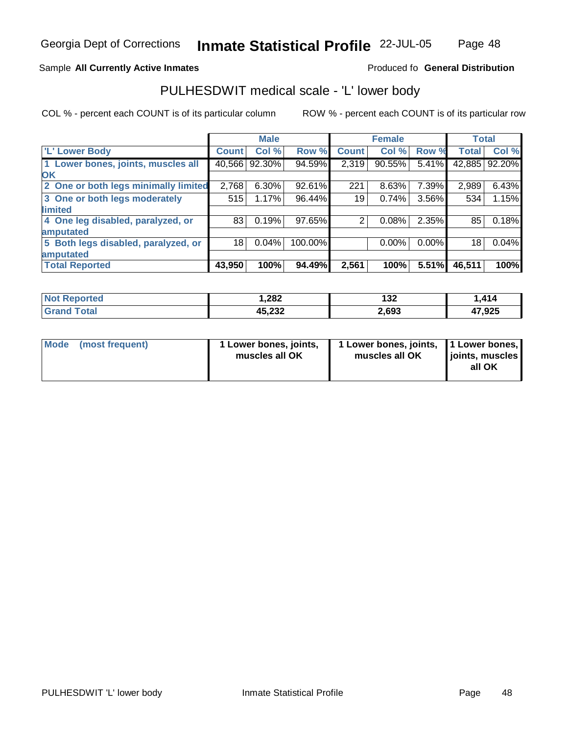Georgia Dept of Corrections **Inmate Statistical Profile** 22-JUL-05

Sample **All Currently Active Inmates**

Produced fo **General Distribution**

## PULHESDWIT medical scale - 'L' lower body

COL % - percent each COUNT is of its particular column

ROW % - percent each COUNT is of its particular row

| | Male | | | Female | | | Total | |
|---|---|---|---|---|---|---|---|---|
| 'L' Lower Body | Count | Col % | Row % | Count | Col % | Row % | Total | Col % |
| 1 Lower bones, joints, muscles all OK | 40,566 | 92.30% | 94.59% | 2,319 | 90.55% | 5.41% | 42,885 | 92.20% |
| 2 One or both legs minimally limited | 2,768 | 6.30% | 92.61% | 221 | 8.63% | 7.39% | 2,989 | 6.43% |
| 3 One or both legs moderately limited | 515 | 1.17% | 96.44% | 19 | 0.74% | 3.56% | 534 | 1.15% |
| 4 One leg disabled, paralyzed, or amputated | 83 | 0.19% | 97.65% | 2 | 0.08% | 2.35% | 85 | 0.18% |
| 5 Both legs disabled, paralyzed, or amputated | 18 | 0.04% | 100.00% | | 0.00% | 0.00% | 18 | 0.04% |
| **Total Reported** | **43,950** | **100%** | **94.49%** | **2,561** | **100%** | **5.51%** | **46,511** | **100%** |

| | Male | Female | Total |
|---|---|---|---|
| Not Reported | 1,282 | 132 | 1,414 |
| Grand Total | 45,232 | 2,693 | 47,925 |

| | Male | Female | Total |
|---|---|---|---|
| Mode (most frequent) | 1 Lower bones, joints, muscles all OK | 1 Lower bones, joints, muscles all OK | 1 Lower bones, joints, muscles all OK |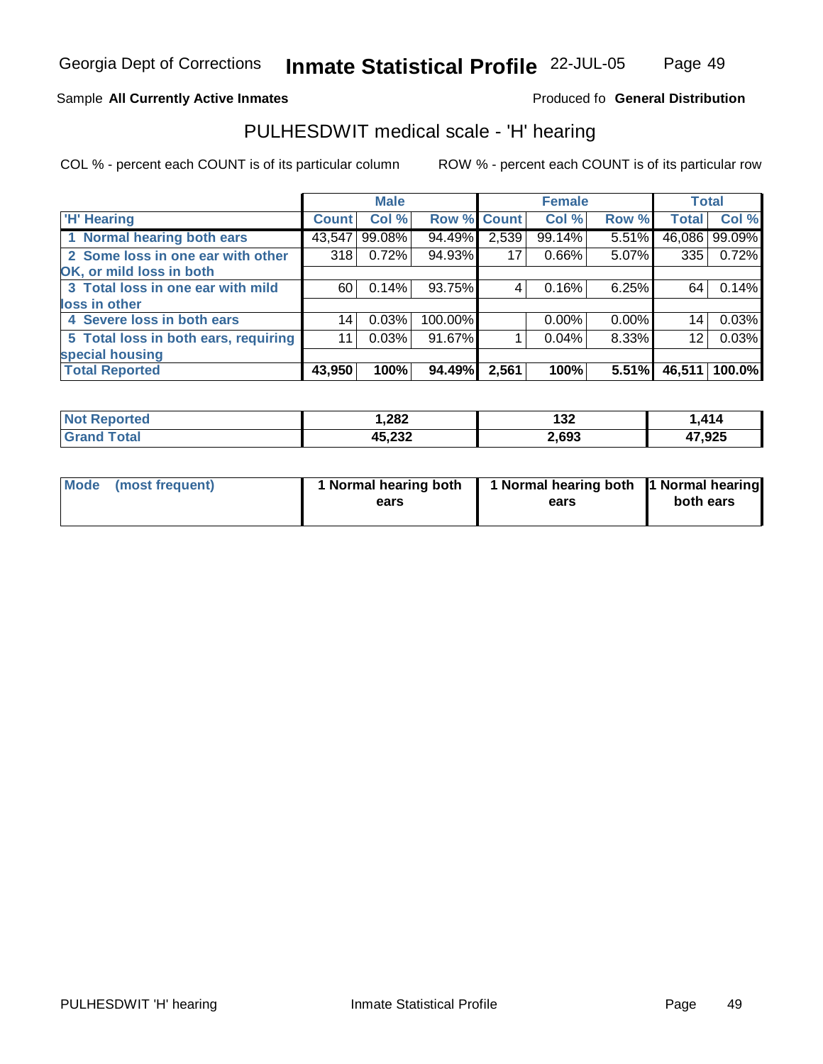Georgia Dept of Corrections **Inmate Statistical Profile** 22-JUL-05

Sample **All Currently Active Inmates**

Produced fo **General Distribution**

## PULHESDWIT medical scale - 'H' hearing

COL % - percent each COUNT is of its particular column

ROW % - percent each COUNT is of its particular row

| | Male | | | Female | | | Total | |
|---|---|---|---|---|---|---|---|---|
| 'H' Hearing | Count | Col % | Row % | Count | Col % | Row % | Total | Col % |
| 1 Normal hearing both ears | 43,547 | 99.08% | 94.49% | 2,539 | 99.14% | 5.51% | 46,086 | 99.09% |
| 2 Some loss in one ear with other OK, or mild loss in both | 318 | 0.72% | 94.93% | 17 | 0.66% | 5.07% | 335 | 0.72% |
| 3 Total loss in one ear with mild loss in other | 60 | 0.14% | 93.75% | 4 | 0.16% | 6.25% | 64 | 0.14% |
| 4 Severe loss in both ears | 14 | 0.03% | 100.00% | | 0.00% | 0.00% | 14 | 0.03% |
| 5 Total loss in both ears, requiring special housing | 11 | 0.03% | 91.67% | 1 | 0.04% | 8.33% | 12 | 0.03% |
| **Total Reported** | **43,950** | **100%** | **94.49%** | **2,561** | **100%** | **5.51%** | **46,511** | **100.0%** |

| | Male | Female | Total |
|---|---|---|---|
| Not Reported | **1,282** | **132** | **1,414** |
| Grand Total | **45,232** | **2,693** | **47,925** |

| | Male | Female | Total |
|---|---|---|---|
| Mode (most frequent) | **1 Normal hearing both ears** | **1 Normal hearing both ears** | **1 Normal hearing both ears** |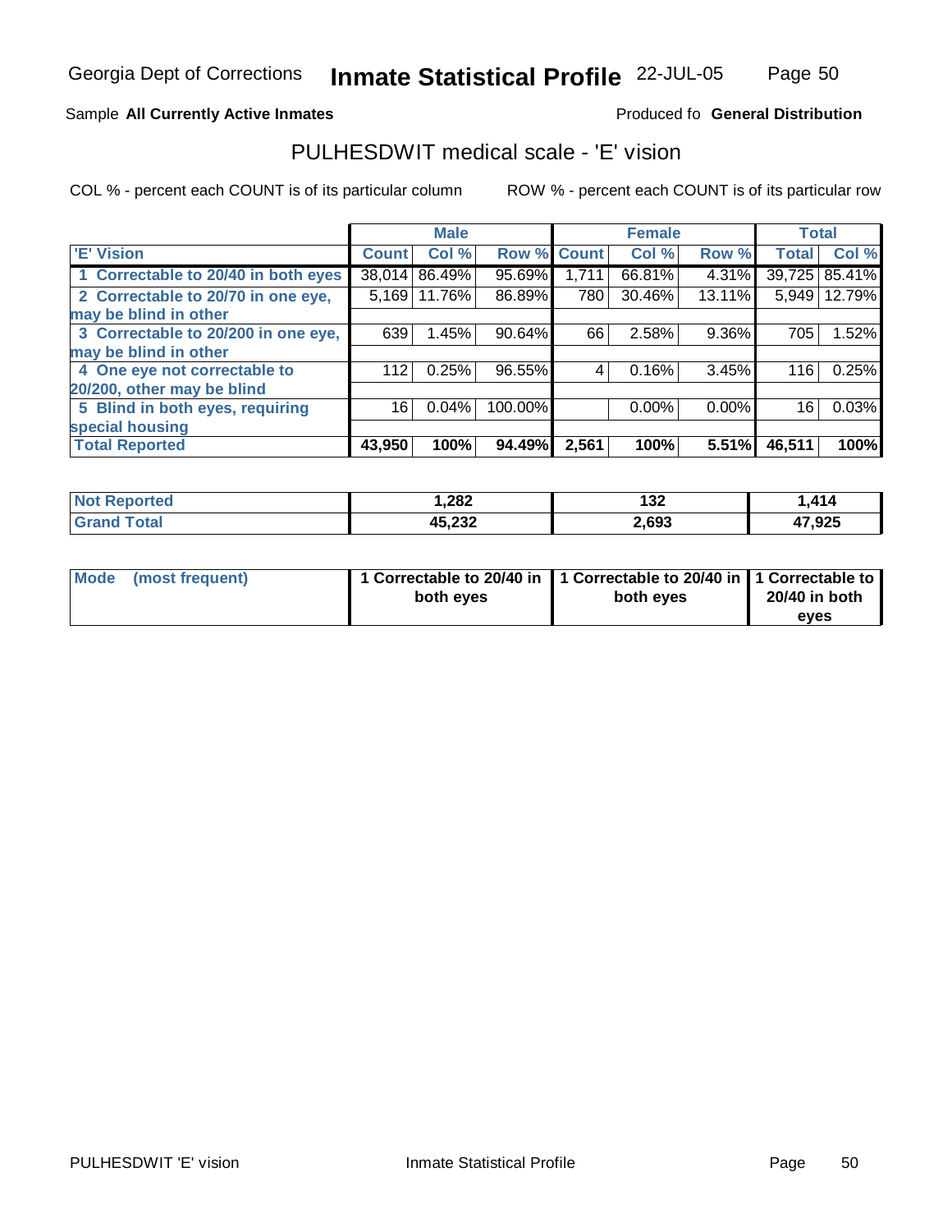Georgia Dept of Corrections **Inmate Statistical Profile** 22-JUL-05

Sample **All Currently Active Inmates** Produced fo **General Distribution**

## PULHESDWIT medical scale - 'E' vision

COL % - percent each COUNT is of its particular column ROW % - percent each COUNT is of its particular row

| | Male | | | Female | | | Total | |
|---|---|---|---|---|---|---|---|---|
| 'E' Vision | Count | Col % | Row % | Count | Col % | Row % | Total | Col % |
| 1 Correctable to 20/40 in both eyes | 38,014 | 86.49% | 95.69% | 1,711 | 66.81% | 4.31% | 39,725 | 85.41% |
| 2 Correctable to 20/70 in one eye, may be blind in other | 5,169 | 11.76% | 86.89% | 780 | 30.46% | 13.11% | 5,949 | 12.79% |
| 3 Correctable to 20/200 in one eye, may be blind in other | 639 | 1.45% | 90.64% | 66 | 2.58% | 9.36% | 705 | 1.52% |
| 4 One eye not correctable to 20/200, other may be blind | 112 | 0.25% | 96.55% | 4 | 0.16% | 3.45% | 116 | 0.25% |
| 5 Blind in both eyes, requiring special housing | 16 | 0.04% | 100.00% | | 0.00% | 0.00% | 16 | 0.03% |
| **Total Reported** | **43,950** | **100%** | **94.49%** | **2,561** | **100%** | **5.51%** | **46,511** | **100%** |

| | Male | Female | Total |
|---|---|---|---|
| Not Reported | 1,282 | 132 | 1,414 |
| Grand Total | 45,232 | 2,693 | 47,925 |

| | Male | Female | Total |
|---|---|---|---|
| Mode (most frequent) | 1 Correctable to 20/40 in both eyes | 1 Correctable to 20/40 in both eyes | 1 Correctable to 20/40 in both eyes |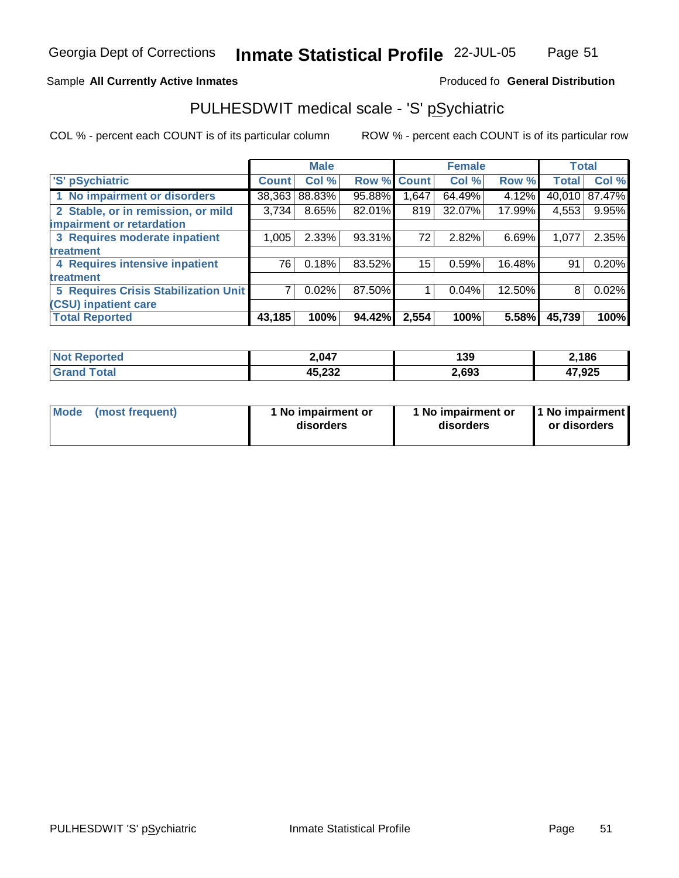Sample **All Currently Active Inmates**

Produced fo **General Distribution**

# PULHESDWIT medical scale - 'S' pSychiatric

COL % - percent each COUNT is of its particular column

ROW % - percent each COUNT is of its particular row

| 'S' pSychiatric | Male | | | Female | | | Total | |
|---|---|---|---|---|---|---|---|---|
| | Count | Col % | Row % | Count | Col % | Row % | Total | Col % |
| 1 No impairment or disorders | 38,363 | 88.83% | 95.88% | 1,647 | 64.49% | 4.12% | 40,010 | 87.47% |
| 2 Stable, or in remission, or mild impairment or retardation | 3,734 | 8.65% | 82.01% | 819 | 32.07% | 17.99% | 4,553 | 9.95% |
| 3 Requires moderate inpatient treatment | 1,005 | 2.33% | 93.31% | 72 | 2.82% | 6.69% | 1,077 | 2.35% |
| 4 Requires intensive inpatient treatment | 76 | 0.18% | 83.52% | 15 | 0.59% | 16.48% | 91 | 0.20% |
| 5 Requires Crisis Stabilization Unit (CSU) inpatient care | 7 | 0.02% | 87.50% | 1 | 0.04% | 12.50% | 8 | 0.02% |
| **Total Reported** | **43,185** | **100%** | **94.42%** | **2,554** | **100%** | **5.58%** | **45,739** | **100%** |

| | Male | Female | Total |
|---|---|---|---|
| **Not Reported** | **2,047** | **139** | **2,186** |
| **Grand Total** | **45,232** | **2,693** | **47,925** |

| | Male | Female | Total |
|---|---|---|---|
| **Mode (most frequent)** | **1 No impairment or disorders** | **1 No impairment or disorders** | **1 No impairment or disorders** |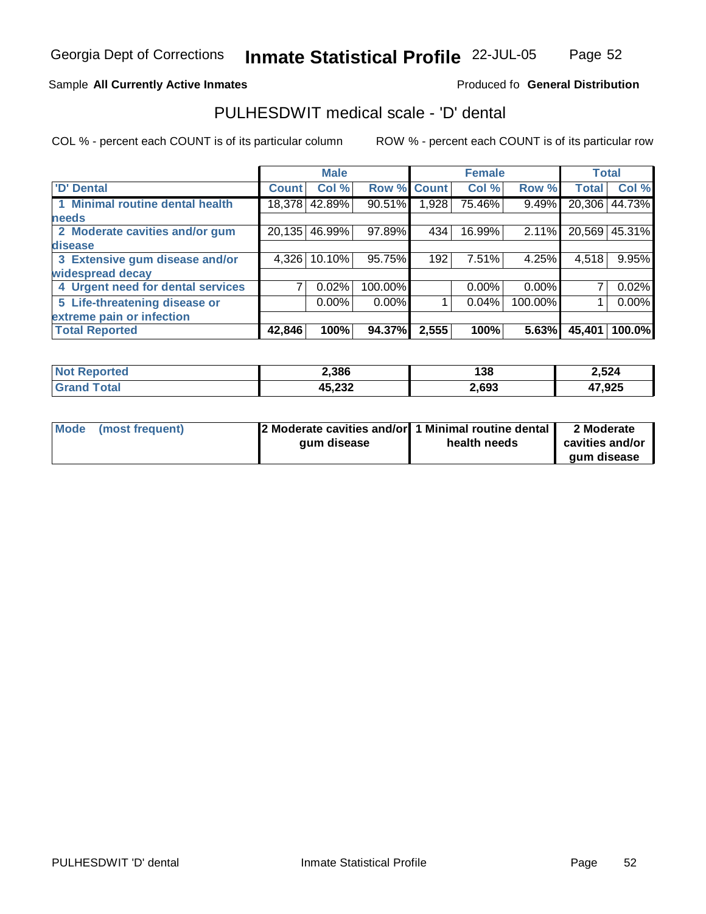Georgia Dept of Corrections **Inmate Statistical Profile** 22-JUL-05

Sample **All Currently Active Inmates**

Produced fo **General Distribution**

## PULHESDWIT medical scale - 'D' dental

COL % - percent each COUNT is of its particular column

ROW % - percent each COUNT is of its particular row

| | Male | | | Female | | | Total | |
|---|---|---|---|---|---|---|---|---|
| 'D' Dental | Count | Col % | Row % | Count | Col % | Row % | Total | Col % |
| 1 Minimal routine dental health needs | 18,378 | 42.89% | 90.51% | 1,928 | 75.46% | 9.49% | 20,306 | 44.73% |
| 2 Moderate cavities and/or gum disease | 20,135 | 46.99% | 97.89% | 434 | 16.99% | 2.11% | 20,569 | 45.31% |
| 3 Extensive gum disease and/or widespread decay | 4,326 | 10.10% | 95.75% | 192 | 7.51% | 4.25% | 4,518 | 9.95% |
| 4 Urgent need for dental services | 7 | 0.02% | 100.00% | | 0.00% | 0.00% | 7 | 0.02% |
| 5 Life-threatening disease or extreme pain or infection | | 0.00% | 0.00% | 1 | 0.04% | 100.00% | 1 | 0.00% |
| **Total Reported** | **42,846** | **100%** | **94.37%** | **2,555** | **100%** | **5.63%** | **45,401** | **100.0%** |

| | Male | Female | Total |
|---|---|---|---|
| Not Reported | **2,386** | **138** | **2,524** |
| Grand Total | **45,232** | **2,693** | **47,925** |

| | Male | Female | Total |
|---|---|---|---|
| Mode (most frequent) | **2 Moderate cavities and/or gum disease** | **1 Minimal routine dental health needs** | **2 Moderate cavities and/or gum disease** |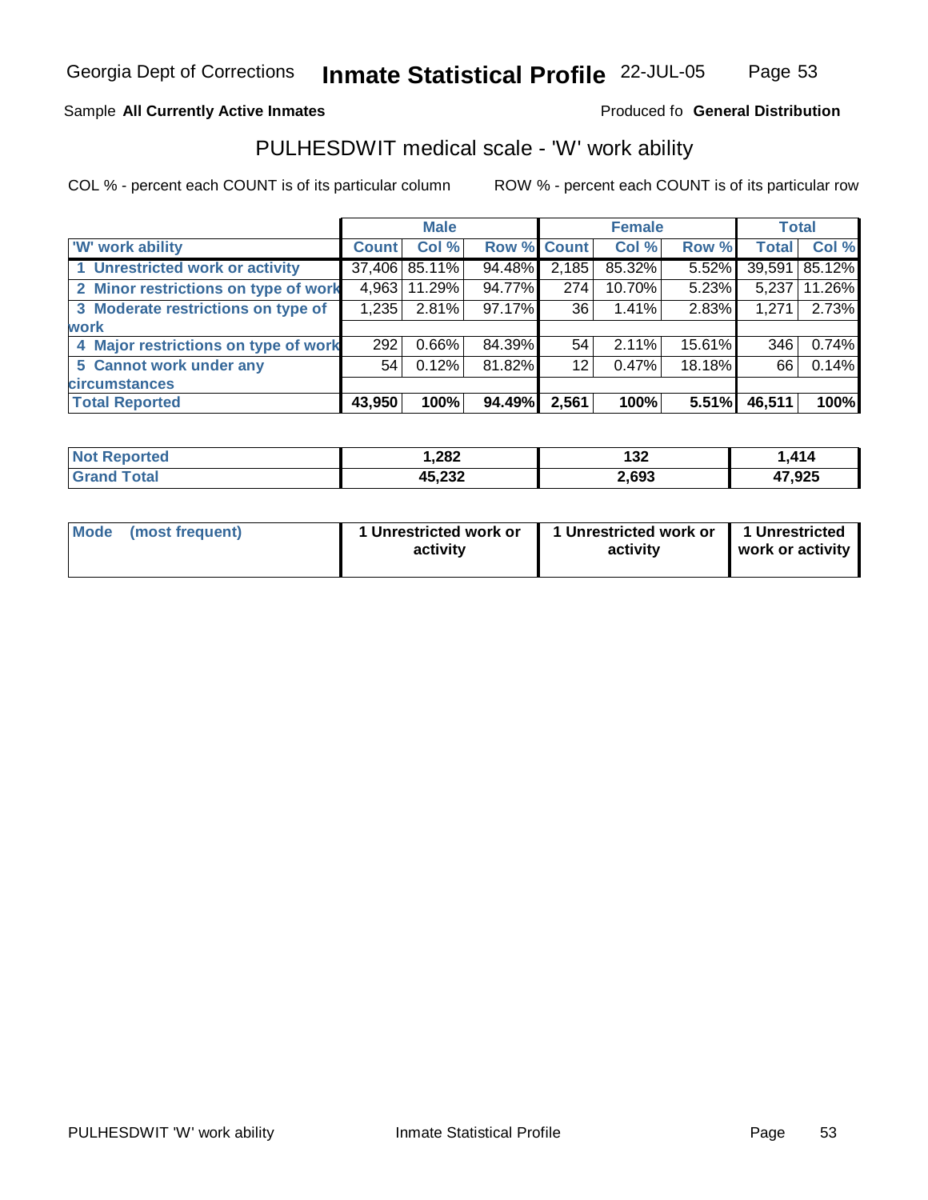Sample **All Currently Active Inmates**

Produced fo **General Distribution**

## PULHESDWIT medical scale - 'W' work ability

COL % - percent each COUNT is of its particular column

ROW % - percent each COUNT is of its particular row

| | Male | | | Female | | | Total | |
|---|---|---|---|---|---|---|---|---|
| 'W' work ability | Count | Col % | Row % | Count | Col % | Row % | Total | Col % |
| 1 Unrestricted work or activity | 37,406 | 85.11% | 94.48% | 2,185 | 85.32% | 5.52% | 39,591 | 85.12% |
| 2 Minor restrictions on type of work | 4,963 | 11.29% | 94.77% | 274 | 10.70% | 5.23% | 5,237 | 11.26% |
| 3 Moderate restrictions on type of work | 1,235 | 2.81% | 97.17% | 36 | 1.41% | 2.83% | 1,271 | 2.73% |
| 4 Major restrictions on type of work | 292 | 0.66% | 84.39% | 54 | 2.11% | 15.61% | 346 | 0.74% |
| 5 Cannot work under any circumstances | 54 | 0.12% | 81.82% | 12 | 0.47% | 18.18% | 66 | 0.14% |
| **Total Reported** | **43,950** | **100%** | **94.49%** | **2,561** | **100%** | **5.51%** | **46,511** | **100%** |

| | Male | Female | Total |
|---|---|---|---|
| Not Reported | 1,282 | 132 | 1,414 |
| Grand Total | 45,232 | 2,693 | 47,925 |

| | Male | Female | Total |
|---|---|---|---|
| Mode (most frequent) | 1 Unrestricted work or activity | 1 Unrestricted work or activity | 1 Unrestricted work or activity |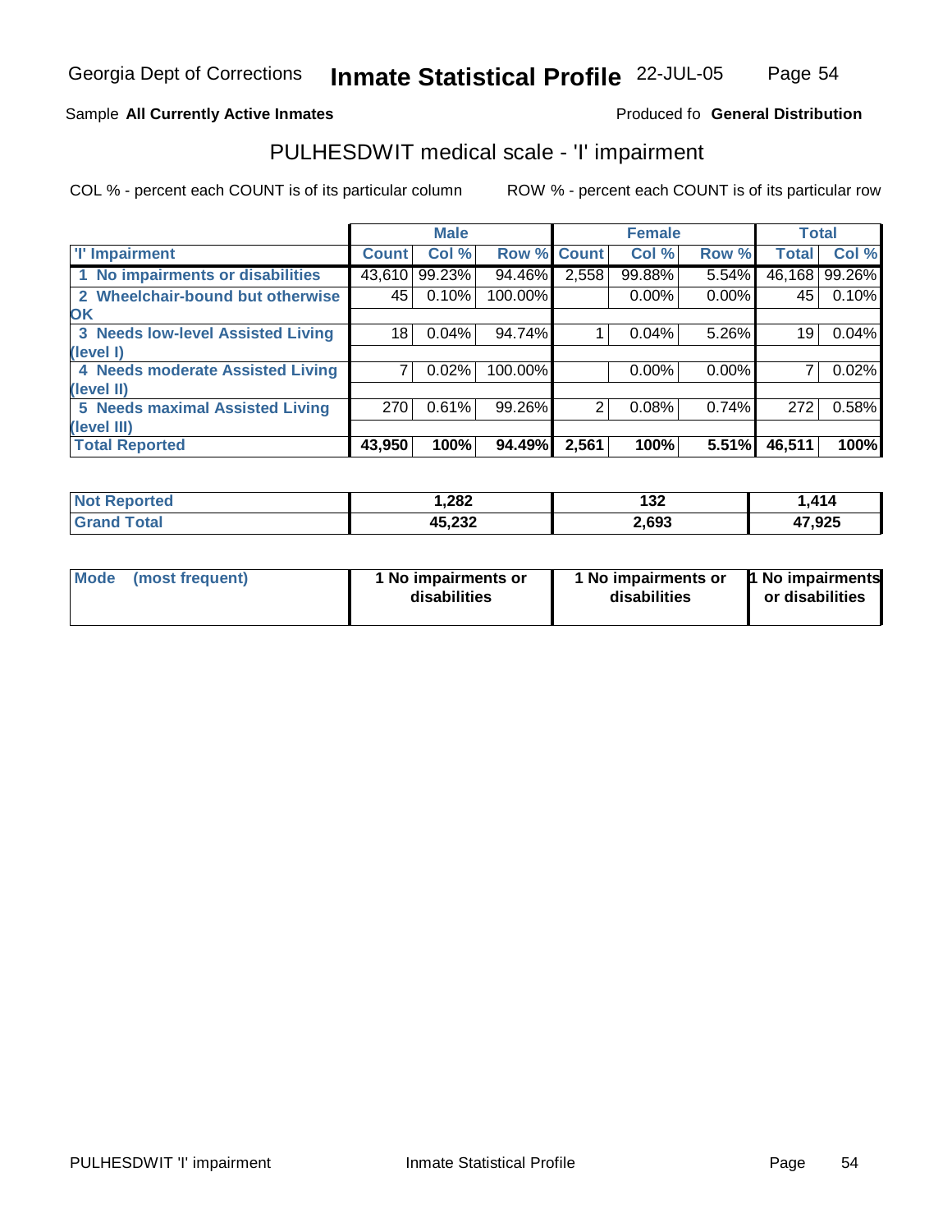Georgia Dept of Corrections **Inmate Statistical Profile** 22-JUL-05

Sample **All Currently Active Inmates**

Produced fo **General Distribution**

## PULHESDWIT medical scale - 'I' impairment

COL % - percent each COUNT is of its particular column

ROW % - percent each COUNT is of its particular row

| | Male | | | Female | | | Total | |
|---|---|---|---|---|---|---|---|---|
| **'I' Impairment** | **Count** | **Col %** | **Row %** | **Count** | **Col %** | **Row %** | **Total** | **Col %** |
| **1 No impairments or disabilities** | 43,610 | 99.23% | 94.46% | 2,558 | 99.88% | 5.54% | 46,168 | 99.26% |
| **2 Wheelchair-bound but otherwise OK** | 45 | 0.10% | 100.00% | | 0.00% | 0.00% | 45 | 0.10% |
| **3 Needs low-level Assisted Living (level I)** | 18 | 0.04% | 94.74% | 1 | 0.04% | 5.26% | 19 | 0.04% |
| **4 Needs moderate Assisted Living (level II)** | 7 | 0.02% | 100.00% | | 0.00% | 0.00% | 7 | 0.02% |
| **5 Needs maximal Assisted Living (level III)** | 270 | 0.61% | 99.26% | 2 | 0.08% | 0.74% | 272 | 0.58% |
| **Total Reported** | **43,950** | **100%** | **94.49%** | **2,561** | **100%** | **5.51%** | **46,511** | **100%** |

| | Male | Female | Total |
|---|---|---|---|
| **Not Reported** | **1,282** | **132** | **1,414** |
| **Grand Total** | **45,232** | **2,693** | **47,925** |

| | Male | Female | Total |
|---|---|---|---|
| **Mode (most frequent)** | **1 No impairments or disabilities** | **1 No impairments or disabilities** | **1 No impairments or disabilities** |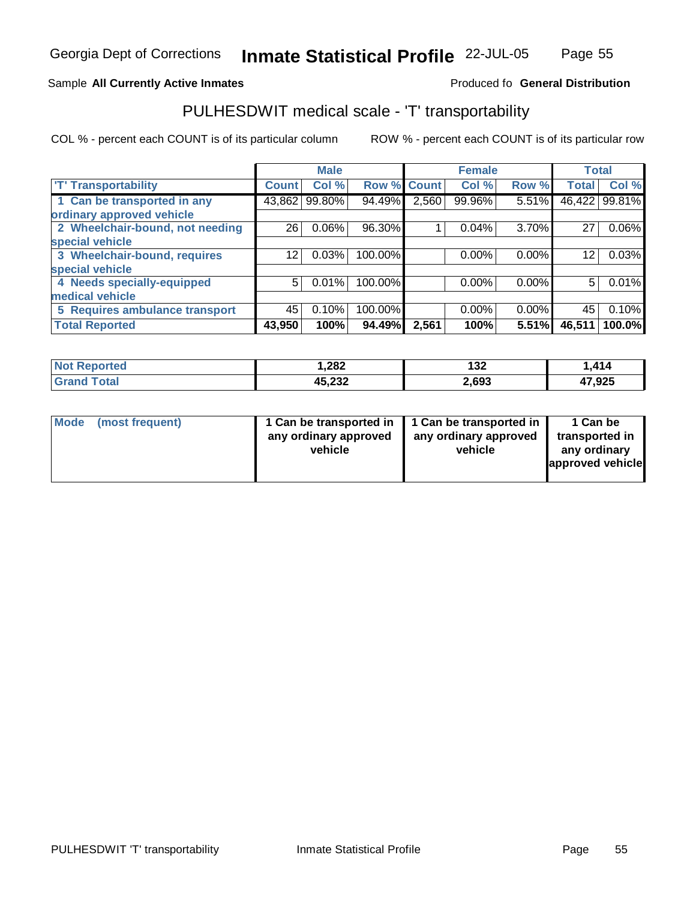Georgia Dept of Corrections **Inmate Statistical Profile** 22-JUL-05

Sample **All Currently Active Inmates**

Produced fo **General Distribution**

## PULHESDWIT medical scale - 'T' transportability

COL % - percent each COUNT is of its particular column

ROW % - percent each COUNT is of its particular row

| | Male | | | Female | | | Total | |
|---|---|---|---|---|---|---|---|---|
| 'T' Transportability | Count | Col % | Row % | Count | Col % | Row % | Total | Col % |
| 1 Can be transported in any ordinary approved vehicle | 43,862 | 99.80% | 94.49% | 2,560 | 99.96% | 5.51% | 46,422 | 99.81% |
| 2 Wheelchair-bound, not needing special vehicle | 26 | 0.06% | 96.30% | 1 | 0.04% | 3.70% | 27 | 0.06% |
| 3 Wheelchair-bound, requires special vehicle | 12 | 0.03% | 100.00% | | 0.00% | 0.00% | 12 | 0.03% |
| 4 Needs specially-equipped medical vehicle | 5 | 0.01% | 100.00% | | 0.00% | 0.00% | 5 | 0.01% |
| 5 Requires ambulance transport | 45 | 0.10% | 100.00% | | 0.00% | 0.00% | 45 | 0.10% |
| **Total Reported** | **43,950** | **100%** | **94.49%** | **2,561** | **100%** | **5.51%** | **46,511** | **100.0%** |

| | Male | Female | Total |
|---|---|---|---|
| **Not Reported** | **1,282** | **132** | **1,414** |
| **Grand Total** | **45,232** | **2,693** | **47,925** |

| | Male | Female | Total |
|---|---|---|---|
| **Mode (most frequent)** | **1 Can be transported in any ordinary approved vehicle** | **1 Can be transported in any ordinary approved vehicle** | **1 Can be transported in any ordinary approved vehicle** |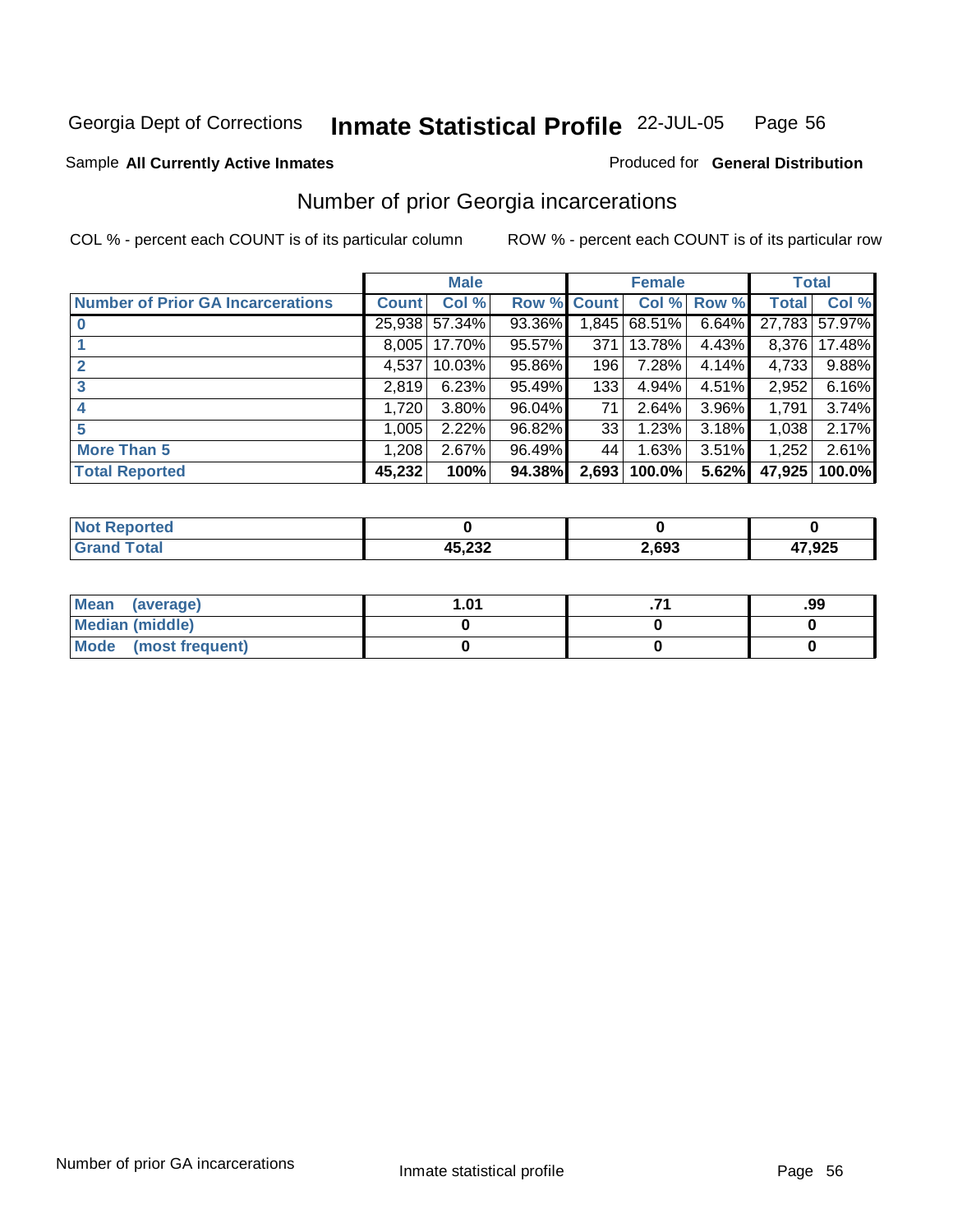Georgia Dept of Corrections **Inmate Statistical Profile** 22-JUL-05

Sample **All Currently Active Inmates**

Produced for **General Distribution**

## Number of prior Georgia incarcerations

COL % - percent each COUNT is of its particular column

ROW % - percent each COUNT is of its particular row

| | Male | | | Female | | | Total | |
|---|---|---|---|---|---|---|---|---|
| **Number of Prior GA Incarcerations** | **Count** | **Col %** | **Row %** | **Count** | **Col %** | **Row %** | **Total** | **Col %** |
| **0** | 25,938 | 57.34% | 93.36% | 1,845 | 68.51% | 6.64% | 27,783 | 57.97% |
| **1** | 8,005 | 17.70% | 95.57% | 371 | 13.78% | 4.43% | 8,376 | 17.48% |
| **2** | 4,537 | 10.03% | 95.86% | 196 | 7.28% | 4.14% | 4,733 | 9.88% |
| **3** | 2,819 | 6.23% | 95.49% | 133 | 4.94% | 4.51% | 2,952 | 6.16% |
| **4** | 1,720 | 3.80% | 96.04% | 71 | 2.64% | 3.96% | 1,791 | 3.74% |
| **5** | 1,005 | 2.22% | 96.82% | 33 | 1.23% | 3.18% | 1,038 | 2.17% |
| **More Than 5** | 1,208 | 2.67% | 96.49% | 44 | 1.63% | 3.51% | 1,252 | 2.61% |
| **Total Reported** | **45,232** | **100%** | **94.38%** | **2,693** | **100.0%** | **5.62%** | **47,925** | **100.0%** |

| | Male | Female | Total |
|---|---|---|---|
| **Not Reported** | **0** | **0** | **0** |
| **Grand Total** | **45,232** | **2,693** | **47,925** |

| | Male | Female | Total |
|---|---|---|---|
| **Mean (average)** | **1.01** | **.71** | **.99** |
| **Median (middle)** | **0** | **0** | **0** |
| **Mode (most frequent)** | **0** | **0** | **0** |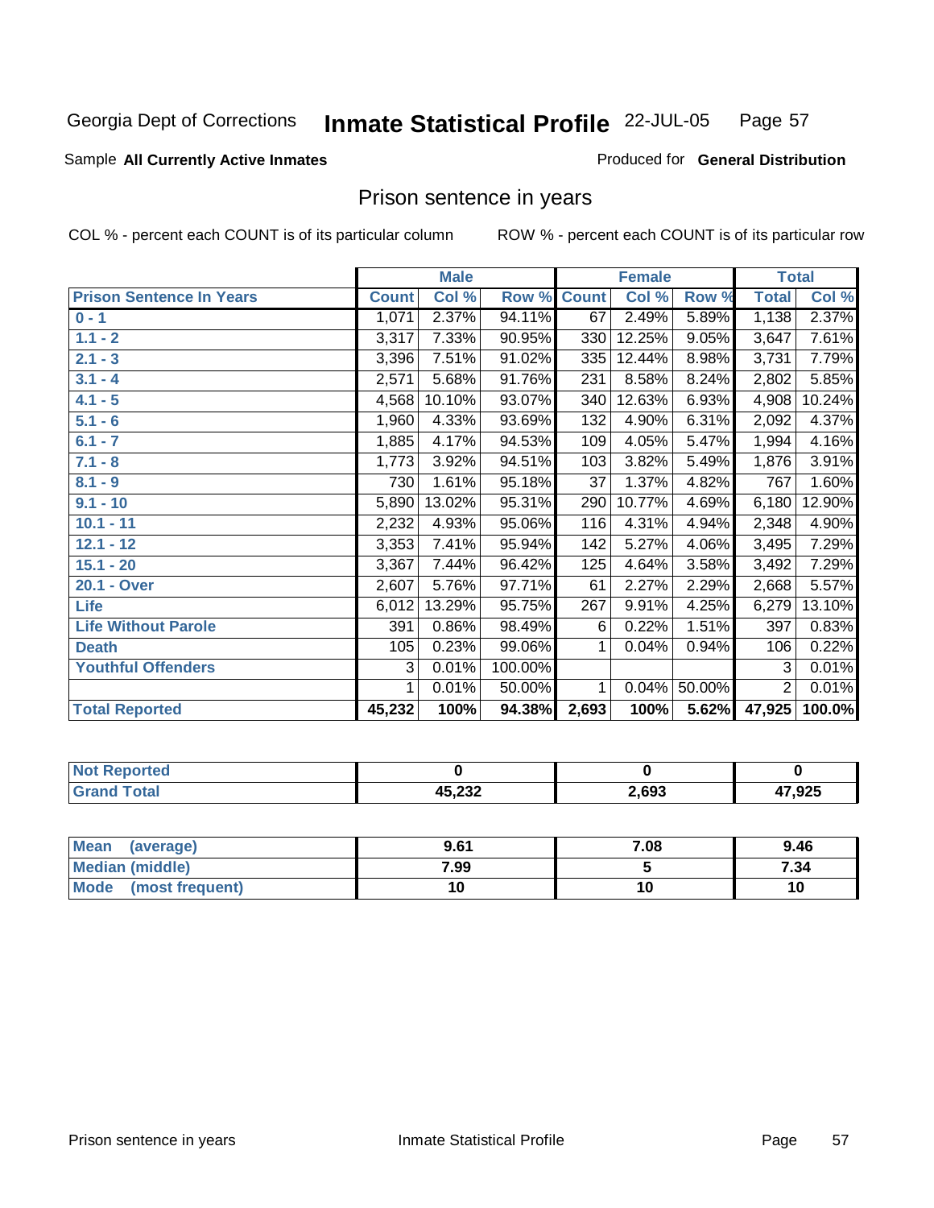Georgia Dept of Corrections **Inmate Statistical Profile** 22-JUL-05

Sample **All Currently Active Inmates**

Produced for **General Distribution**

## Prison sentence in years

COL % - percent each COUNT is of its particular column

ROW % - percent each COUNT is of its particular row

| | Male | | | Female | | | Total | |
|---|---|---|---|---|---|---|---|---|
| **Prison Sentence In Years** | **Count** | **Col %** | **Row %** | **Count** | **Col %** | **Row %** | **Total** | **Col %** |
| **0 - 1** | 1,071 | 2.37% | 94.11% | 67 | 2.49% | 5.89% | 1,138 | 2.37% |
| **1.1 - 2** | 3,317 | 7.33% | 90.95% | 330 | 12.25% | 9.05% | 3,647 | 7.61% |
| **2.1 - 3** | 3,396 | 7.51% | 91.02% | 335 | 12.44% | 8.98% | 3,731 | 7.79% |
| **3.1 - 4** | 2,571 | 5.68% | 91.76% | 231 | 8.58% | 8.24% | 2,802 | 5.85% |
| **4.1 - 5** | 4,568 | 10.10% | 93.07% | 340 | 12.63% | 6.93% | 4,908 | 10.24% |
| **5.1 - 6** | 1,960 | 4.33% | 93.69% | 132 | 4.90% | 6.31% | 2,092 | 4.37% |
| **6.1 - 7** | 1,885 | 4.17% | 94.53% | 109 | 4.05% | 5.47% | 1,994 | 4.16% |
| **7.1 - 8** | 1,773 | 3.92% | 94.51% | 103 | 3.82% | 5.49% | 1,876 | 3.91% |
| **8.1 - 9** | 730 | 1.61% | 95.18% | 37 | 1.37% | 4.82% | 767 | 1.60% |
| **9.1 - 10** | 5,890 | 13.02% | 95.31% | 290 | 10.77% | 4.69% | 6,180 | 12.90% |
| **10.1 - 11** | 2,232 | 4.93% | 95.06% | 116 | 4.31% | 4.94% | 2,348 | 4.90% |
| **12.1 - 12** | 3,353 | 7.41% | 95.94% | 142 | 5.27% | 4.06% | 3,495 | 7.29% |
| **15.1 - 20** | 3,367 | 7.44% | 96.42% | 125 | 4.64% | 3.58% | 3,492 | 7.29% |
| **20.1 - Over** | 2,607 | 5.76% | 97.71% | 61 | 2.27% | 2.29% | 2,668 | 5.57% |
| **Life** | 6,012 | 13.29% | 95.75% | 267 | 9.91% | 4.25% | 6,279 | 13.10% |
| **Life Without Parole** | 391 | 0.86% | 98.49% | 6 | 0.22% | 1.51% | 397 | 0.83% |
| **Death** | 105 | 0.23% | 99.06% | 1 | 0.04% | 0.94% | 106 | 0.22% |
| **Youthful Offenders** | 3 | 0.01% | 100.00% | | | | 3 | 0.01% |
| | 1 | 0.01% | 50.00% | 1 | 0.04% | 50.00% | 2 | 0.01% |
| **Total Reported** | **45,232** | **100%** | **94.38%** | **2,693** | **100%** | **5.62%** | **47,925** | **100.0%** |

| | Male | Female | Total |
|---|---|---|---|
| **Not Reported** | **0** | **0** | **0** |
| **Grand Total** | **45,232** | **2,693** | **47,925** |

| | Male | Female | Total |
|---|---|---|---|
| **Mean (average)** | **9.61** | **7.08** | **9.46** |
| **Median (middle)** | **7.99** | **5** | **7.34** |
| **Mode (most frequent)** | **10** | **10** | **10** |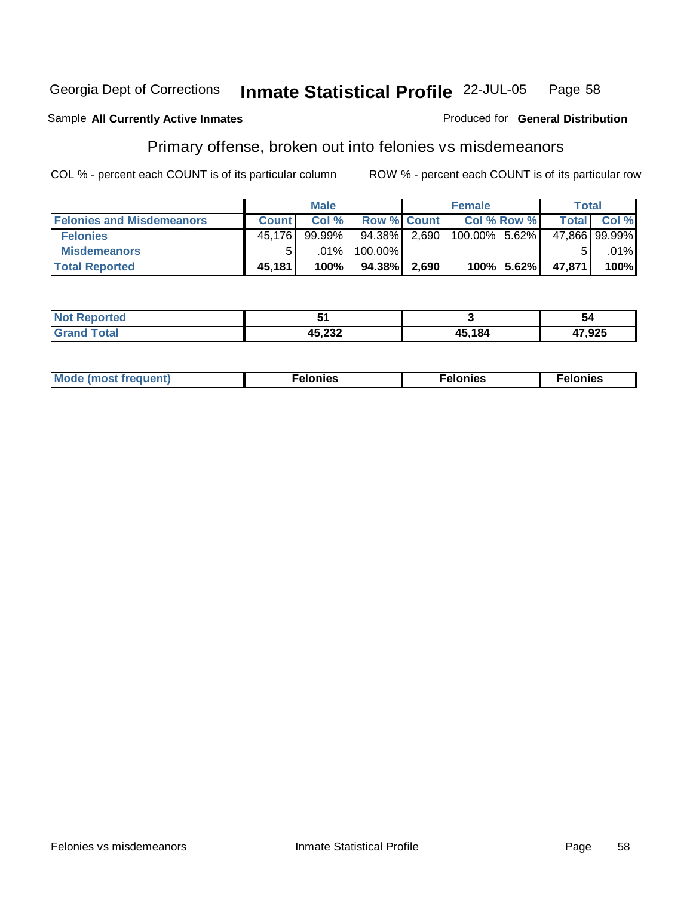Georgia Dept of Corrections **Inmate Statistical Profile** 22-JUL-05 Page 58

Sample **All Currently Active Inmates**

Produced for **General Distribution**

## Primary offense, broken out into felonies vs misdemeanors

COL % - percent each COUNT is of its particular column

ROW % - percent each COUNT is of its particular row

| | Male | | | Female | | | Total | |
|---|---|---|---|---|---|---|---|---|
| **Felonies and Misdemeanors** | **Count** | **Col %** | **Row %** | **Count** | **Col %** | **Row %** | **Total** | **Col %** |
| **Felonies** | 45,176 | 99.99% | 94.38% | 2,690 | 100.00% | 5.62% | 47,866 | 99.99% |
| **Misdemeanors** | 5 | .01% | 100.00% | | | | 5 | .01% |
| **Total Reported** | **45,181** | **100%** | **94.38%** | **2,690** | **100%** | **5.62%** | **47,871** | **100%** |

| | Male | Female | Total |
|---|---|---|---|
| **Not Reported** | **51** | **3** | **54** |
| **Grand Total** | **45,232** | **45,184** | **47,925** |

| | Male | Female | Total |
|---|---|---|---|
| **Mode (most frequent)** | **Felonies** | **Felonies** | **Felonies** |

Felonies vs misdemeanors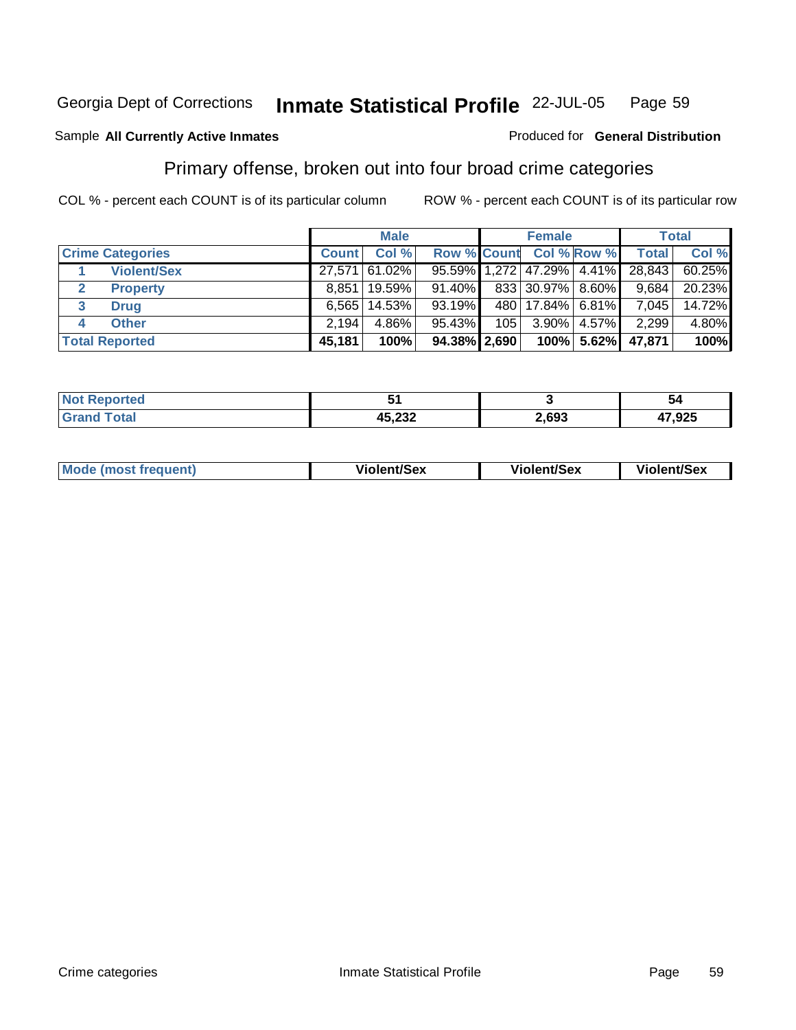Georgia Dept of Corrections **Inmate Statistical Profile** 22-JUL-05

Sample **All Currently Active Inmates**

Produced for **General Distribution**

## Primary offense, broken out into four broad crime categories

COL % - percent each COUNT is of its particular column

ROW % - percent each COUNT is of its particular row

| | | Male | | | Female | | | Total | |
|---|---|---|---|---|---|---|---|---|---|
| **Crime Categories** | | **Count** | **Col %** | **Row %** | **Count** | **Col %** | **Row %** | **Total** | **Col %** |
| 1 | **Violent/Sex** | 27,571 | 61.02% | 95.59% | 1,272 | 47.29% | 4.41% | 28,843 | 60.25% |
| 2 | **Property** | 8,851 | 19.59% | 91.40% | 833 | 30.97% | 8.60% | 9,684 | 20.23% |
| 3 | **Drug** | 6,565 | 14.53% | 93.19% | 480 | 17.84% | 6.81% | 7,045 | 14.72% |
| 4 | **Other** | 2,194 | 4.86% | 95.43% | 105 | 3.90% | 4.57% | 2,299 | 4.80% |
| **Total Reported** | | **45,181** | **100%** | **94.38%** | **2,690** | **100%** | **5.62%** | **47,871** | **100%** |

| | Male | Female | Total |
|---|---|---|---|
| **Not Reported** | **51** | **3** | **54** |
| **Grand Total** | **45,232** | **2,693** | **47,925** |

| | Male | Female | Total |
|---|---|---|---|
| **Mode (most frequent)** | **Violent/Sex** | **Violent/Sex** | **Violent/Sex** |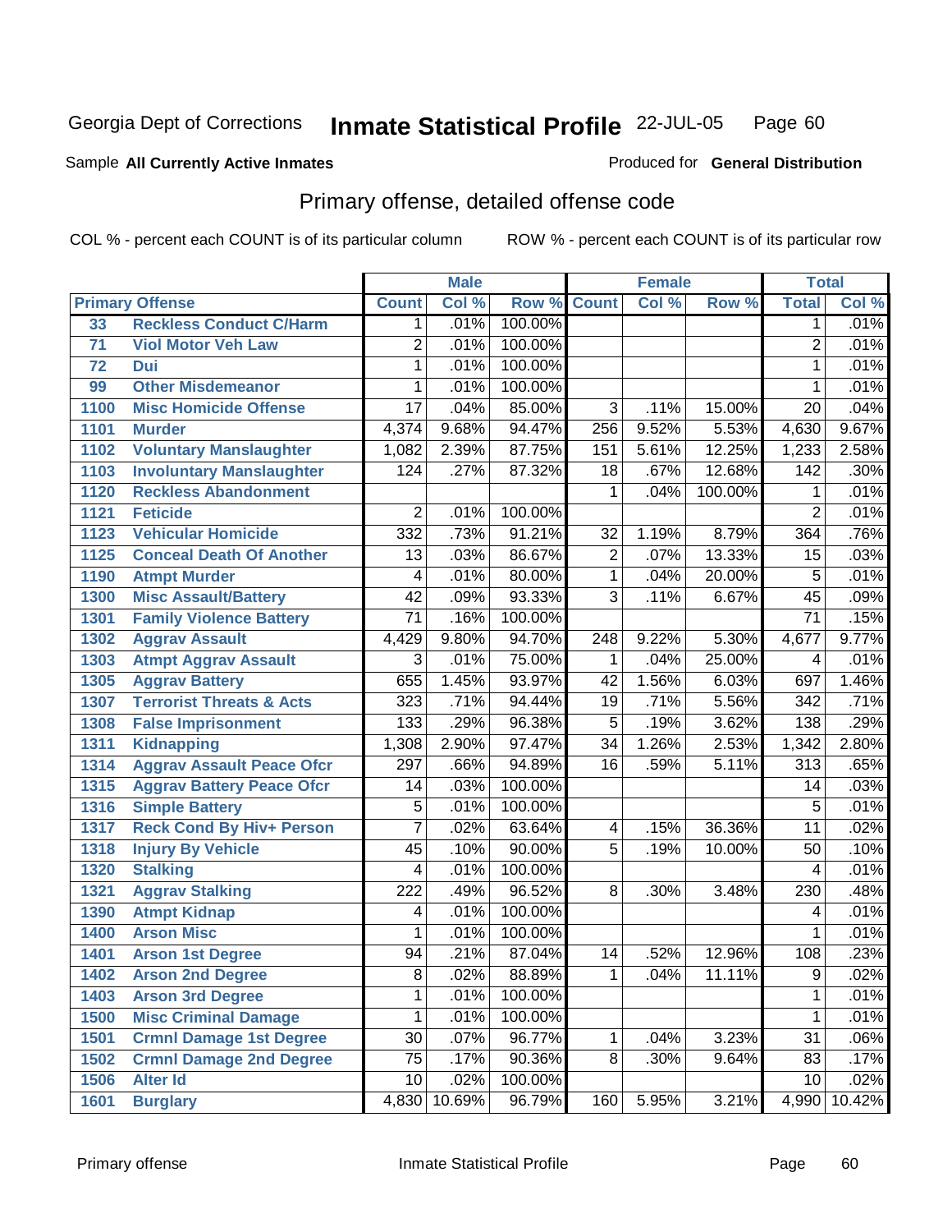Georgia Dept of Corrections **Inmate Statistical Profile** 22-JUL-05

Sample **All Currently Active Inmates**

Produced for **General Distribution**

## Primary offense, detailed offense code

COL % - percent each COUNT is of its particular column     ROW % - percent each COUNT is of its particular row

| | | Male | | | Female | | | Total | |
|---|---|---|---|---|---|---|---|---|---|
| **Primary Offense** | | **Count** | **Col %** | **Row %** | **Count** | **Col %** | **Row %** | **Total** | **Col %** |
| 33 | Reckless Conduct C/Harm | 1 | .01% | 100.00% | | | | 1 | .01% |
| 71 | Viol Motor Veh Law | 2 | .01% | 100.00% | | | | 2 | .01% |
| 72 | Dui | 1 | .01% | 100.00% | | | | 1 | .01% |
| 99 | Other Misdemeanor | 1 | .01% | 100.00% | | | | 1 | .01% |
| 1100 | Misc Homicide Offense | 17 | .04% | 85.00% | 3 | .11% | 15.00% | 20 | .04% |
| 1101 | Murder | 4,374 | 9.68% | 94.47% | 256 | 9.52% | 5.53% | 4,630 | 9.67% |
| 1102 | Voluntary Manslaughter | 1,082 | 2.39% | 87.75% | 151 | 5.61% | 12.25% | 1,233 | 2.58% |
| 1103 | Involuntary Manslaughter | 124 | .27% | 87.32% | 18 | .67% | 12.68% | 142 | .30% |
| 1120 | Reckless Abandonment | | | | 1 | .04% | 100.00% | 1 | .01% |
| 1121 | Feticide | 2 | .01% | 100.00% | | | | 2 | .01% |
| 1123 | Vehicular Homicide | 332 | .73% | 91.21% | 32 | 1.19% | 8.79% | 364 | .76% |
| 1125 | Conceal Death Of Another | 13 | .03% | 86.67% | 2 | .07% | 13.33% | 15 | .03% |
| 1190 | Atmpt Murder | 4 | .01% | 80.00% | 1 | .04% | 20.00% | 5 | .01% |
| 1300 | Misc Assault/Battery | 42 | .09% | 93.33% | 3 | .11% | 6.67% | 45 | .09% |
| 1301 | Family Violence Battery | 71 | .16% | 100.00% | | | | 71 | .15% |
| 1302 | Aggrav Assault | 4,429 | 9.80% | 94.70% | 248 | 9.22% | 5.30% | 4,677 | 9.77% |
| 1303 | Atmpt Aggrav Assault | 3 | .01% | 75.00% | 1 | .04% | 25.00% | 4 | .01% |
| 1305 | Aggrav Battery | 655 | 1.45% | 93.97% | 42 | 1.56% | 6.03% | 697 | 1.46% |
| 1307 | Terrorist Threats & Acts | 323 | .71% | 94.44% | 19 | .71% | 5.56% | 342 | .71% |
| 1308 | False Imprisonment | 133 | .29% | 96.38% | 5 | .19% | 3.62% | 138 | .29% |
| 1311 | Kidnapping | 1,308 | 2.90% | 97.47% | 34 | 1.26% | 2.53% | 1,342 | 2.80% |
| 1314 | Aggrav Assault Peace Ofcr | 297 | .66% | 94.89% | 16 | .59% | 5.11% | 313 | .65% |
| 1315 | Aggrav Battery Peace Ofcr | 14 | .03% | 100.00% | | | | 14 | .03% |
| 1316 | Simple Battery | 5 | .01% | 100.00% | | | | 5 | .01% |
| 1317 | Reck Cond By Hiv+ Person | 7 | .02% | 63.64% | 4 | .15% | 36.36% | 11 | .02% |
| 1318 | Injury By Vehicle | 45 | .10% | 90.00% | 5 | .19% | 10.00% | 50 | .10% |
| 1320 | Stalking | 4 | .01% | 100.00% | | | | 4 | .01% |
| 1321 | Aggrav Stalking | 222 | .49% | 96.52% | 8 | .30% | 3.48% | 230 | .48% |
| 1390 | Atmpt Kidnap | 4 | .01% | 100.00% | | | | 4 | .01% |
| 1400 | Arson Misc | 1 | .01% | 100.00% | | | | 1 | .01% |
| 1401 | Arson 1st Degree | 94 | .21% | 87.04% | 14 | .52% | 12.96% | 108 | .23% |
| 1402 | Arson 2nd Degree | 8 | .02% | 88.89% | 1 | .04% | 11.11% | 9 | .02% |
| 1403 | Arson 3rd Degree | 1 | .01% | 100.00% | | | | 1 | .01% |
| 1500 | Misc Criminal Damage | 1 | .01% | 100.00% | | | | 1 | .01% |
| 1501 | Crmnl Damage 1st Degree | 30 | .07% | 96.77% | 1 | .04% | 3.23% | 31 | .06% |
| 1502 | Crmnl Damage 2nd Degree | 75 | .17% | 90.36% | 8 | .30% | 9.64% | 83 | .17% |
| 1506 | Alter Id | 10 | .02% | 100.00% | | | | 10 | .02% |
| 1601 | Burglary | 4,830 | 10.69% | 96.79% | 160 | 5.95% | 3.21% | 4,990 | 10.42% |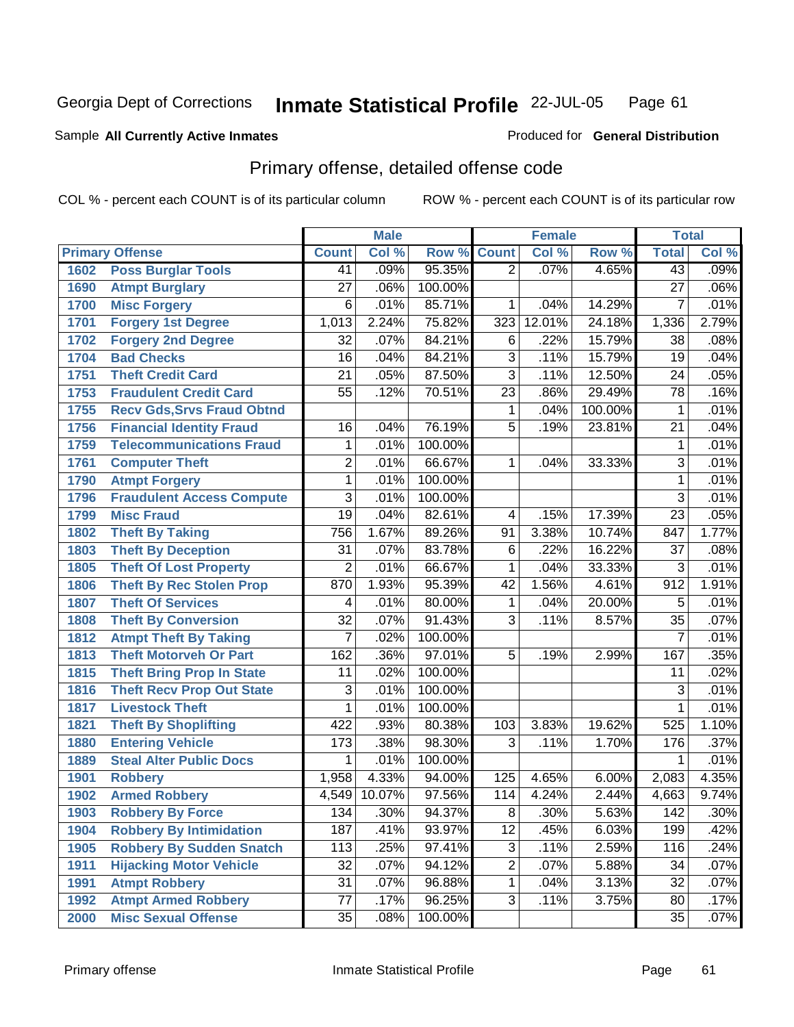Georgia Dept of Corrections **Inmate Statistical Profile** 22-JUL-05

Sample **All Currently Active Inmates**

Produced for **General Distribution**

## Primary offense, detailed offense code

COL % - percent each COUNT is of its particular column

ROW % - percent each COUNT is of its particular row

| | | Male | | | Female | | | Total | |
|---|---|---|---|---|---|---|---|---|---|
| **Primary Offense** | | **Count** | **Col %** | **Row %** | **Count** | **Col %** | **Row %** | **Total** | **Col %** |
| 1602 | Poss Burglar Tools | 41 | .09% | 95.35% | 2 | .07% | 4.65% | 43 | .09% |
| 1690 | Atmpt Burglary | 27 | .06% | 100.00% | | | | 27 | .06% |
| 1700 | Misc Forgery | 6 | .01% | 85.71% | 1 | .04% | 14.29% | 7 | .01% |
| 1701 | Forgery 1st Degree | 1,013 | 2.24% | 75.82% | 323 | 12.01% | 24.18% | 1,336 | 2.79% |
| 1702 | Forgery 2nd Degree | 32 | .07% | 84.21% | 6 | .22% | 15.79% | 38 | .08% |
| 1704 | Bad Checks | 16 | .04% | 84.21% | 3 | .11% | 15.79% | 19 | .04% |
| 1751 | Theft Credit Card | 21 | .05% | 87.50% | 3 | .11% | 12.50% | 24 | .05% |
| 1753 | Fraudulent Credit Card | 55 | .12% | 70.51% | 23 | .86% | 29.49% | 78 | .16% |
| 1755 | Recv Gds,Srvs Fraud Obtnd | | | | 1 | .04% | 100.00% | 1 | .01% |
| 1756 | Financial Identity Fraud | 16 | .04% | 76.19% | 5 | .19% | 23.81% | 21 | .04% |
| 1759 | Telecommunications Fraud | 1 | .01% | 100.00% | | | | 1 | .01% |
| 1761 | Computer Theft | 2 | .01% | 66.67% | 1 | .04% | 33.33% | 3 | .01% |
| 1790 | Atmpt Forgery | 1 | .01% | 100.00% | | | | 1 | .01% |
| 1796 | Fraudulent Access Compute | 3 | .01% | 100.00% | | | | 3 | .01% |
| 1799 | Misc Fraud | 19 | .04% | 82.61% | 4 | .15% | 17.39% | 23 | .05% |
| 1802 | Theft By Taking | 756 | 1.67% | 89.26% | 91 | 3.38% | 10.74% | 847 | 1.77% |
| 1803 | Theft By Deception | 31 | .07% | 83.78% | 6 | .22% | 16.22% | 37 | .08% |
| 1805 | Theft Of Lost Property | 2 | .01% | 66.67% | 1 | .04% | 33.33% | 3 | .01% |
| 1806 | Theft By Rec Stolen Prop | 870 | 1.93% | 95.39% | 42 | 1.56% | 4.61% | 912 | 1.91% |
| 1807 | Theft Of Services | 4 | .01% | 80.00% | 1 | .04% | 20.00% | 5 | .01% |
| 1808 | Theft By Conversion | 32 | .07% | 91.43% | 3 | .11% | 8.57% | 35 | .07% |
| 1812 | Atmpt Theft By Taking | 7 | .02% | 100.00% | | | | 7 | .01% |
| 1813 | Theft Motorveh Or Part | 162 | .36% | 97.01% | 5 | .19% | 2.99% | 167 | .35% |
| 1815 | Theft Bring Prop In State | 11 | .02% | 100.00% | | | | 11 | .02% |
| 1816 | Theft Recv Prop Out State | 3 | .01% | 100.00% | | | | 3 | .01% |
| 1817 | Livestock Theft | 1 | .01% | 100.00% | | | | 1 | .01% |
| 1821 | Theft By Shoplifting | 422 | .93% | 80.38% | 103 | 3.83% | 19.62% | 525 | 1.10% |
| 1880 | Entering Vehicle | 173 | .38% | 98.30% | 3 | .11% | 1.70% | 176 | .37% |
| 1889 | Steal Alter Public Docs | 1 | .01% | 100.00% | | | | 1 | .01% |
| 1901 | Robbery | 1,958 | 4.33% | 94.00% | 125 | 4.65% | 6.00% | 2,083 | 4.35% |
| 1902 | Armed Robbery | 4,549 | 10.07% | 97.56% | 114 | 4.24% | 2.44% | 4,663 | 9.74% |
| 1903 | Robbery By Force | 134 | .30% | 94.37% | 8 | .30% | 5.63% | 142 | .30% |
| 1904 | Robbery By Intimidation | 187 | .41% | 93.97% | 12 | .45% | 6.03% | 199 | .42% |
| 1905 | Robbery By Sudden Snatch | 113 | .25% | 97.41% | 3 | .11% | 2.59% | 116 | .24% |
| 1911 | Hijacking Motor Vehicle | 32 | .07% | 94.12% | 2 | .07% | 5.88% | 34 | .07% |
| 1991 | Atmpt Robbery | 31 | .07% | 96.88% | 1 | .04% | 3.13% | 32 | .07% |
| 1992 | Atmpt Armed Robbery | 77 | .17% | 96.25% | 3 | .11% | 3.75% | 80 | .17% |
| 2000 | Misc Sexual Offense | 35 | .08% | 100.00% | | | | 35 | .07% |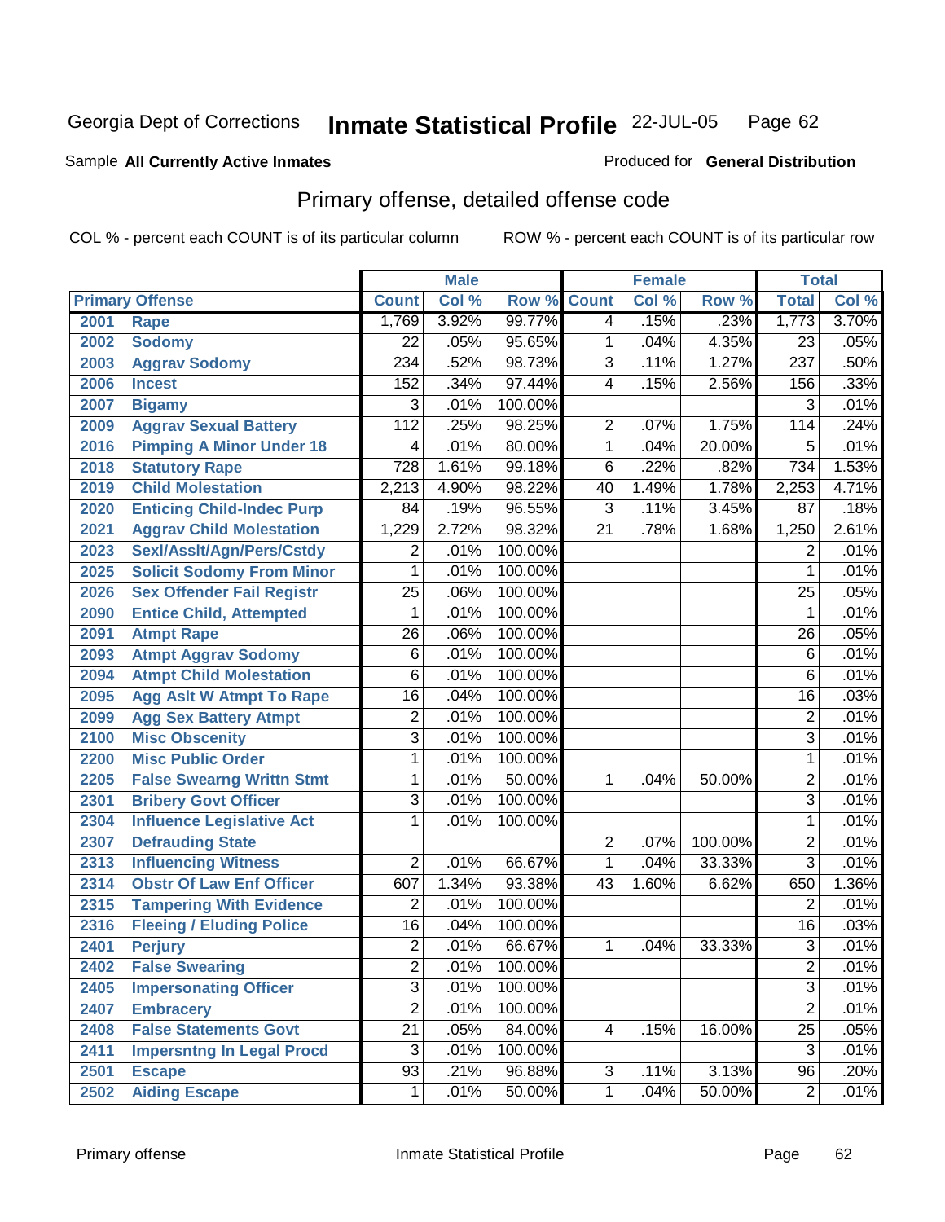Georgia Dept of Corrections **Inmate Statistical Profile** 22-JUL-05

Sample **All Currently Active Inmates**

Produced for **General Distribution**

## Primary offense, detailed offense code

COL % - percent each COUNT is of its particular column

ROW % - percent each COUNT is of its particular row

| Primary Offense | | Male | | | Female | | | Total | |
|---|---|---|---|---|---|---|---|---|---|
| | | Count | Col % | Row % | Count | Col % | Row % | Total | Col % |
| 2001 | Rape | 1,769 | 3.92% | 99.77% | 4 | .15% | .23% | 1,773 | 3.70% |
| 2002 | Sodomy | 22 | .05% | 95.65% | 1 | .04% | 4.35% | 23 | .05% |
| 2003 | Aggrav Sodomy | 234 | .52% | 98.73% | 3 | .11% | 1.27% | 237 | .50% |
| 2006 | Incest | 152 | .34% | 97.44% | 4 | .15% | 2.56% | 156 | .33% |
| 2007 | Bigamy | 3 | .01% | 100.00% | | | | 3 | .01% |
| 2009 | Aggrav Sexual Battery | 112 | .25% | 98.25% | 2 | .07% | 1.75% | 114 | .24% |
| 2016 | Pimping A Minor Under 18 | 4 | .01% | 80.00% | 1 | .04% | 20.00% | 5 | .01% |
| 2018 | Statutory Rape | 728 | 1.61% | 99.18% | 6 | .22% | .82% | 734 | 1.53% |
| 2019 | Child Molestation | 2,213 | 4.90% | 98.22% | 40 | 1.49% | 1.78% | 2,253 | 4.71% |
| 2020 | Enticing Child-Indec Purp | 84 | .19% | 96.55% | 3 | .11% | 3.45% | 87 | .18% |
| 2021 | Aggrav Child Molestation | 1,229 | 2.72% | 98.32% | 21 | .78% | 1.68% | 1,250 | 2.61% |
| 2023 | Sexl/Asslt/Agn/Pers/Cstdy | 2 | .01% | 100.00% | | | | 2 | .01% |
| 2025 | Solicit Sodomy From Minor | 1 | .01% | 100.00% | | | | 1 | .01% |
| 2026 | Sex Offender Fail Registr | 25 | .06% | 100.00% | | | | 25 | .05% |
| 2090 | Entice Child, Attempted | 1 | .01% | 100.00% | | | | 1 | .01% |
| 2091 | Atmpt Rape | 26 | .06% | 100.00% | | | | 26 | .05% |
| 2093 | Atmpt Aggrav Sodomy | 6 | .01% | 100.00% | | | | 6 | .01% |
| 2094 | Atmpt Child Molestation | 6 | .01% | 100.00% | | | | 6 | .01% |
| 2095 | Agg Aslt W Atmpt To Rape | 16 | .04% | 100.00% | | | | 16 | .03% |
| 2099 | Agg Sex Battery Atmpt | 2 | .01% | 100.00% | | | | 2 | .01% |
| 2100 | Misc Obscenity | 3 | .01% | 100.00% | | | | 3 | .01% |
| 2200 | Misc Public Order | 1 | .01% | 100.00% | | | | 1 | .01% |
| 2205 | False Swearng Writtn Stmt | 1 | .01% | 50.00% | 1 | .04% | 50.00% | 2 | .01% |
| 2301 | Bribery Govt Officer | 3 | .01% | 100.00% | | | | 3 | .01% |
| 2304 | Influence Legislative Act | 1 | .01% | 100.00% | | | | 1 | .01% |
| 2307 | Defrauding State | | | | 2 | .07% | 100.00% | 2 | .01% |
| 2313 | Influencing Witness | 2 | .01% | 66.67% | 1 | .04% | 33.33% | 3 | .01% |
| 2314 | Obstr Of Law Enf Officer | 607 | 1.34% | 93.38% | 43 | 1.60% | 6.62% | 650 | 1.36% |
| 2315 | Tampering With Evidence | 2 | .01% | 100.00% | | | | 2 | .01% |
| 2316 | Fleeing / Eluding Police | 16 | .04% | 100.00% | | | | 16 | .03% |
| 2401 | Perjury | 2 | .01% | 66.67% | 1 | .04% | 33.33% | 3 | .01% |
| 2402 | False Swearing | 2 | .01% | 100.00% | | | | 2 | .01% |
| 2405 | Impersonating Officer | 3 | .01% | 100.00% | | | | 3 | .01% |
| 2407 | Embracery | 2 | .01% | 100.00% | | | | 2 | .01% |
| 2408 | False Statements Govt | 21 | .05% | 84.00% | 4 | .15% | 16.00% | 25 | .05% |
| 2411 | Impersntng In Legal Procd | 3 | .01% | 100.00% | | | | 3 | .01% |
| 2501 | Escape | 93 | .21% | 96.88% | 3 | .11% | 3.13% | 96 | .20% |
| 2502 | Aiding Escape | 1 | .01% | 50.00% | 1 | .04% | 50.00% | 2 | .01% |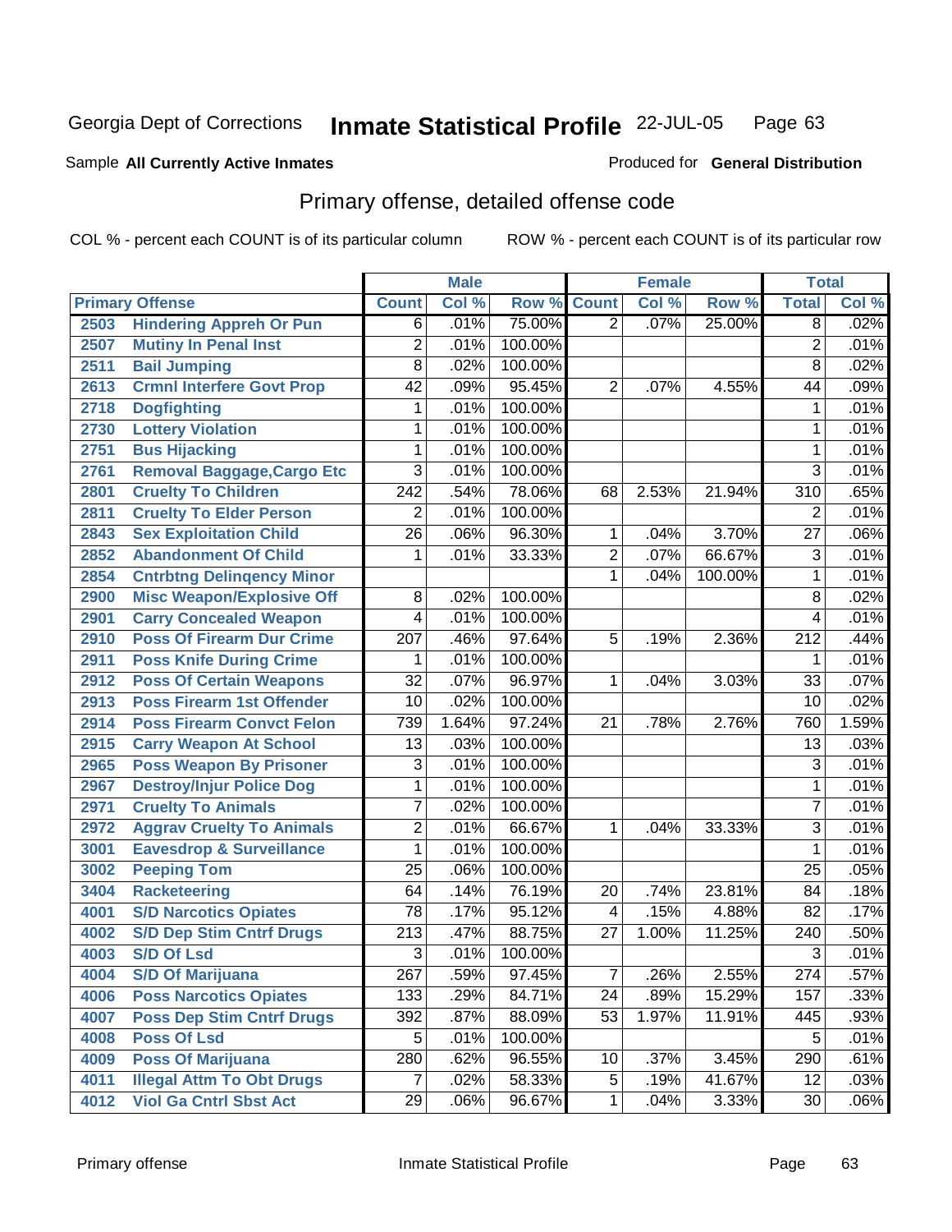Georgia Dept of Corrections **Inmate Statistical Profile** 22-JUL-05

Sample **All Currently Active Inmates**

Produced for **General Distribution**

## Primary offense, detailed offense code

COL % - percent each COUNT is of its particular column

ROW % - percent each COUNT is of its particular row

| Primary Offense | | Male | | | Female | | | Total | |
|---|---|---|---|---|---|---|---|---|---|
| | | Count | Col % | Row % | Count | Col % | Row % | Total | Col % |
| 2503 | Hindering Appreh Or Pun | 6 | .01% | 75.00% | 2 | .07% | 25.00% | 8 | .02% |
| 2507 | Mutiny In Penal Inst | 2 | .01% | 100.00% | | | | 2 | .01% |
| 2511 | Bail Jumping | 8 | .02% | 100.00% | | | | 8 | .02% |
| 2613 | Crmnl Interfere Govt Prop | 42 | .09% | 95.45% | 2 | .07% | 4.55% | 44 | .09% |
| 2718 | Dogfighting | 1 | .01% | 100.00% | | | | 1 | .01% |
| 2730 | Lottery Violation | 1 | .01% | 100.00% | | | | 1 | .01% |
| 2751 | Bus Hijacking | 1 | .01% | 100.00% | | | | 1 | .01% |
| 2761 | Removal Baggage,Cargo Etc | 3 | .01% | 100.00% | | | | 3 | .01% |
| 2801 | Cruelty To Children | 242 | .54% | 78.06% | 68 | 2.53% | 21.94% | 310 | .65% |
| 2811 | Cruelty To Elder Person | 2 | .01% | 100.00% | | | | 2 | .01% |
| 2843 | Sex Exploitation Child | 26 | .06% | 96.30% | 1 | .04% | 3.70% | 27 | .06% |
| 2852 | Abandonment Of Child | 1 | .01% | 33.33% | 2 | .07% | 66.67% | 3 | .01% |
| 2854 | Cntrbtng Delinqency Minor | | | | 1 | .04% | 100.00% | 1 | .01% |
| 2900 | Misc Weapon/Explosive Off | 8 | .02% | 100.00% | | | | 8 | .02% |
| 2901 | Carry Concealed Weapon | 4 | .01% | 100.00% | | | | 4 | .01% |
| 2910 | Poss Of Firearm Dur Crime | 207 | .46% | 97.64% | 5 | .19% | 2.36% | 212 | .44% |
| 2911 | Poss Knife During Crime | 1 | .01% | 100.00% | | | | 1 | .01% |
| 2912 | Poss Of Certain Weapons | 32 | .07% | 96.97% | 1 | .04% | 3.03% | 33 | .07% |
| 2913 | Poss Firearm 1st Offender | 10 | .02% | 100.00% | | | | 10 | .02% |
| 2914 | Poss Firearm Convct Felon | 739 | 1.64% | 97.24% | 21 | .78% | 2.76% | 760 | 1.59% |
| 2915 | Carry Weapon At School | 13 | .03% | 100.00% | | | | 13 | .03% |
| 2965 | Poss Weapon By Prisoner | 3 | .01% | 100.00% | | | | 3 | .01% |
| 2967 | Destroy/Injur Police Dog | 1 | .01% | 100.00% | | | | 1 | .01% |
| 2971 | Cruelty To Animals | 7 | .02% | 100.00% | | | | 7 | .01% |
| 2972 | Aggrav Cruelty To Animals | 2 | .01% | 66.67% | 1 | .04% | 33.33% | 3 | .01% |
| 3001 | Eavesdrop & Surveillance | 1 | .01% | 100.00% | | | | 1 | .01% |
| 3002 | Peeping Tom | 25 | .06% | 100.00% | | | | 25 | .05% |
| 3404 | Racketeering | 64 | .14% | 76.19% | 20 | .74% | 23.81% | 84 | .18% |
| 4001 | S/D Narcotics Opiates | 78 | .17% | 95.12% | 4 | .15% | 4.88% | 82 | .17% |
| 4002 | S/D Dep Stim Cntrf Drugs | 213 | .47% | 88.75% | 27 | 1.00% | 11.25% | 240 | .50% |
| 4003 | S/D Of Lsd | 3 | .01% | 100.00% | | | | 3 | .01% |
| 4004 | S/D Of Marijuana | 267 | .59% | 97.45% | 7 | .26% | 2.55% | 274 | .57% |
| 4006 | Poss Narcotics Opiates | 133 | .29% | 84.71% | 24 | .89% | 15.29% | 157 | .33% |
| 4007 | Poss Dep Stim Cntrf Drugs | 392 | .87% | 88.09% | 53 | 1.97% | 11.91% | 445 | .93% |
| 4008 | Poss Of Lsd | 5 | .01% | 100.00% | | | | 5 | .01% |
| 4009 | Poss Of Marijuana | 280 | .62% | 96.55% | 10 | .37% | 3.45% | 290 | .61% |
| 4011 | Illegal Attm To Obt Drugs | 7 | .02% | 58.33% | 5 | .19% | 41.67% | 12 | .03% |
| 4012 | Viol Ga Cntrl Sbst Act | 29 | .06% | 96.67% | 1 | .04% | 3.33% | 30 | .06% |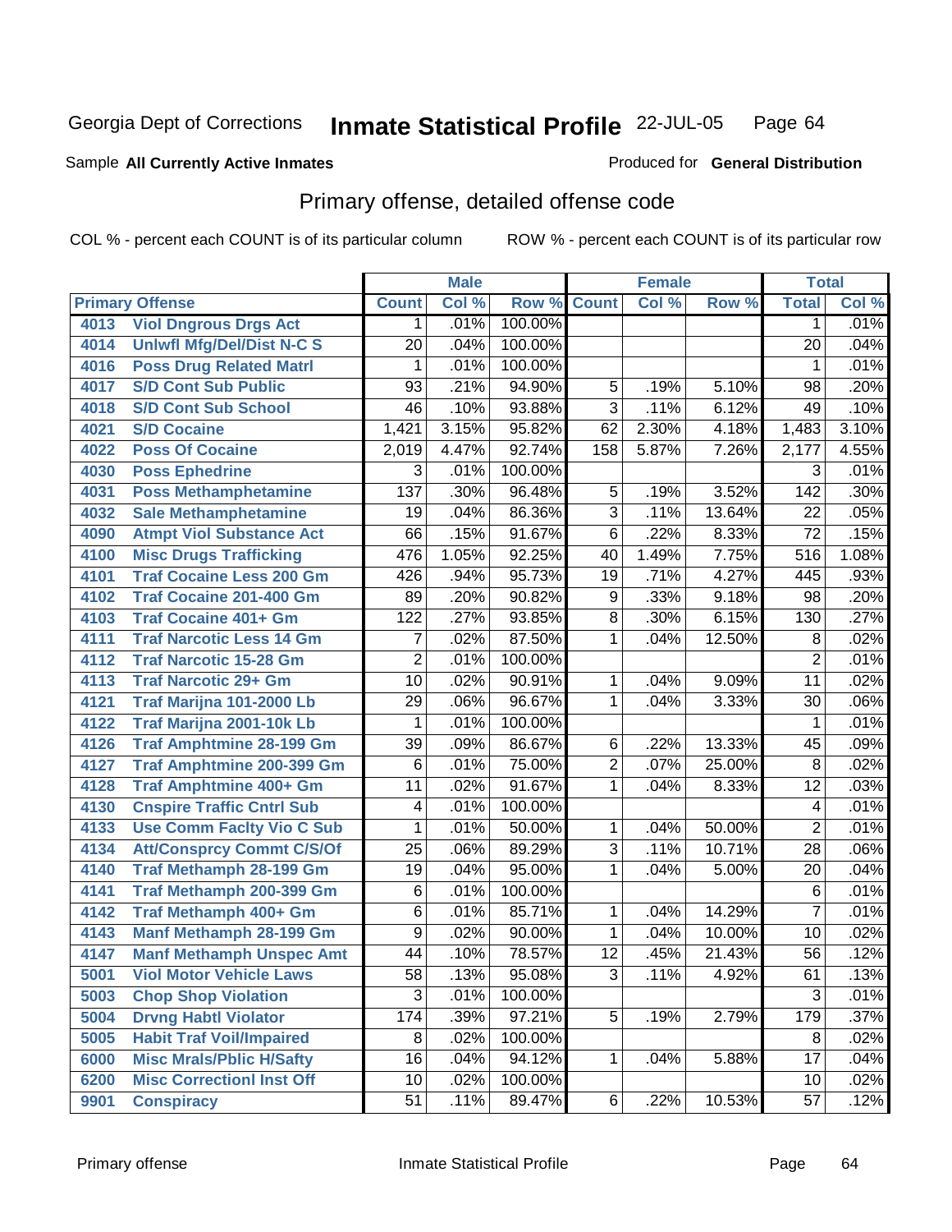Georgia Dept of Corrections **Inmate Statistical Profile** 22-JUL-05

Sample **All Currently Active Inmates**

Produced for **General Distribution**

## Primary offense, detailed offense code

COL % - percent each COUNT is of its particular column

ROW % - percent each COUNT is of its particular row

| Primary Offense | | Male | | | Female | | | Total | |
|---|---|---|---|---|---|---|---|---|---|
| | | Count | Col % | Row % | Count | Col % | Row % | Total | Col % |
| 4013 | Viol Dngrous Drgs Act | 1 | .01% | 100.00% | | | | 1 | .01% |
| 4014 | Unlwfl Mfg/Del/Dist N-C S | 20 | .04% | 100.00% | | | | 20 | .04% |
| 4016 | Poss Drug Related Matrl | 1 | .01% | 100.00% | | | | 1 | .01% |
| 4017 | S/D Cont Sub Public | 93 | .21% | 94.90% | 5 | .19% | 5.10% | 98 | .20% |
| 4018 | S/D Cont Sub School | 46 | .10% | 93.88% | 3 | .11% | 6.12% | 49 | .10% |
| 4021 | S/D Cocaine | 1,421 | 3.15% | 95.82% | 62 | 2.30% | 4.18% | 1,483 | 3.10% |
| 4022 | Poss Of Cocaine | 2,019 | 4.47% | 92.74% | 158 | 5.87% | 7.26% | 2,177 | 4.55% |
| 4030 | Poss Ephedrine | 3 | .01% | 100.00% | | | | 3 | .01% |
| 4031 | Poss Methamphetamine | 137 | .30% | 96.48% | 5 | .19% | 3.52% | 142 | .30% |
| 4032 | Sale Methamphetamine | 19 | .04% | 86.36% | 3 | .11% | 13.64% | 22 | .05% |
| 4090 | Atmpt Viol Substance Act | 66 | .15% | 91.67% | 6 | .22% | 8.33% | 72 | .15% |
| 4100 | Misc Drugs Trafficking | 476 | 1.05% | 92.25% | 40 | 1.49% | 7.75% | 516 | 1.08% |
| 4101 | Traf Cocaine Less 200 Gm | 426 | .94% | 95.73% | 19 | .71% | 4.27% | 445 | .93% |
| 4102 | Traf Cocaine 201-400 Gm | 89 | .20% | 90.82% | 9 | .33% | 9.18% | 98 | .20% |
| 4103 | Traf Cocaine 401+ Gm | 122 | .27% | 93.85% | 8 | .30% | 6.15% | 130 | .27% |
| 4111 | Traf Narcotic Less 14 Gm | 7 | .02% | 87.50% | 1 | .04% | 12.50% | 8 | .02% |
| 4112 | Traf Narcotic 15-28 Gm | 2 | .01% | 100.00% | | | | 2 | .01% |
| 4113 | Traf Narcotic 29+ Gm | 10 | .02% | 90.91% | 1 | .04% | 9.09% | 11 | .02% |
| 4121 | Traf Marijna 101-2000 Lb | 29 | .06% | 96.67% | 1 | .04% | 3.33% | 30 | .06% |
| 4122 | Traf Marijna 2001-10k Lb | 1 | .01% | 100.00% | | | | 1 | .01% |
| 4126 | Traf Amphtmine 28-199 Gm | 39 | .09% | 86.67% | 6 | .22% | 13.33% | 45 | .09% |
| 4127 | Traf Amphtmine 200-399 Gm | 6 | .01% | 75.00% | 2 | .07% | 25.00% | 8 | .02% |
| 4128 | Traf Amphtmine 400+ Gm | 11 | .02% | 91.67% | 1 | .04% | 8.33% | 12 | .03% |
| 4130 | Cnspire Traffic Cntrl Sub | 4 | .01% | 100.00% | | | | 4 | .01% |
| 4133 | Use Comm Faclty Vio C Sub | 1 | .01% | 50.00% | 1 | .04% | 50.00% | 2 | .01% |
| 4134 | Att/Consprcy Commt C/S/Of | 25 | .06% | 89.29% | 3 | .11% | 10.71% | 28 | .06% |
| 4140 | Traf Methamph 28-199 Gm | 19 | .04% | 95.00% | 1 | .04% | 5.00% | 20 | .04% |
| 4141 | Traf Methamph 200-399 Gm | 6 | .01% | 100.00% | | | | 6 | .01% |
| 4142 | Traf Methamph 400+ Gm | 6 | .01% | 85.71% | 1 | .04% | 14.29% | 7 | .01% |
| 4143 | Manf Methamph 28-199 Gm | 9 | .02% | 90.00% | 1 | .04% | 10.00% | 10 | .02% |
| 4147 | Manf Methamph Unspec Amt | 44 | .10% | 78.57% | 12 | .45% | 21.43% | 56 | .12% |
| 5001 | Viol Motor Vehicle Laws | 58 | .13% | 95.08% | 3 | .11% | 4.92% | 61 | .13% |
| 5003 | Chop Shop Violation | 3 | .01% | 100.00% | | | | 3 | .01% |
| 5004 | Drvng Habtl Violator | 174 | .39% | 97.21% | 5 | .19% | 2.79% | 179 | .37% |
| 5005 | Habit Traf Voil/Impaired | 8 | .02% | 100.00% | | | | 8 | .02% |
| 6000 | Misc Mrals/Pblic H/Safty | 16 | .04% | 94.12% | 1 | .04% | 5.88% | 17 | .04% |
| 6200 | Misc Correctionl Inst Off | 10 | .02% | 100.00% | | | | 10 | .02% |
| 9901 | Conspiracy | 51 | .11% | 89.47% | 6 | .22% | 10.53% | 57 | .12% |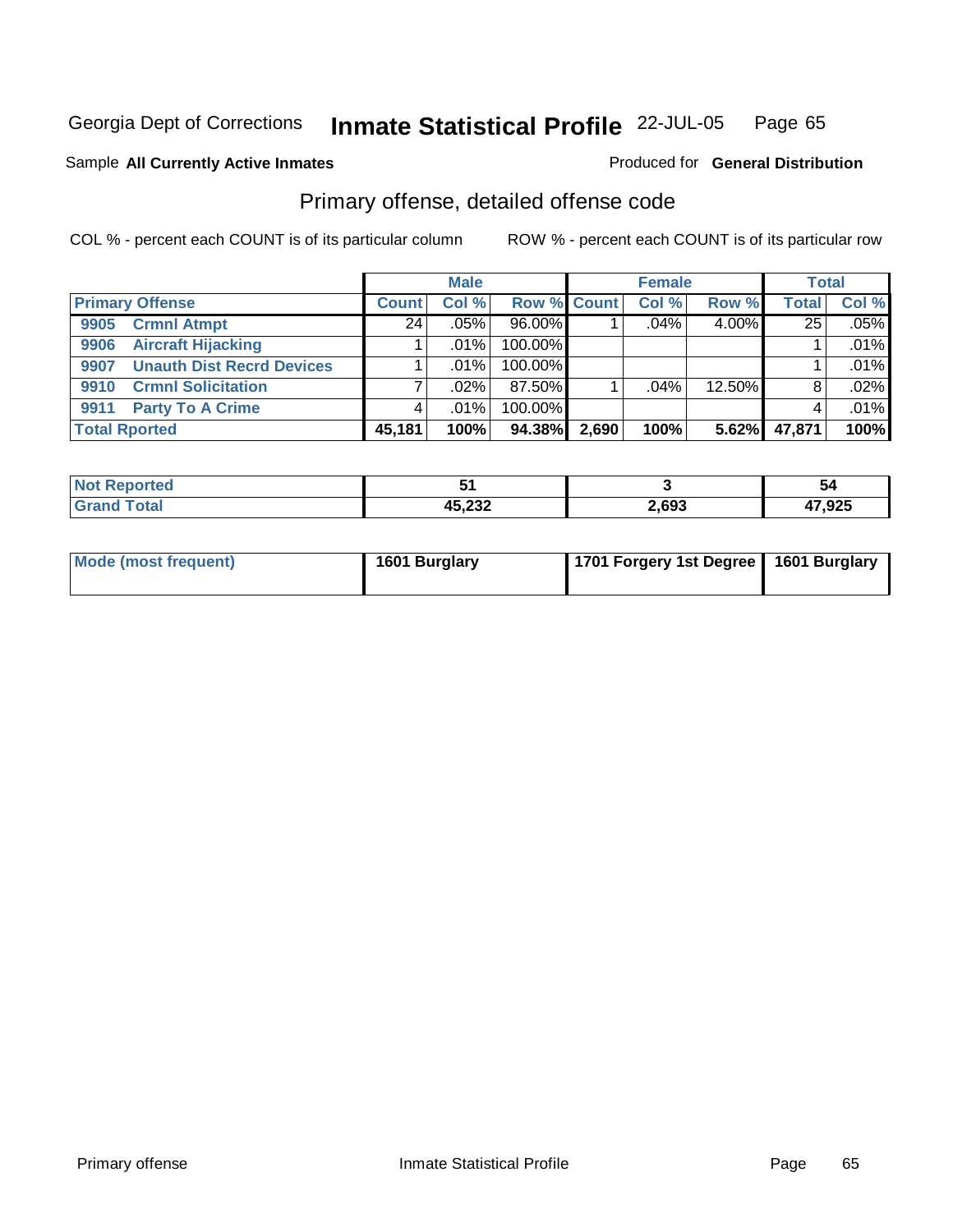Georgia Dept of Corrections **Inmate Statistical Profile** 22-JUL-05

Sample **All Currently Active Inmates**

Produced for **General Distribution**

## Primary offense, detailed offense code

COL % - percent each COUNT is of its particular column

ROW % - percent each COUNT is of its particular row

| | Male | | | Female | | | Total | |
|---|---|---|---|---|---|---|---|---|
| **Primary Offense** | **Count** | **Col %** | **Row %** | **Count** | **Col %** | **Row %** | **Total** | **Col %** |
| 9905 Crmnl Atmpt | 24 | .05% | 96.00% | 1 | .04% | 4.00% | 25 | .05% |
| 9906 Aircraft Hijacking | 1 | .01% | 100.00% | | | | 1 | .01% |
| 9907 Unauth Dist Recrd Devices | 1 | .01% | 100.00% | | | | 1 | .01% |
| 9910 Crmnl Solicitation | 7 | .02% | 87.50% | 1 | .04% | 12.50% | 8 | .02% |
| 9911 Party To A Crime | 4 | .01% | 100.00% | | | | 4 | .01% |
| **Total Rported** | **45,181** | **100%** | **94.38%** | **2,690** | **100%** | **5.62%** | **47,871** | **100%** |

| | Male | Female | Total |
|---|---|---|---|
| Not Reported | 51 | 3 | 54 |
| Grand Total | 45,232 | 2,693 | 47,925 |

| | Male | Female | Total |
|---|---|---|---|
| Mode (most frequent) | 1601 Burglary | 1701 Forgery 1st Degree | 1601 Burglary |